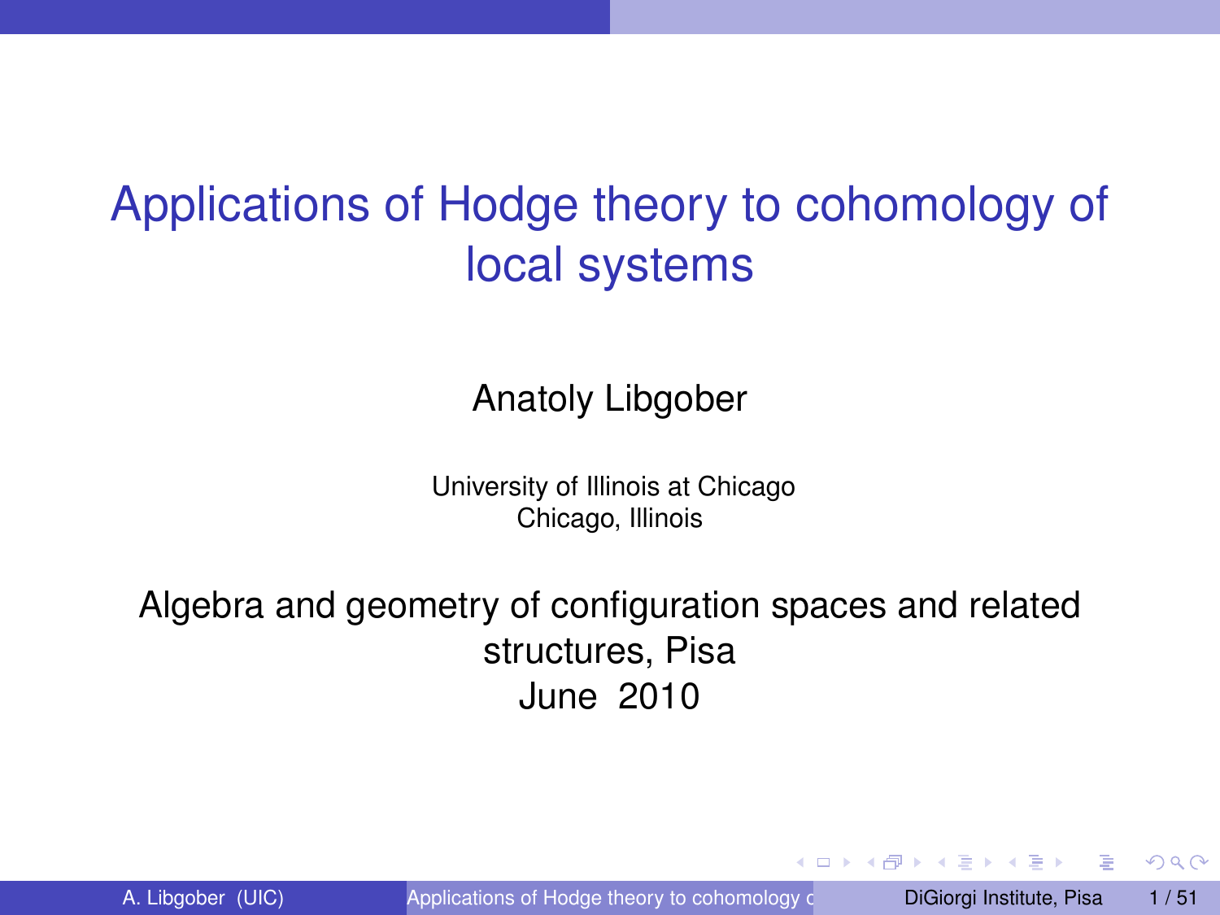# Applications of Hodge theory to cohomology of local systems

Anatoly Libgober

University of Illinois at Chicago
Chicago, Illinois

Algebra and geometry of configuration spaces and related structures, Pisa
June 2010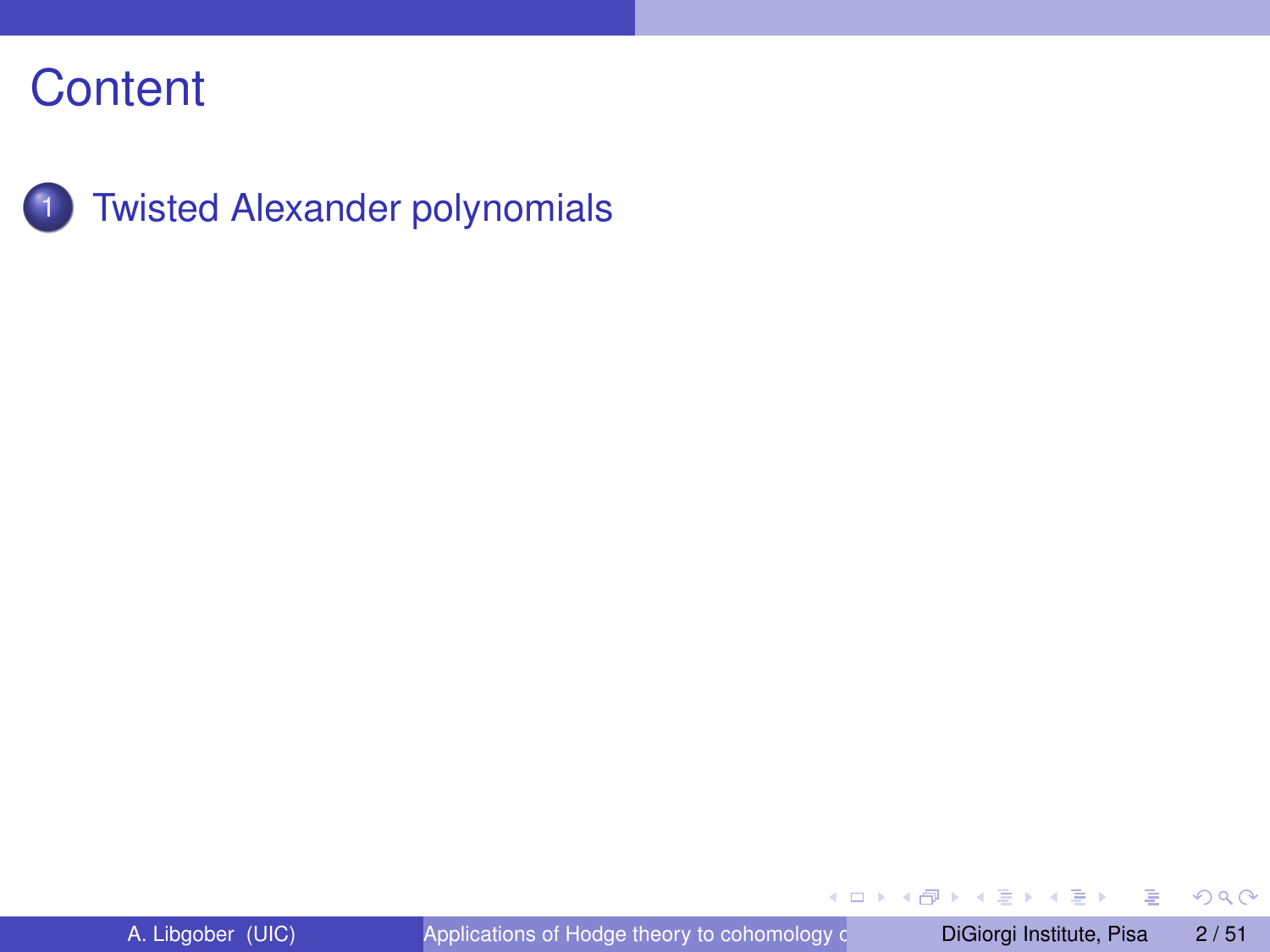# Content

1. Twisted Alexander polynomials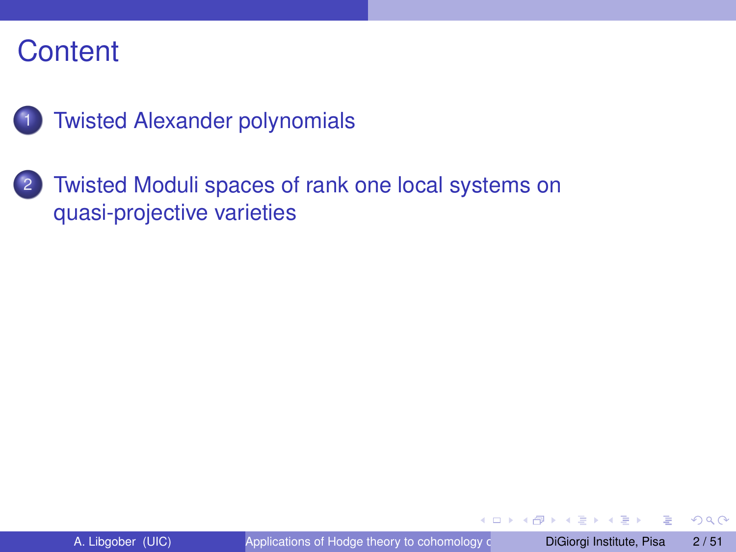# Content

1. Twisted Alexander polynomials

2. Twisted Moduli spaces of rank one local systems on quasi-projective varieties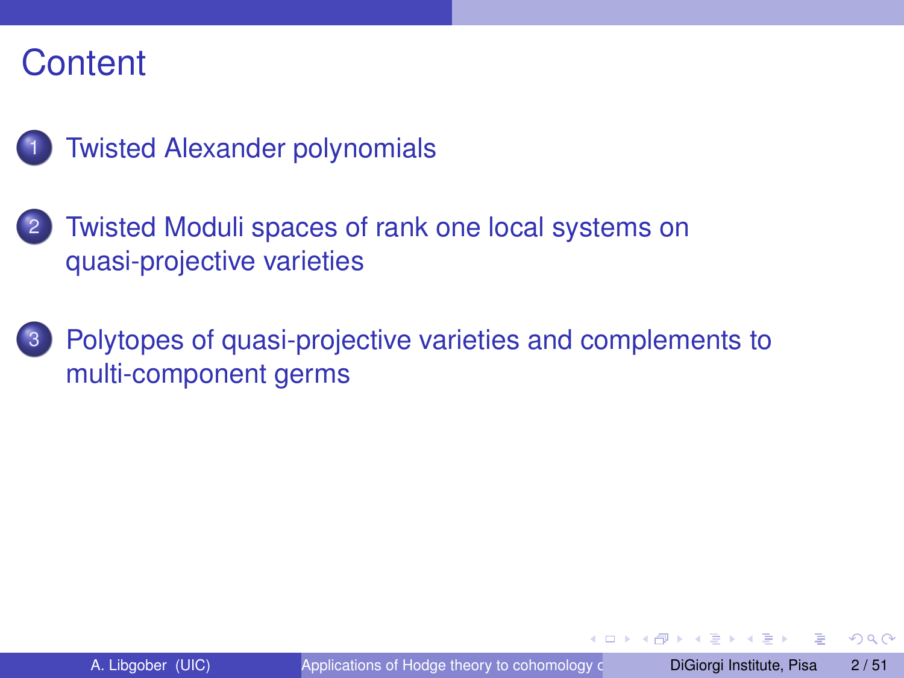# Content

1. Twisted Alexander polynomials
2. Twisted Moduli spaces of rank one local systems on quasi-projective varieties
3. Polytopes of quasi-projective varieties and complements to multi-component germs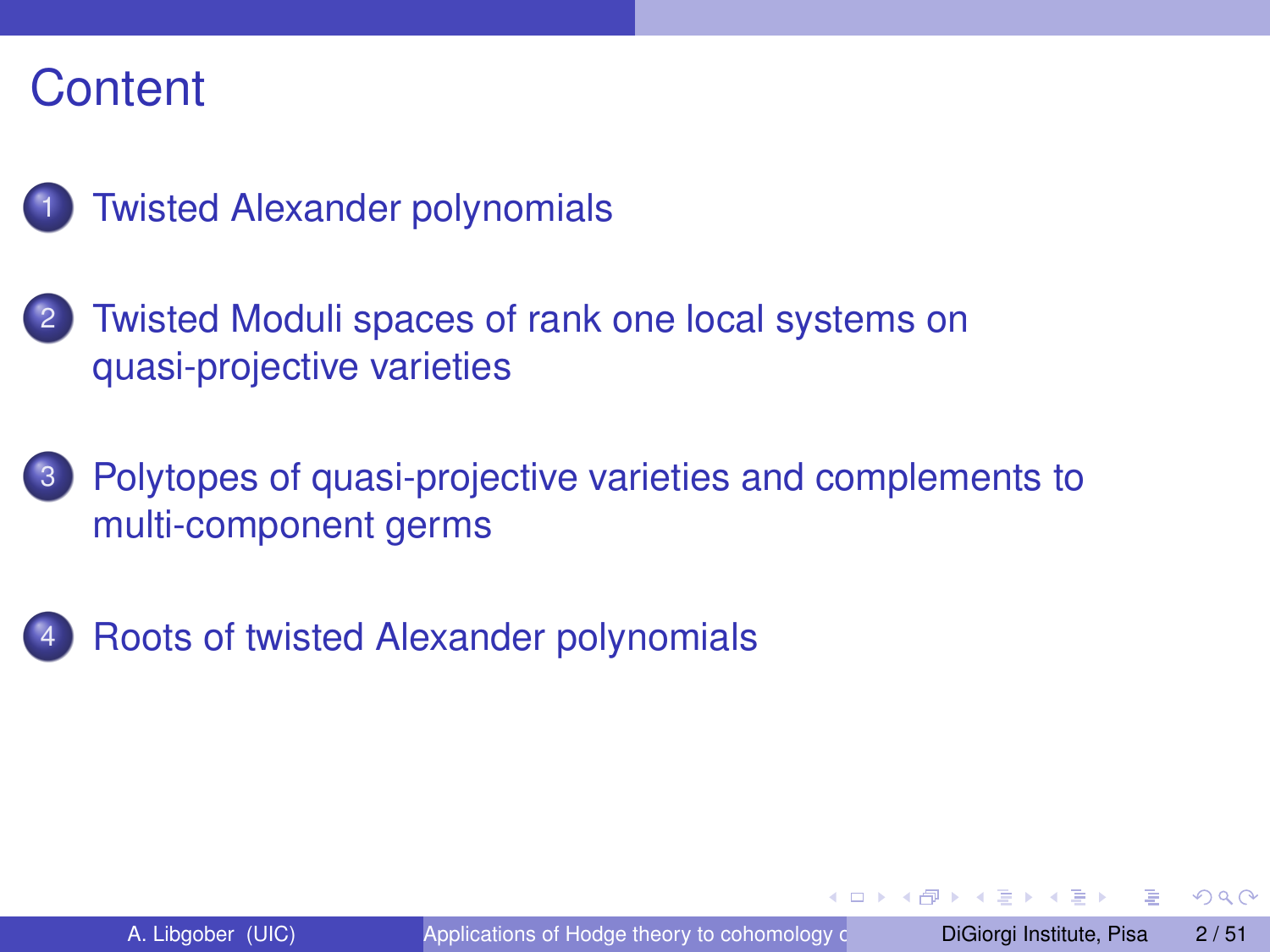# Content

1. Twisted Alexander polynomials

2. Twisted Moduli spaces of rank one local systems on quasi-projective varieties

3. Polytopes of quasi-projective varieties and complements to multi-component germs

4. Roots of twisted Alexander polynomials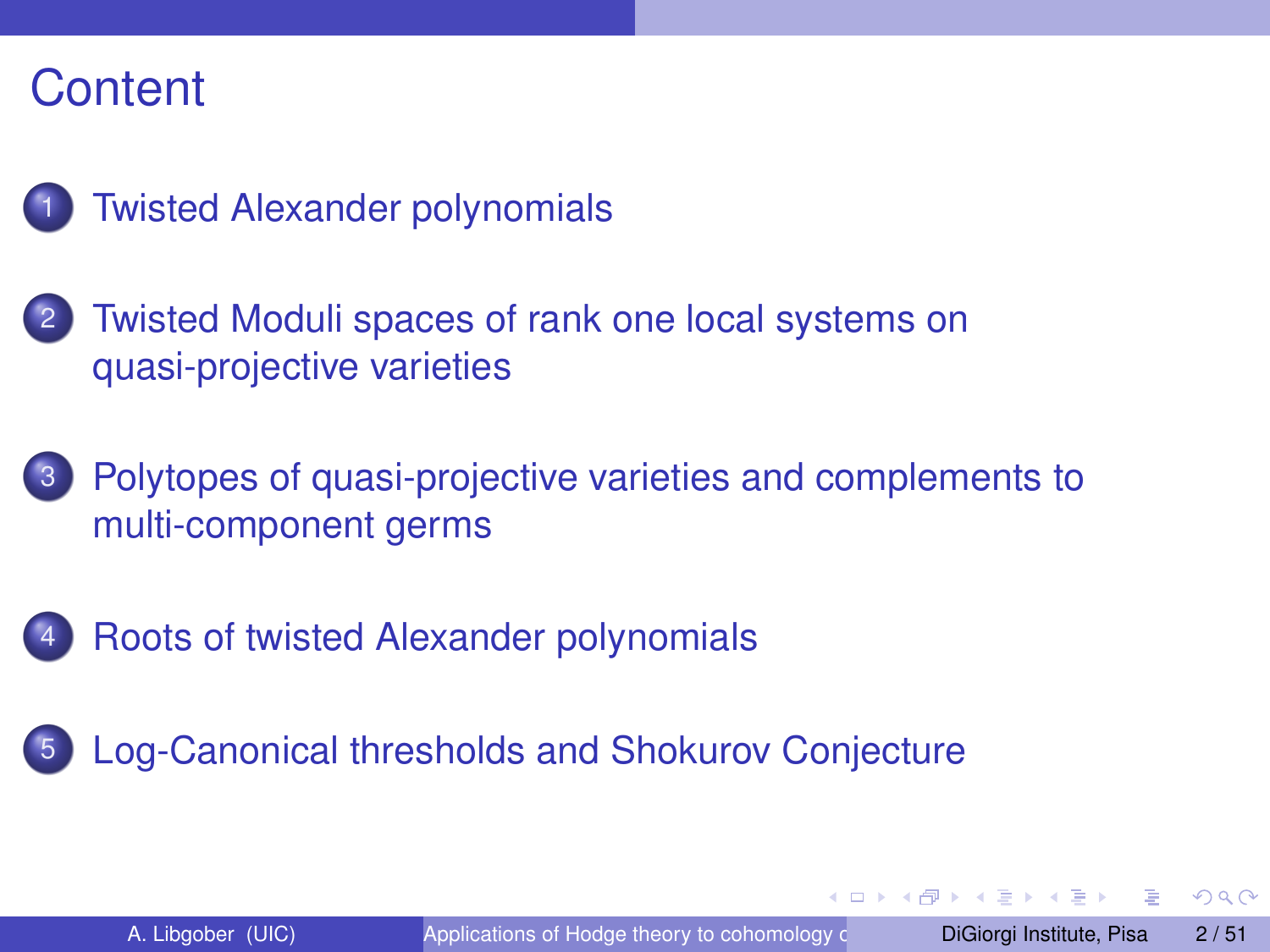# Content

1. Twisted Alexander polynomials
2. Twisted Moduli spaces of rank one local systems on quasi-projective varieties
3. Polytopes of quasi-projective varieties and complements to multi-component germs
4. Roots of twisted Alexander polynomials
5. Log-Canonical thresholds and Shokurov Conjecture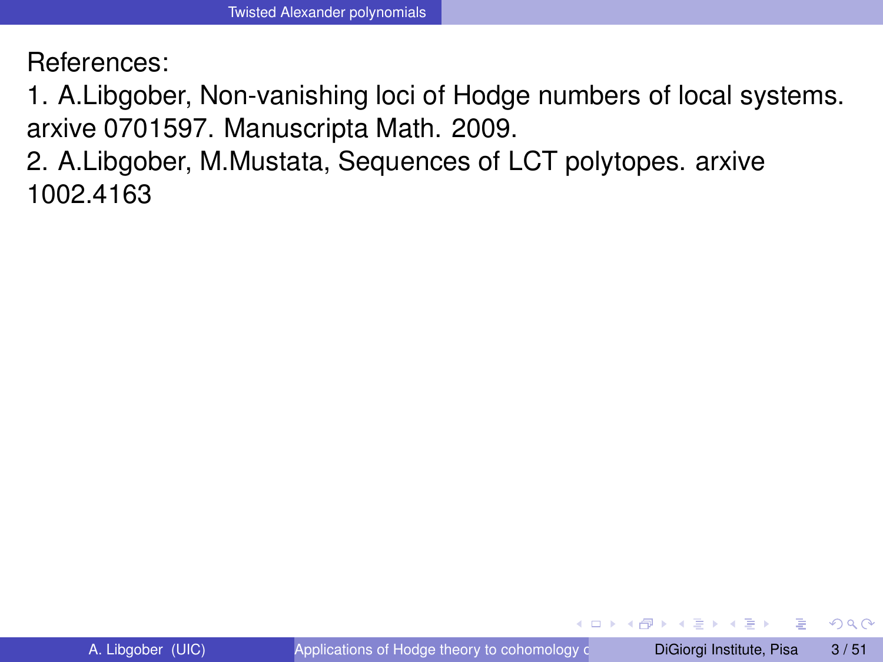References:

1. A.Libgober, Non-vanishing loci of Hodge numbers of local systems. arxive 0701597. Manuscripta Math. 2009.
2. A.Libgober, M.Mustata, Sequences of LCT polytopes. arxive 1002.4163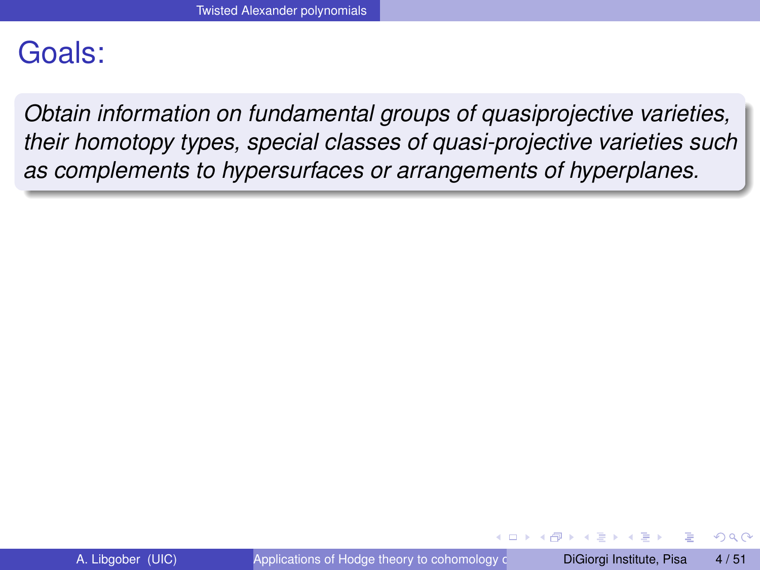# Goals:

*Obtain information on fundamental groups of quasiprojective varieties, their homotopy types, special classes of quasi-projective varieties such as complements to hypersurfaces or arrangements of hyperplanes.*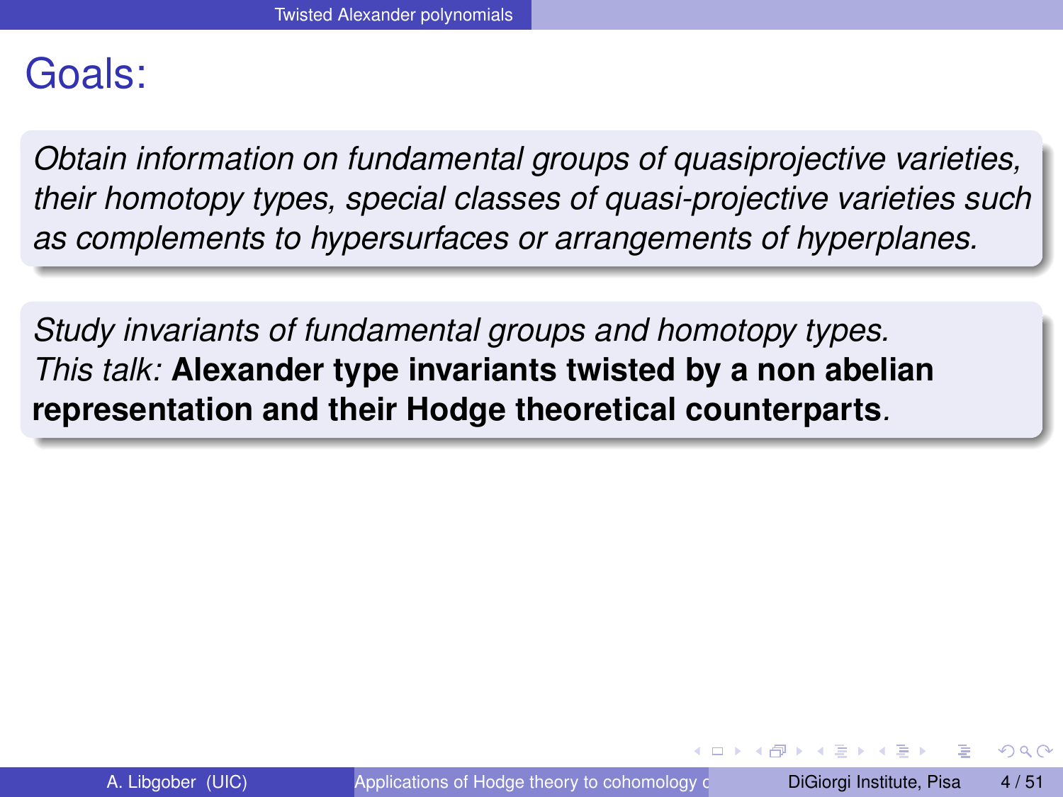# Goals:

*Obtain information on fundamental groups of quasiprojective varieties, their homotopy types, special classes of quasi-projective varieties such as complements to hypersurfaces or arrangements of hyperplanes.*

*Study invariants of fundamental groups and homotopy types.*
*This talk:* **Alexander type invariants twisted by a non abelian representation and their Hodge theoretical counterparts**.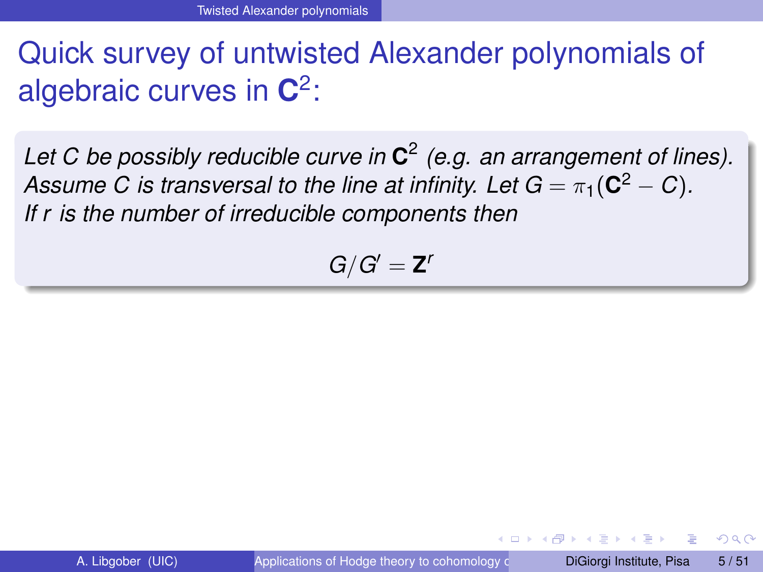# Quick survey of untwisted Alexander polynomials of algebraic curves in $\mathbf{C}^2$:

*Let $C$ be possibly reducible curve in $\mathbf{C}^2$ (e.g. an arrangement of lines). Assume $C$ is transversal to the line at infinity. Let $G = \pi_1(\mathbf{C}^2 - C)$. If $r$ is the number of irreducible components then*

$$G/G' = \mathbf{Z}^r$$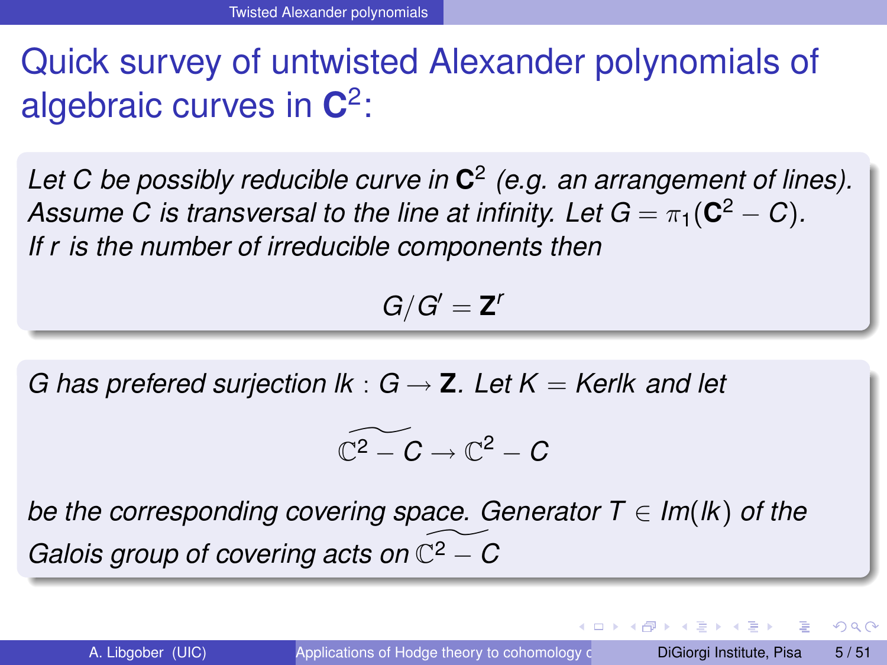# Quick survey of untwisted Alexander polynomials of algebraic curves in $\mathbf{C}^2$:

*Let $C$ be possibly reducible curve in $\mathbf{C}^2$ (e.g. an arrangement of lines). Assume $C$ is transversal to the line at infinity. Let $G = \pi_1(\mathbf{C}^2 - C)$. If $r$ is the number of irreducible components then*

$$G/G' = \mathbf{Z}^r$$

*$G$ has prefered surjection $lk : G \to \mathbf{Z}$. Let $K = Ker lk$ and let*

$$\widetilde{\mathbb{C}^2 - C} \to \mathbb{C}^2 - C$$

*be the corresponding covering space. Generator $T \in Im(lk)$ of the Galois group of covering acts on $\widetilde{\mathbb{C}^2 - C}$*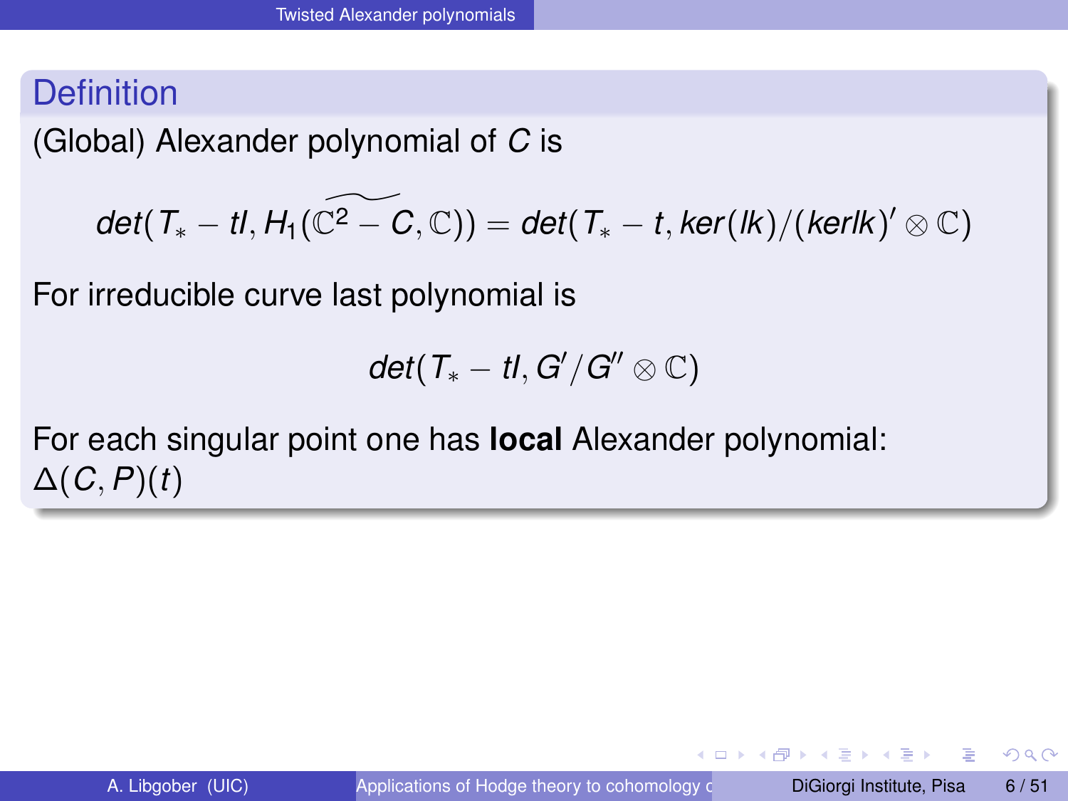## Definition

(Global) Alexander polynomial of $C$ is

$$det(T_* - tI, H_1(\widetilde{\mathbb{C}^2 - C}, \mathbb{C})) = det(T_* - t, ker(lk)/(kerlk)' \otimes \mathbb{C})$$

For irreducible curve last polynomial is

$$det(T_* - tI, G'/G'' \otimes \mathbb{C})$$

For each singular point one has **local** Alexander polynomial: $\Delta(C, P)(t)$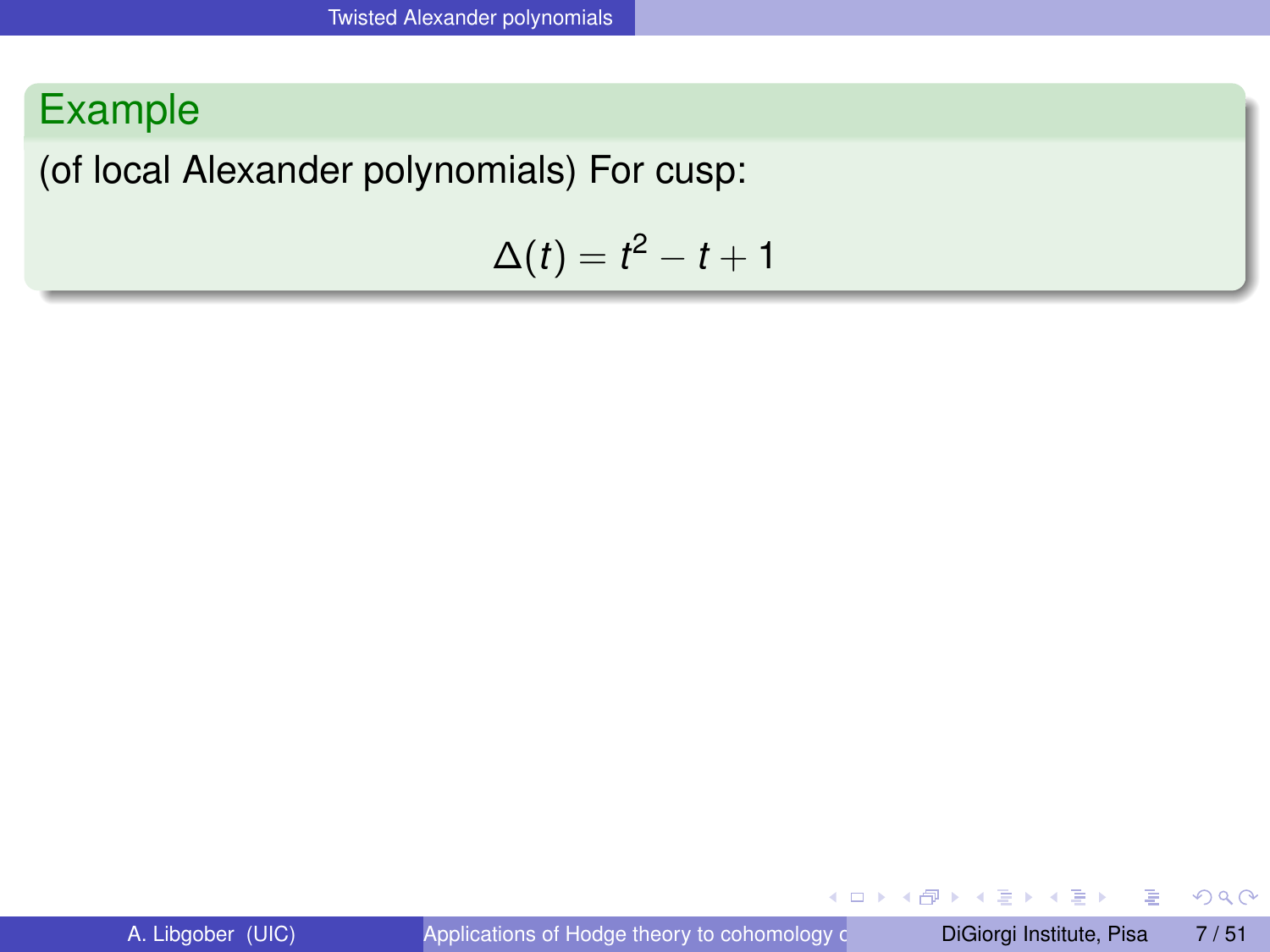### Example

(of local Alexander polynomials) For cusp:

$$\Delta(t) = t^2 - t + 1$$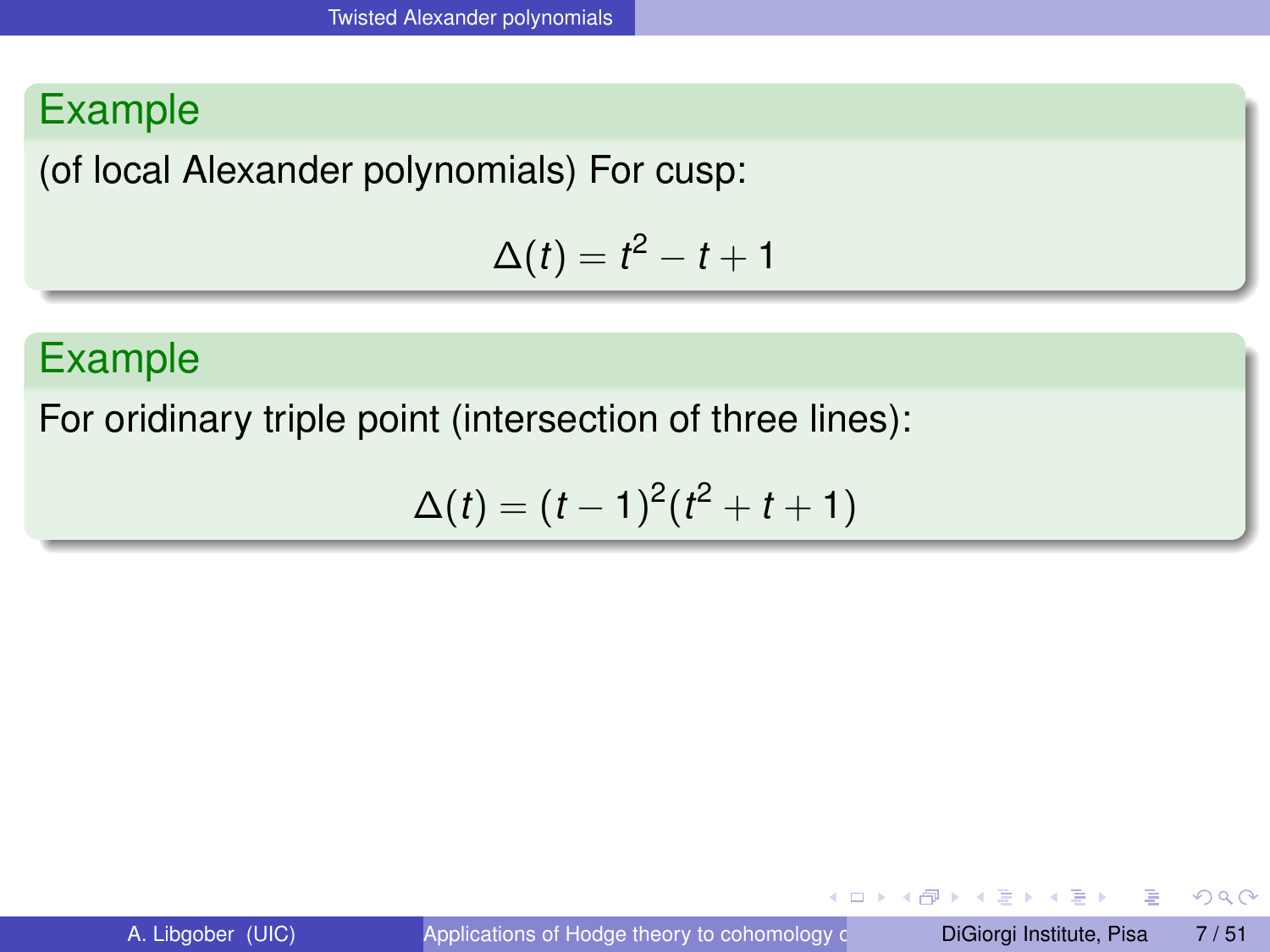**Example**

(of local Alexander polynomials) For cusp:

$$\Delta(t) = t^2 - t + 1$$

**Example**

For oridinary triple point (intersection of three lines):

$$\Delta(t) = (t-1)^2(t^2 + t + 1)$$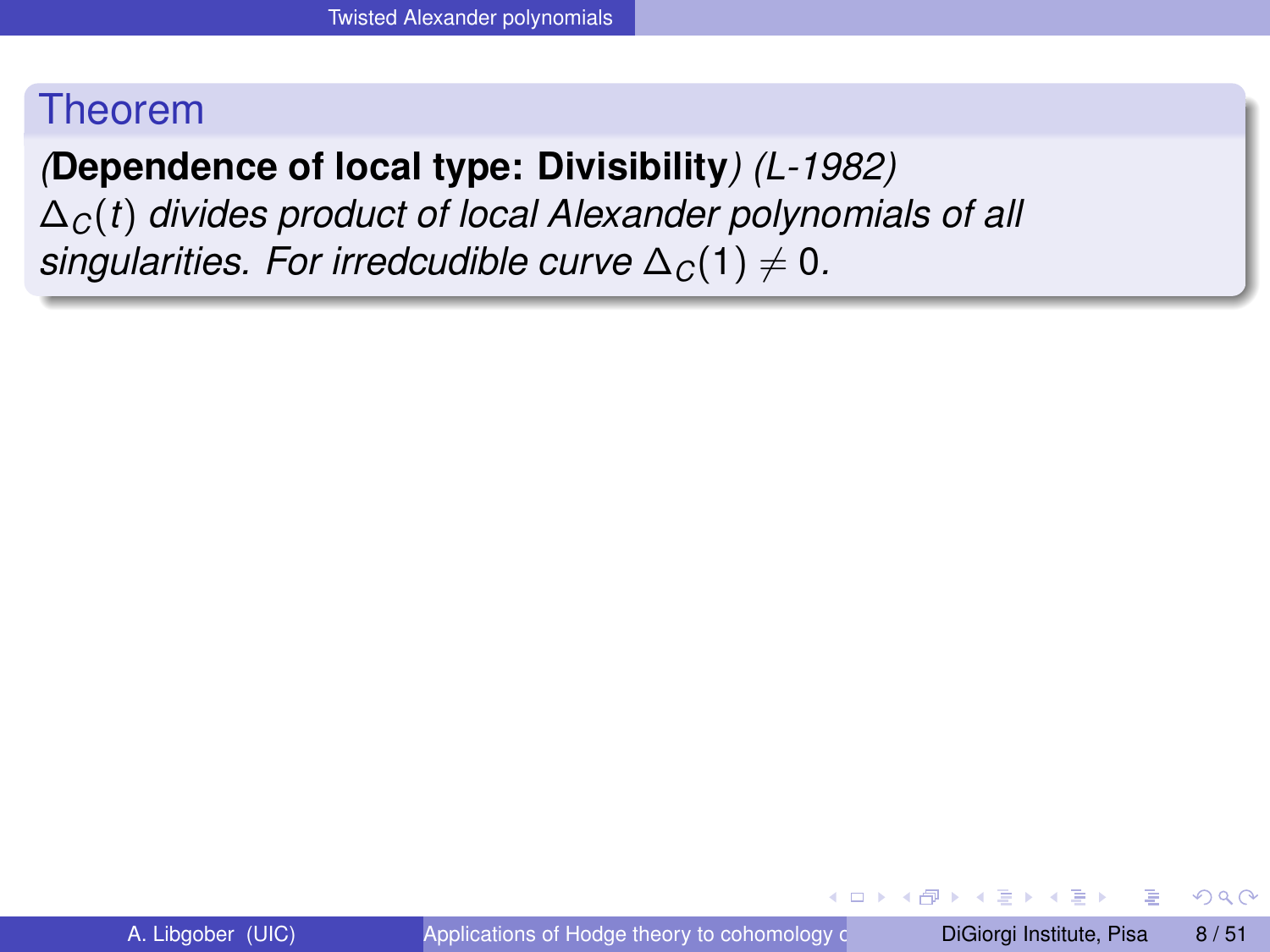### Theorem

*(**Dependence of local type: Divisibility**) (L-1982)*
*$\Delta_C(t)$ divides product of local Alexander polynomials of all singularities. For irredcudible curve $\Delta_C(1) \neq 0$.*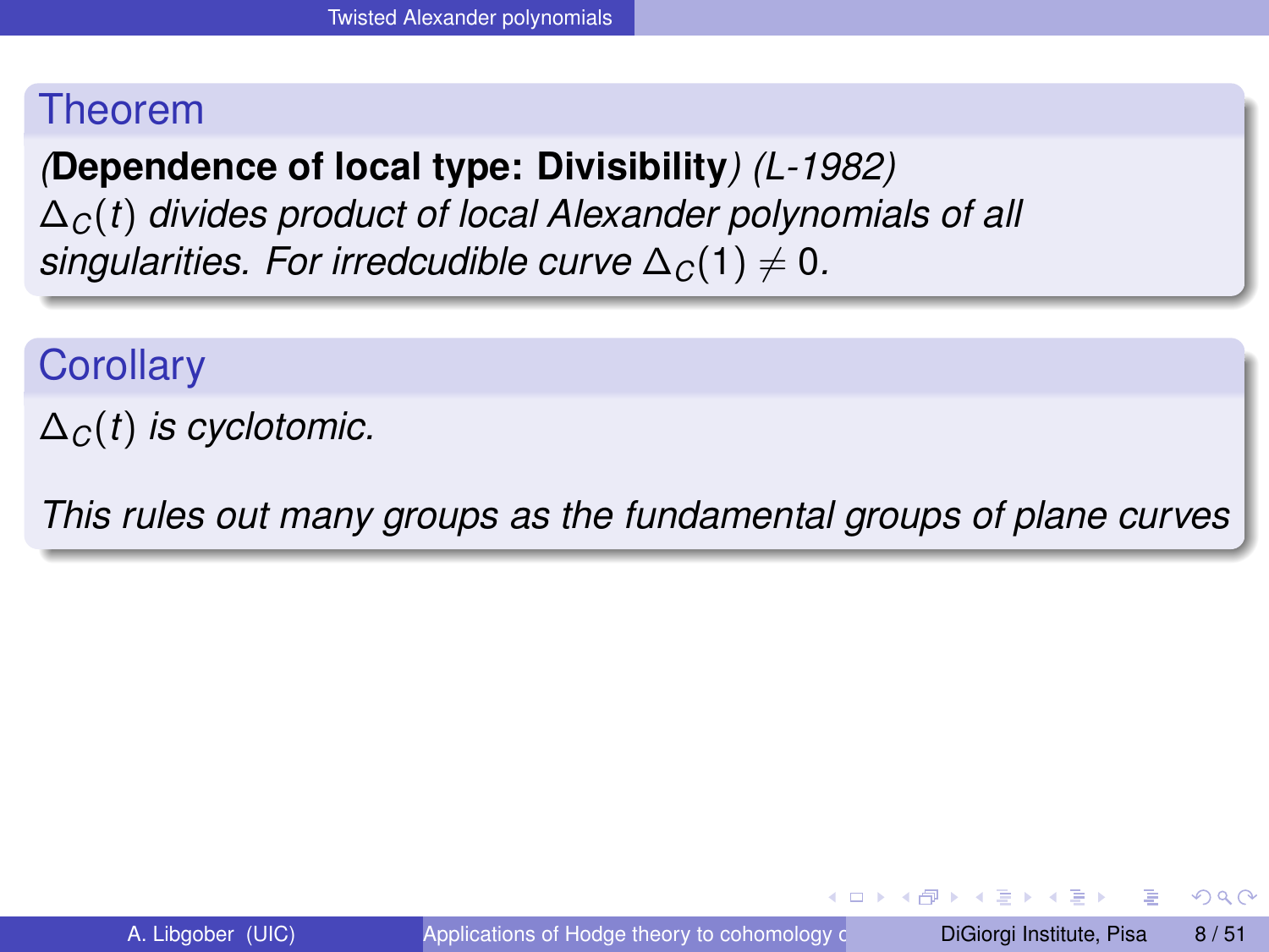### Theorem

*(**Dependence of local type: Divisibility**) (L-1982)*
*$\Delta_C(t)$ divides product of local Alexander polynomials of all singularities. For irredcudible curve $\Delta_C(1) \neq 0$.*

### Corollary

*$\Delta_C(t)$ is cyclotomic.*

*This rules out many groups as the fundamental groups of plane curves*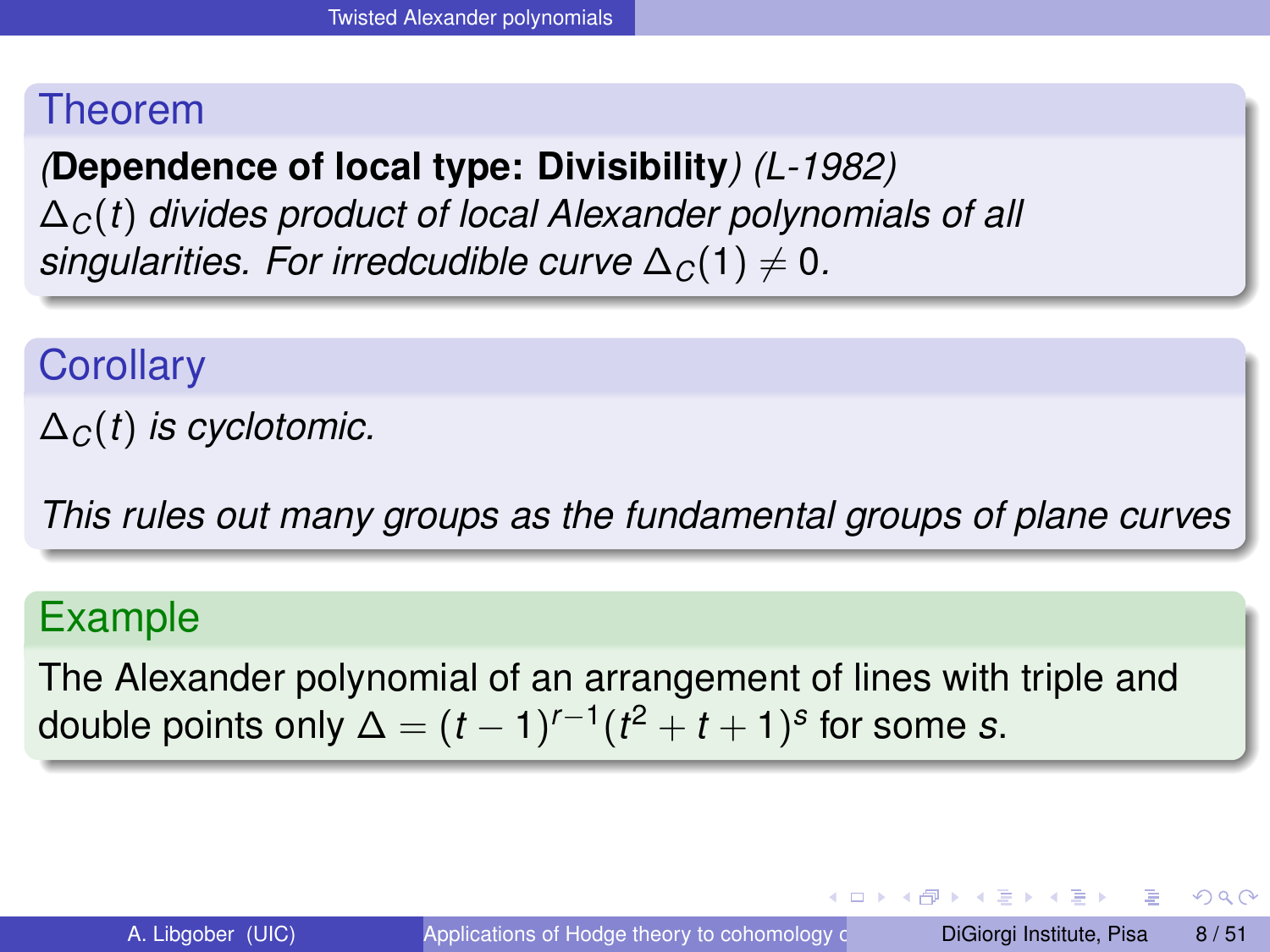### Theorem

*(**Dependence of local type: Divisibility**) (L-1982)*
*$\Delta_C(t)$ divides product of local Alexander polynomials of all singularities. For irredcudible curve $\Delta_C(1) \neq 0$.*

### Corollary

*$\Delta_C(t)$ is cyclotomic.*

*This rules out many groups as the fundamental groups of plane curves*

### Example

The Alexander polynomial of an arrangement of lines with triple and double points only $\Delta = (t-1)^{r-1}(t^2+t+1)^s$ for some $s$.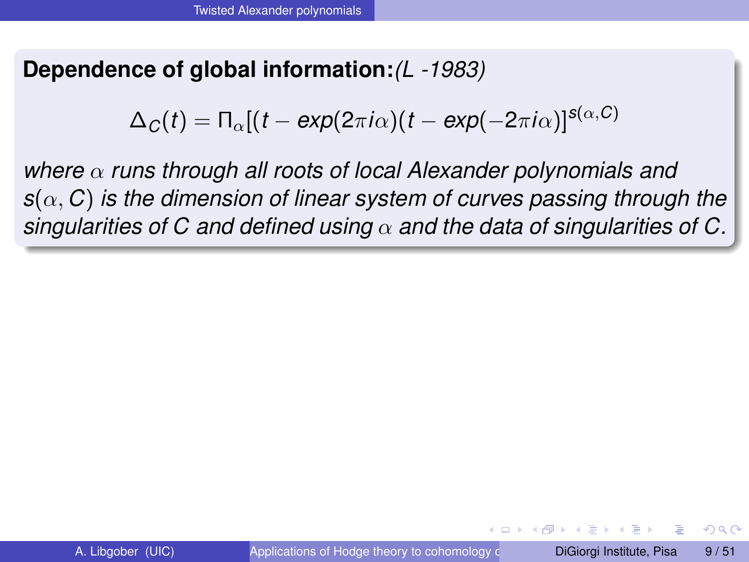**Dependence of global information:***(L -1983)*

$$\Delta_C(t) = \Pi_\alpha[(t - exp(2\pi i\alpha)(t - exp(-2\pi i\alpha)]^{s(\alpha,C)}$$

*where $\alpha$ runs through all roots of local Alexander polynomials and $s(\alpha, C)$ is the dimension of linear system of curves passing through the singularities of $C$ and defined using $\alpha$ and the data of singularities of $C$.*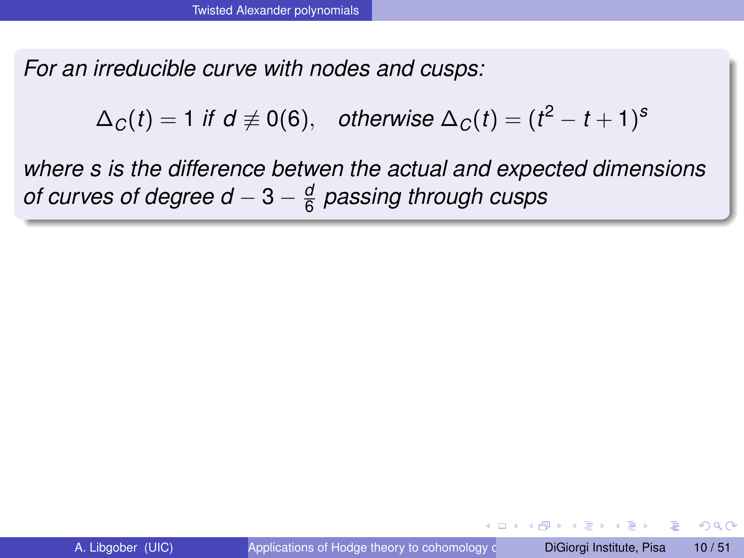*For an irreducible curve with nodes and cusps:*

$$\Delta_C(t) = 1 \text{ if } d \not\equiv 0(6), \quad \text{otherwise } \Delta_C(t) = (t^2 - t + 1)^s$$

*where s is the difference betwen the actual and expected dimensions of curves of degree $d - 3 - \frac{d}{6}$ passing through cusps*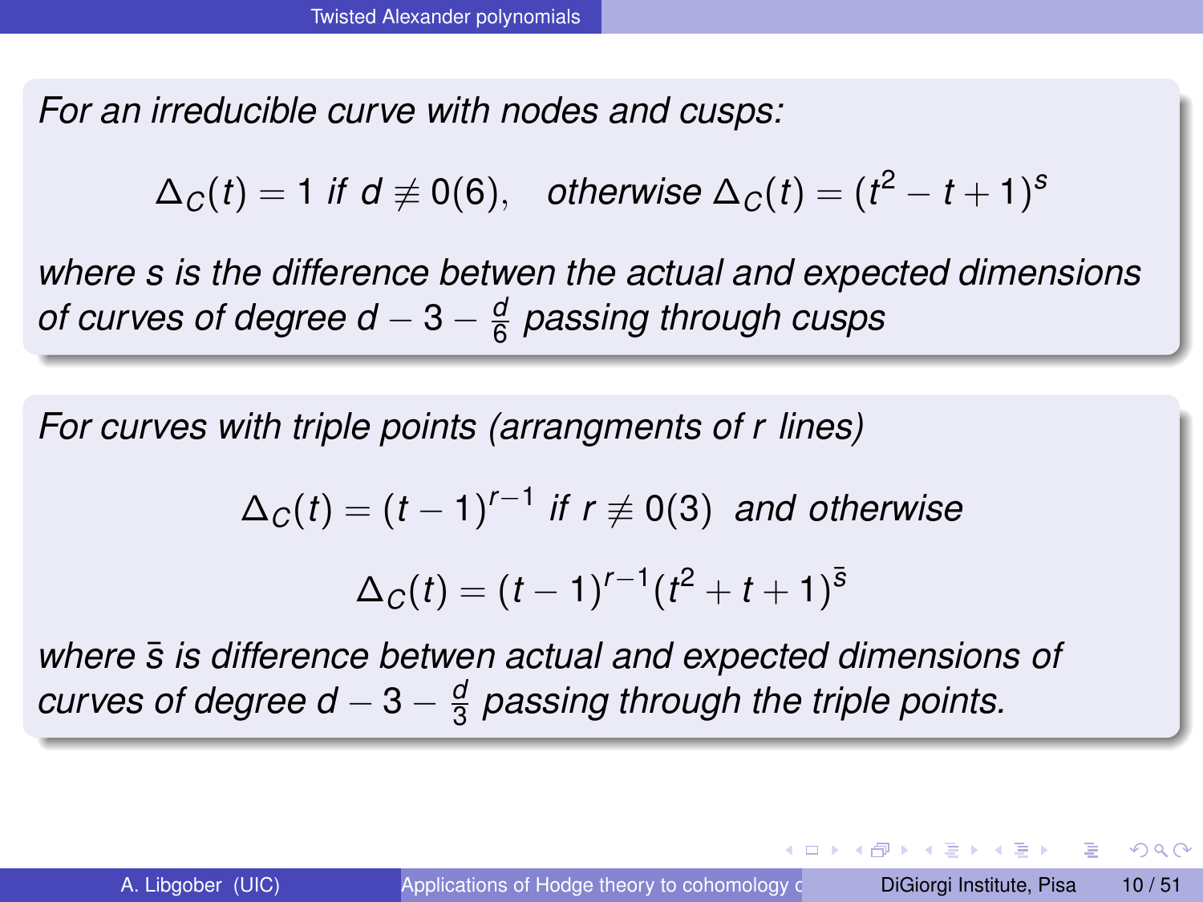*For an irreducible curve with nodes and cusps:*

$$\Delta_C(t) = 1 \ \text{if} \ d \not\equiv 0(6), \quad \text{otherwise} \ \Delta_C(t) = (t^2 - t + 1)^s$$

*where $s$ is the difference betwen the actual and expected dimensions of curves of degree $d - 3 - \frac{d}{6}$ passing through cusps*

*For curves with triple points (arrangments of $r$ lines)*

$$\Delta_C(t) = (t-1)^{r-1} \ \text{if} \ r \not\equiv 0(3) \ \text{and otherwise}$$

$$\Delta_C(t) = (t-1)^{r-1}(t^2 + t + 1)^{\bar{s}}$$

*where $\bar{s}$ is difference betwen actual and expected dimensions of curves of degree $d - 3 - \frac{d}{3}$ passing through the triple points.*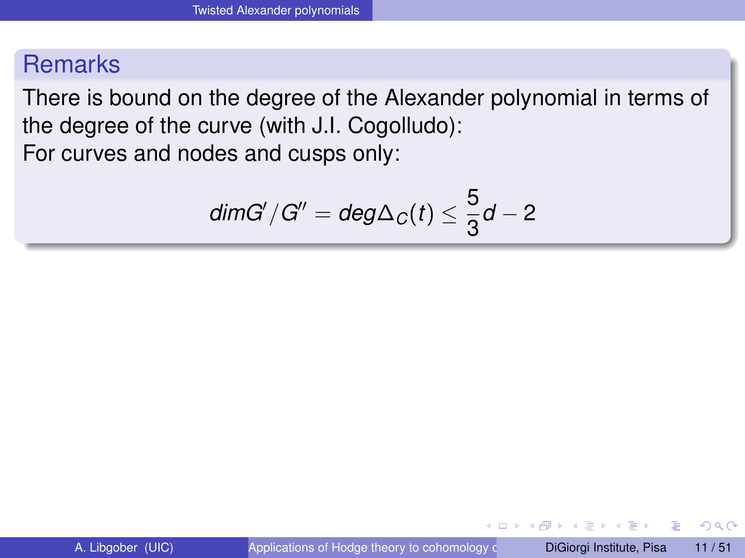## Remarks

There is bound on the degree of the Alexander polynomial in terms of the degree of the curve (with J.I. Cogolludo):
For curves and nodes and cusps only:

$$dim G'/G'' = deg \Delta_C(t) \leq \frac{5}{3}d - 2$$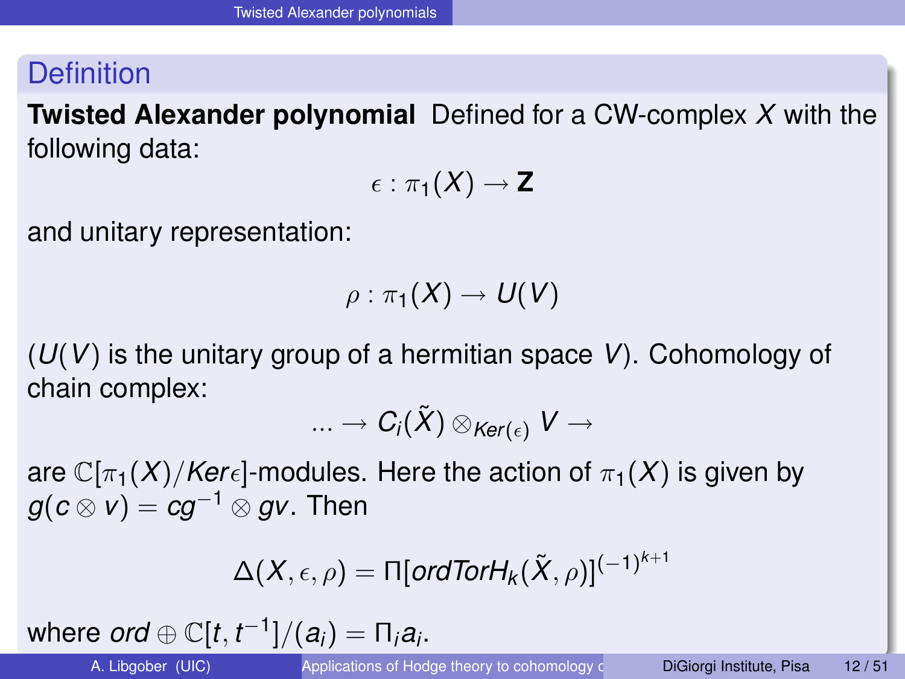## Definition

**Twisted Alexander polynomial** Defined for a CW-complex $X$ with the following data:

$$\epsilon : \pi_1(X) \to \mathbf{Z}$$

and unitary representation:

$$\rho : \pi_1(X) \to U(V)$$

($U(V)$ is the unitary group of a hermitian space $V$). Cohomology of chain complex:

$$... \to C_i(\tilde{X}) \otimes_{Ker(\epsilon)} V \to$$

are $\mathbb{C}[\pi_1(X)/Ker\epsilon]$-modules. Here the action of $\pi_1(X)$ is given by $g(c \otimes v) = cg^{-1} \otimes gv$. Then

$$\Delta(X, \epsilon, \rho) = \Pi[ordTorH_k(\tilde{X}, \rho)]^{(-1)^{k+1}}$$

where $ord \oplus \mathbb{C}[t, t^{-1}]/(a_i) = \Pi_i a_i$.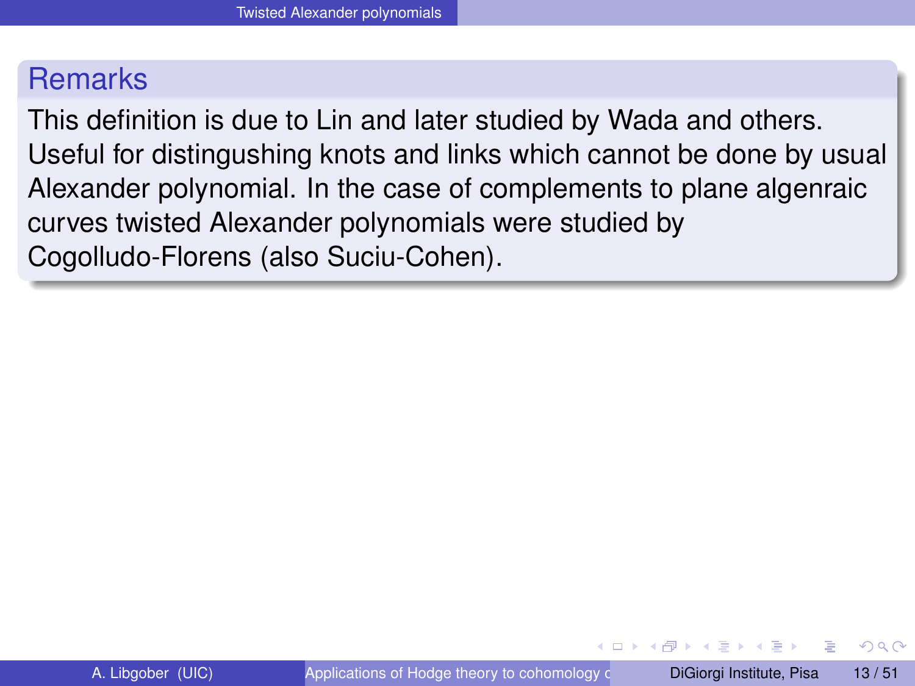## Remarks

This definition is due to Lin and later studied by Wada and others. Useful for distingushing knots and links which cannot be done by usual Alexander polynomial. In the case of complements to plane algenraic curves twisted Alexander polynomials were studied by Cogolludo-Florens (also Suciu-Cohen).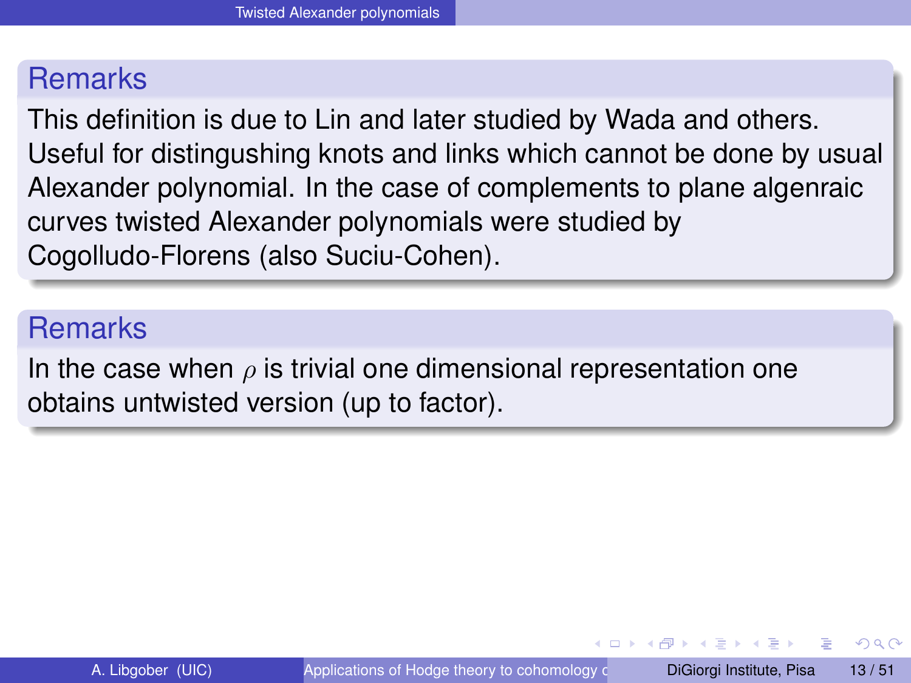### Remarks

This definition is due to Lin and later studied by Wada and others. Useful for distingushing knots and links which cannot be done by usual Alexander polynomial. In the case of complements to plane algenraic curves twisted Alexander polynomials were studied by Cogolludo-Florens (also Suciu-Cohen).

### Remarks

In the case when $\rho$ is trivial one dimensional representation one obtains untwisted version (up to factor).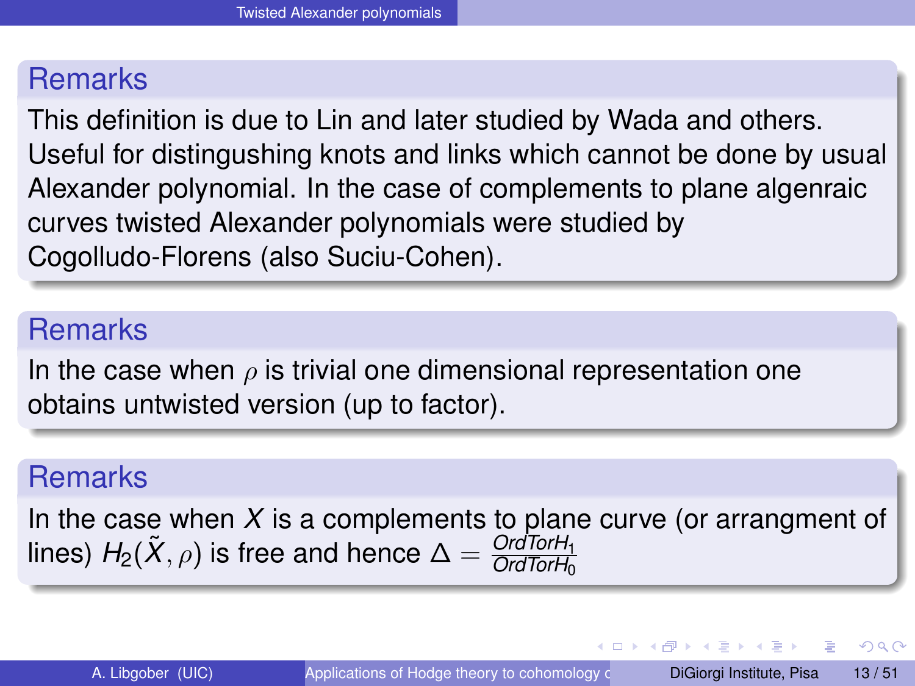## Remarks

This definition is due to Lin and later studied by Wada and others. Useful for distingushing knots and links which cannot be done by usual Alexander polynomial. In the case of complements to plane algenraic curves twisted Alexander polynomials were studied by Cogolludo-Florens (also Suciu-Cohen).

## Remarks

In the case when $\rho$ is trivial one dimensional representation one obtains untwisted version (up to factor).

## Remarks

In the case when $X$ is a complements to plane curve (or arrangment of lines) $H_2(\tilde{X}, \rho)$ is free and hence $\Delta = \frac{OrdTorH_1}{OrdTorH_0}$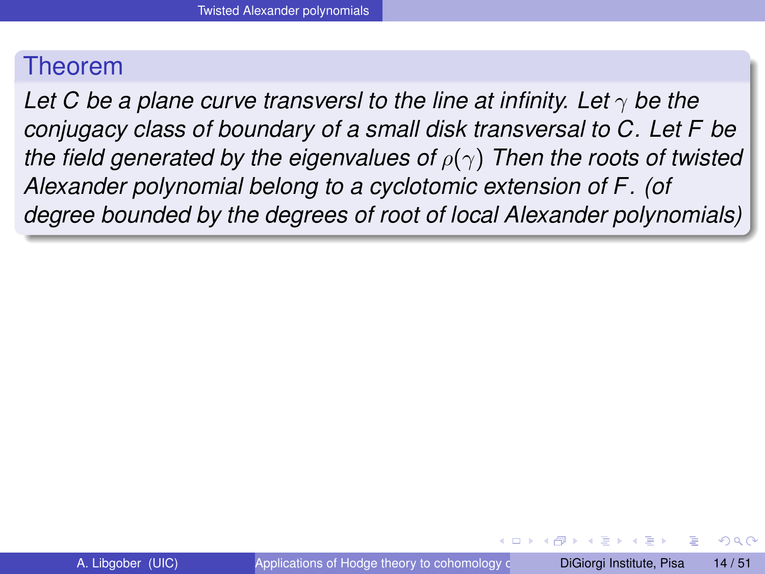**Theorem**

*Let $C$ be a plane curve transversl to the line at infinity. Let $\gamma$ be the conjugacy class of boundary of a small disk transversal to $C$. Let $F$ be the field generated by the eigenvalues of $\rho(\gamma)$ Then the roots of twisted Alexander polynomial belong to a cyclotomic extension of $F$. (of degree bounded by the degrees of root of local Alexander polynomials)*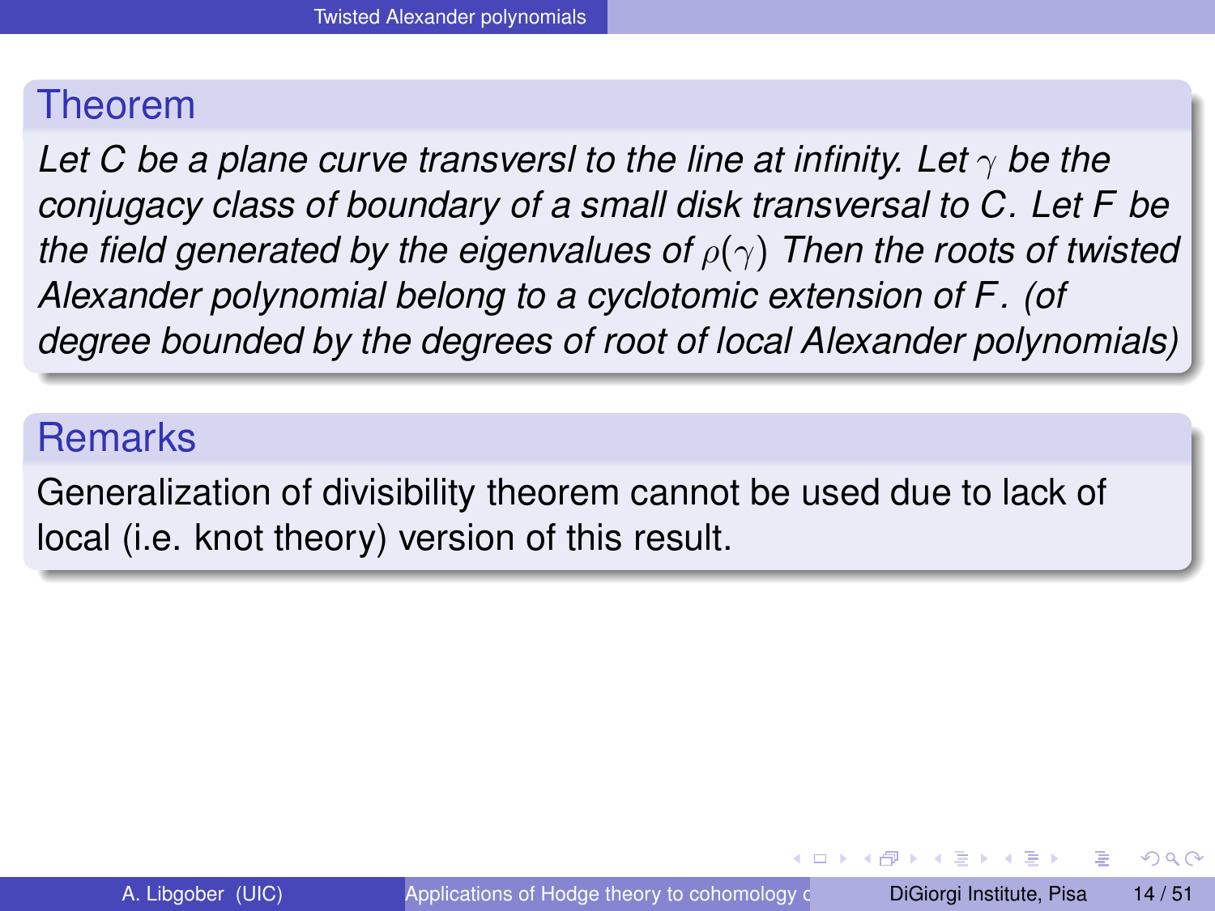## Theorem

*Let $C$ be a plane curve transversl to the line at infinity. Let $\gamma$ be the conjugacy class of boundary of a small disk transversal to $C$. Let $F$ be the field generated by the eigenvalues of $\rho(\gamma)$ Then the roots of twisted Alexander polynomial belong to a cyclotomic extension of $F$. (of degree bounded by the degrees of root of local Alexander polynomials)*

## Remarks

Generalization of divisibility theorem cannot be used due to lack of local (i.e. knot theory) version of this result.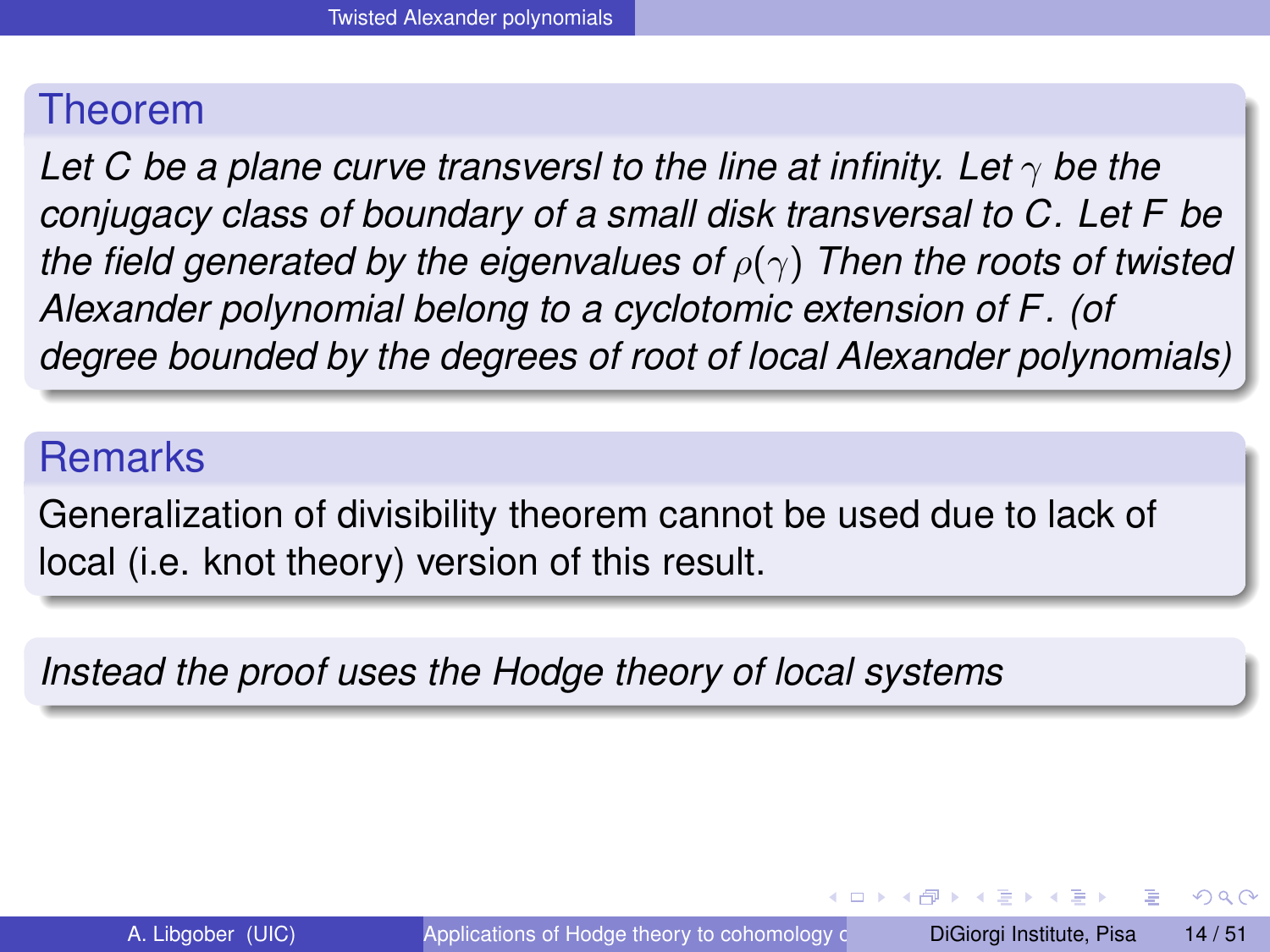## Theorem

*Let $C$ be a plane curve transversl to the line at infinity. Let $\gamma$ be the conjugacy class of boundary of a small disk transversal to $C$. Let $F$ be the field generated by the eigenvalues of $\rho(\gamma)$ Then the roots of twisted Alexander polynomial belong to a cyclotomic extension of $F$. (of degree bounded by the degrees of root of local Alexander polynomials)*

## Remarks

Generalization of divisibility theorem cannot be used due to lack of local (i.e. knot theory) version of this result.

*Instead the proof uses the Hodge theory of local systems*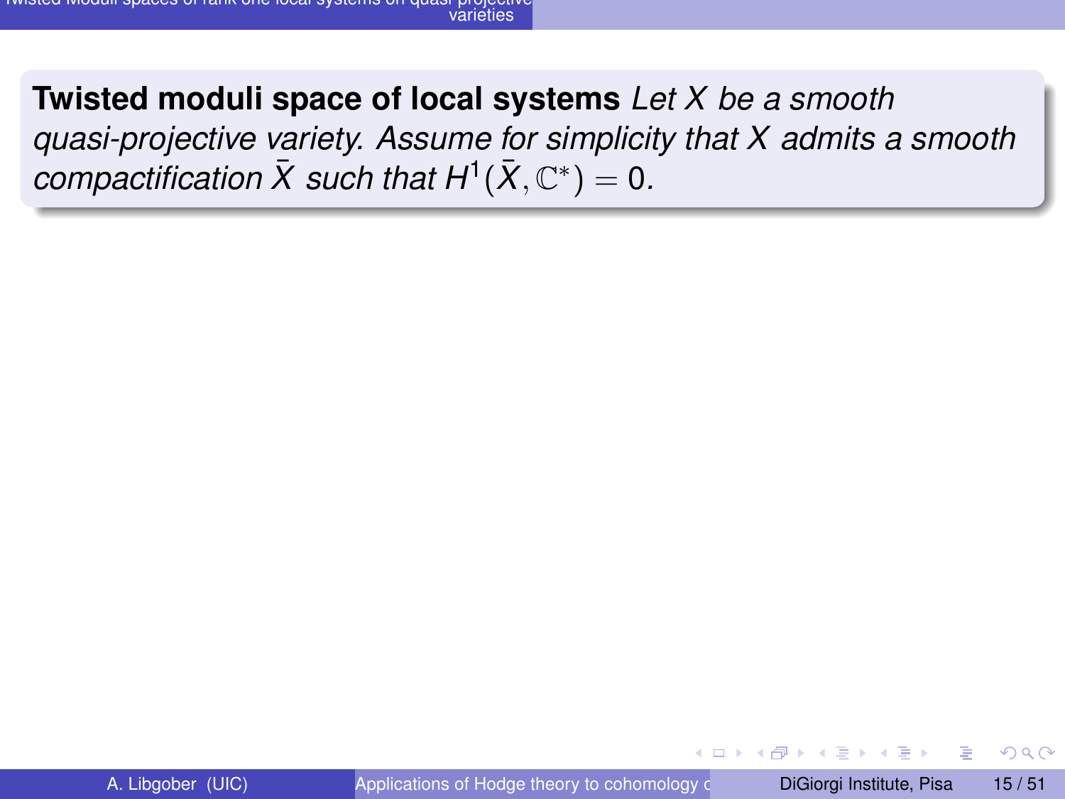**Twisted moduli space of local systems** *Let $X$ be a smooth quasi-projective variety. Assume for simplicity that $X$ admits a smooth compactification $\bar{X}$ such that $H^1(\bar{X}, \mathbb{C}^*) = 0$.*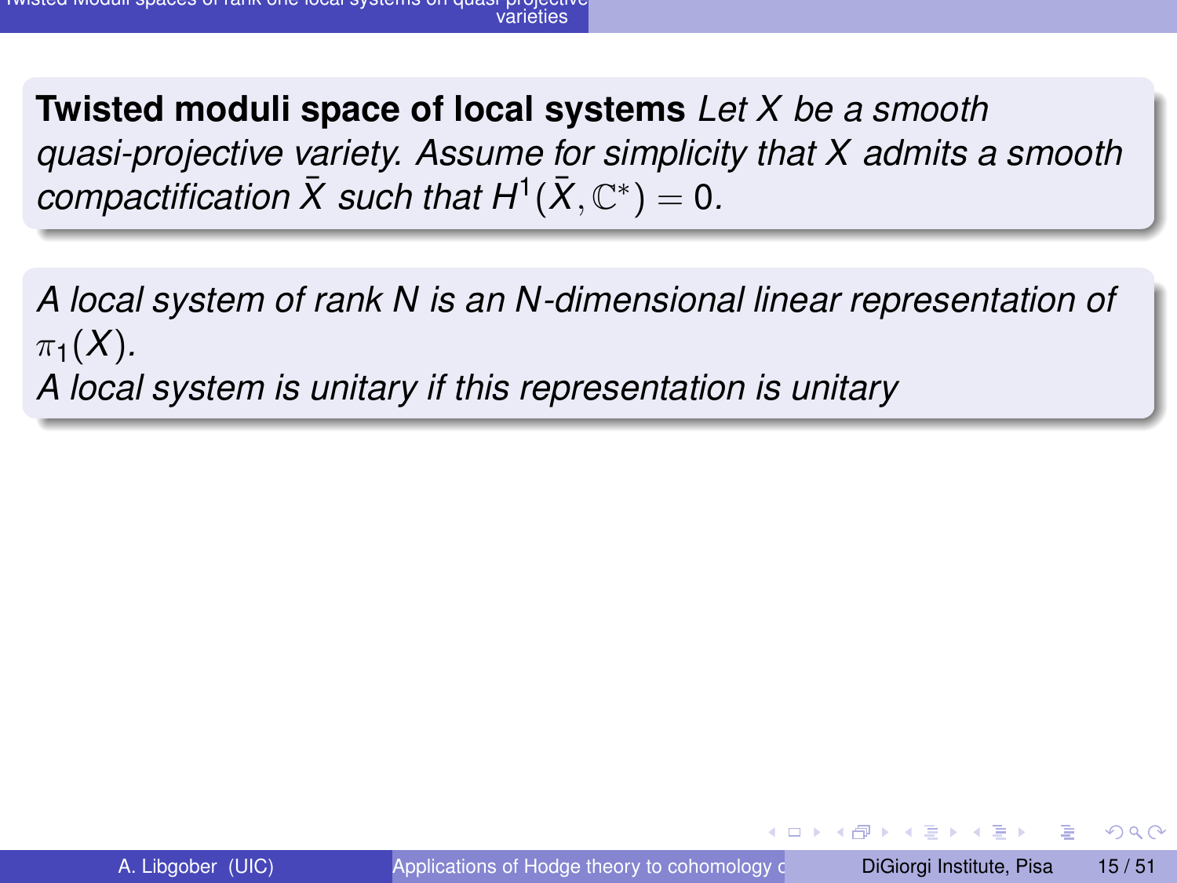**Twisted moduli space of local systems** *Let $X$ be a smooth quasi-projective variety. Assume for simplicity that $X$ admits a smooth compactification $\bar{X}$ such that $H^1(\bar{X}, \mathbb{C}^*) = 0$.*

*A local system of rank N is an N-dimensional linear representation of $\pi_1(X)$.*
*A local system is unitary if this representation is unitary*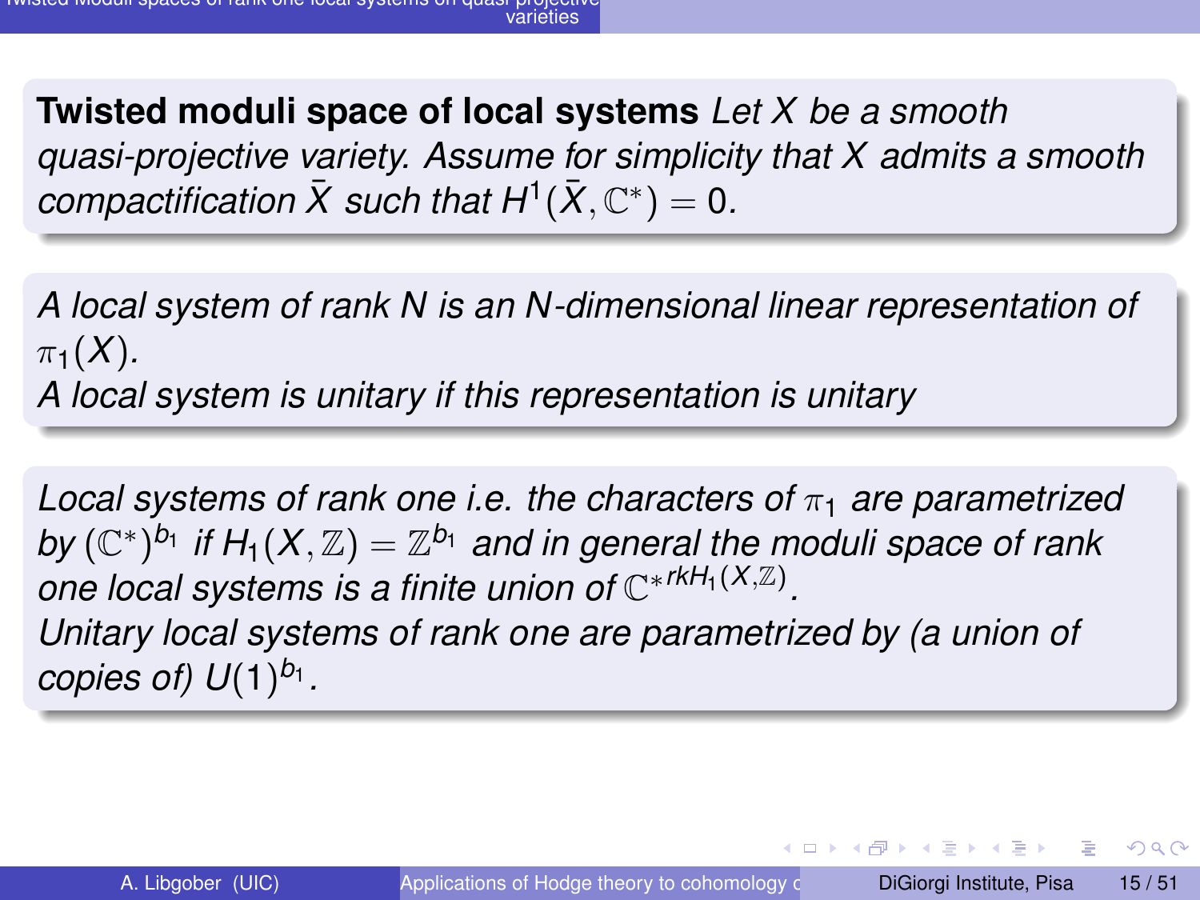**Twisted moduli space of local systems** *Let $X$ be a smooth quasi-projective variety. Assume for simplicity that $X$ admits a smooth compactification $\bar{X}$ such that $H^1(\bar{X}, \mathbb{C}^*) = 0$.*

*A local system of rank N is an N-dimensional linear representation of $\pi_1(X)$.*
*A local system is unitary if this representation is unitary*

*Local systems of rank one i.e. the characters of $\pi_1$ are parametrized by $(\mathbb{C}^*)^{b_1}$ if $H_1(X, \mathbb{Z}) = \mathbb{Z}^{b_1}$ and in general the moduli space of rank one local systems is a finite union of ${\mathbb{C}^*}^{rk H_1(X,\mathbb{Z})}$.*
*Unitary local systems of rank one are parametrized by (a union of copies of) $U(1)^{b_1}$.*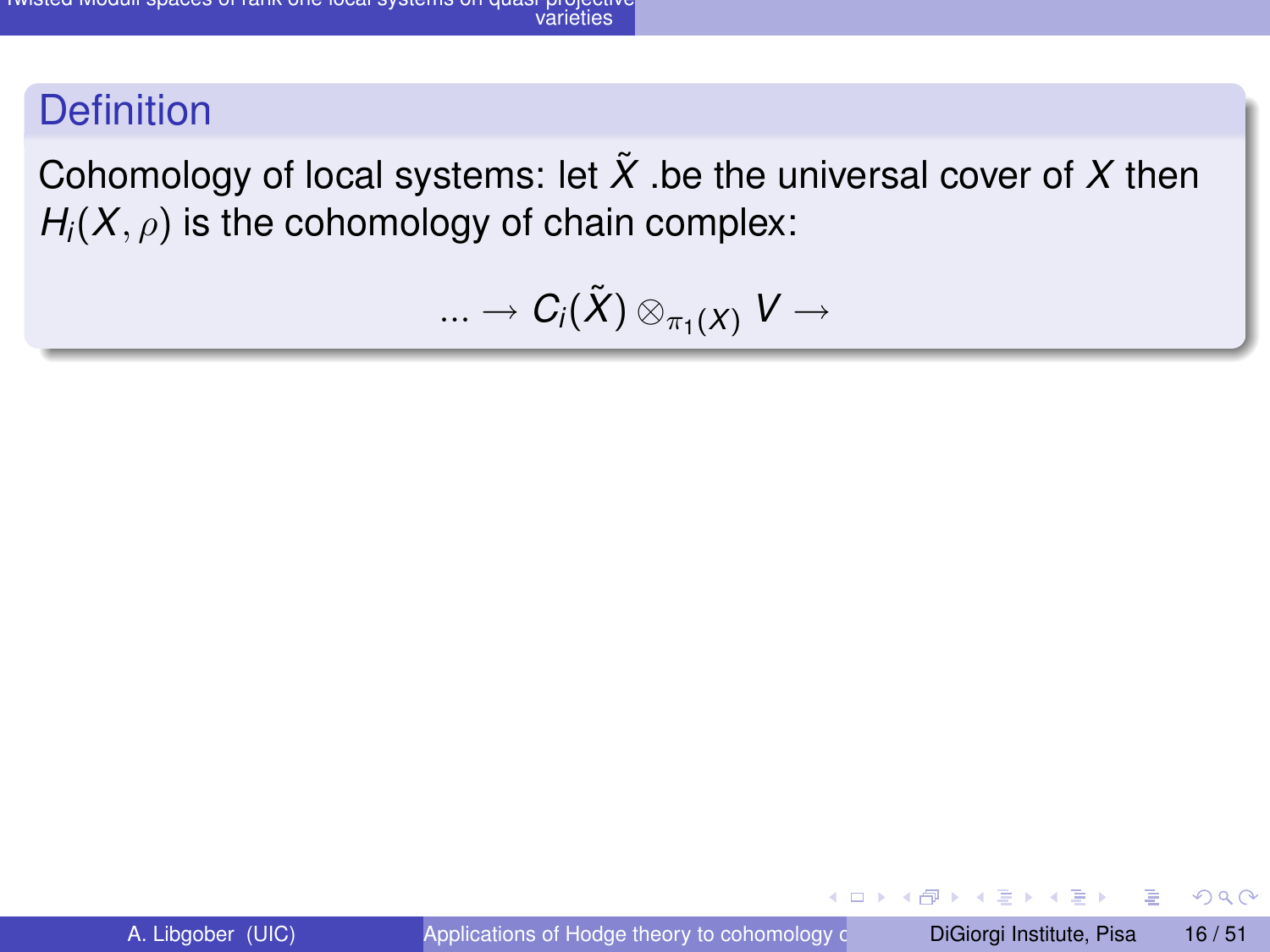## Definition

Cohomology of local systems: let $\tilde{X}$ .be the universal cover of $X$ then $H_i(X, \rho)$ is the cohomology of chain complex:

$$... \to C_i(\tilde{X}) \otimes_{\pi_1(X)} V \to$$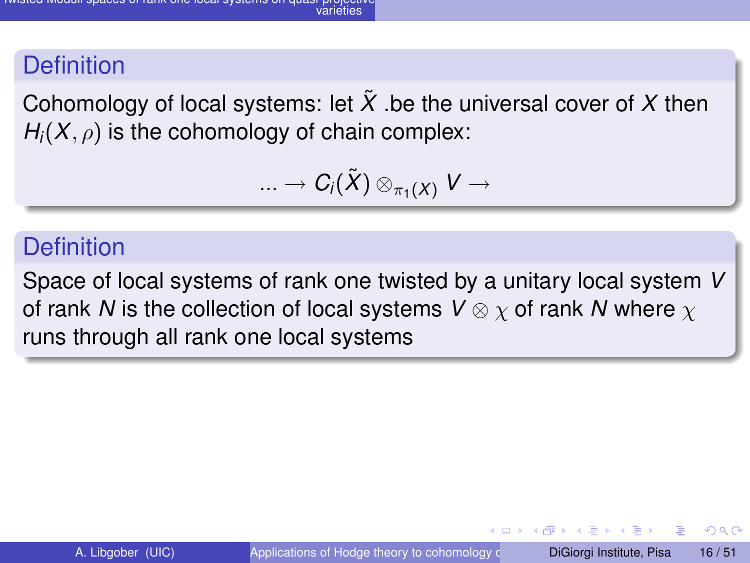### Definition

Cohomology of local systems: let $\tilde{X}$ .be the universal cover of $X$ then $H_i(X, \rho)$ is the cohomology of chain complex:

$$... \rightarrow C_i(\tilde{X}) \otimes_{\pi_1(X)} V \rightarrow$$

### Definition

Space of local systems of rank one twisted by a unitary local system $V$ of rank $N$ is the collection of local systems $V \otimes \chi$ of rank $N$ where $\chi$ runs through all rank one local systems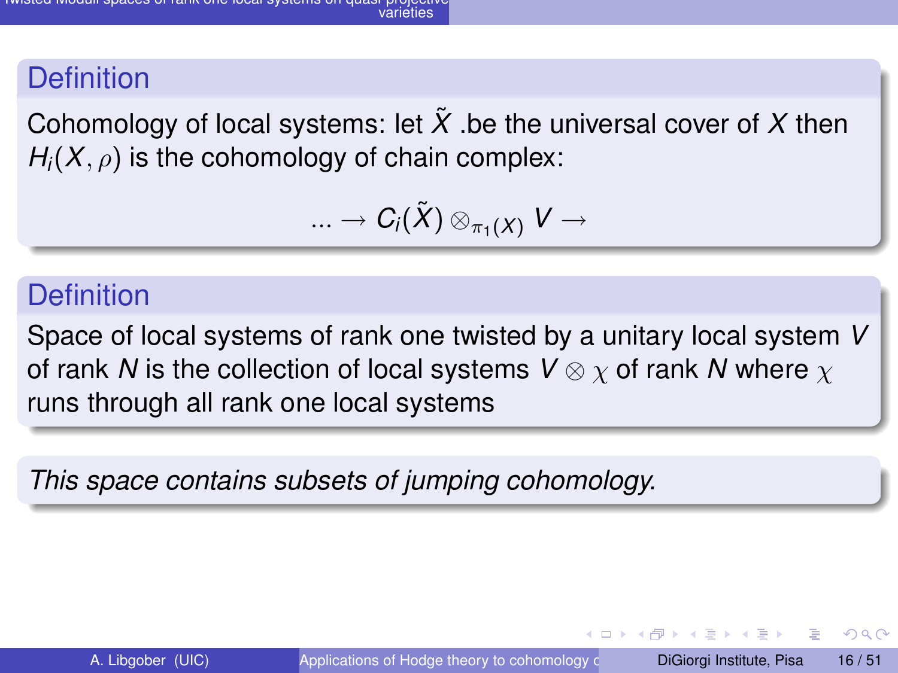### Definition

Cohomology of local systems: let $\tilde{X}$ .be the universal cover of $X$ then $H_i(X, \rho)$ is the cohomology of chain complex:

$$... \rightarrow C_i(\tilde{X}) \otimes_{\pi_1(X)} V \rightarrow$$

### Definition

Space of local systems of rank one twisted by a unitary local system $V$ of rank $N$ is the collection of local systems $V \otimes \chi$ of rank $N$ where $\chi$ runs through all rank one local systems

*This space contains subsets of jumping cohomology.*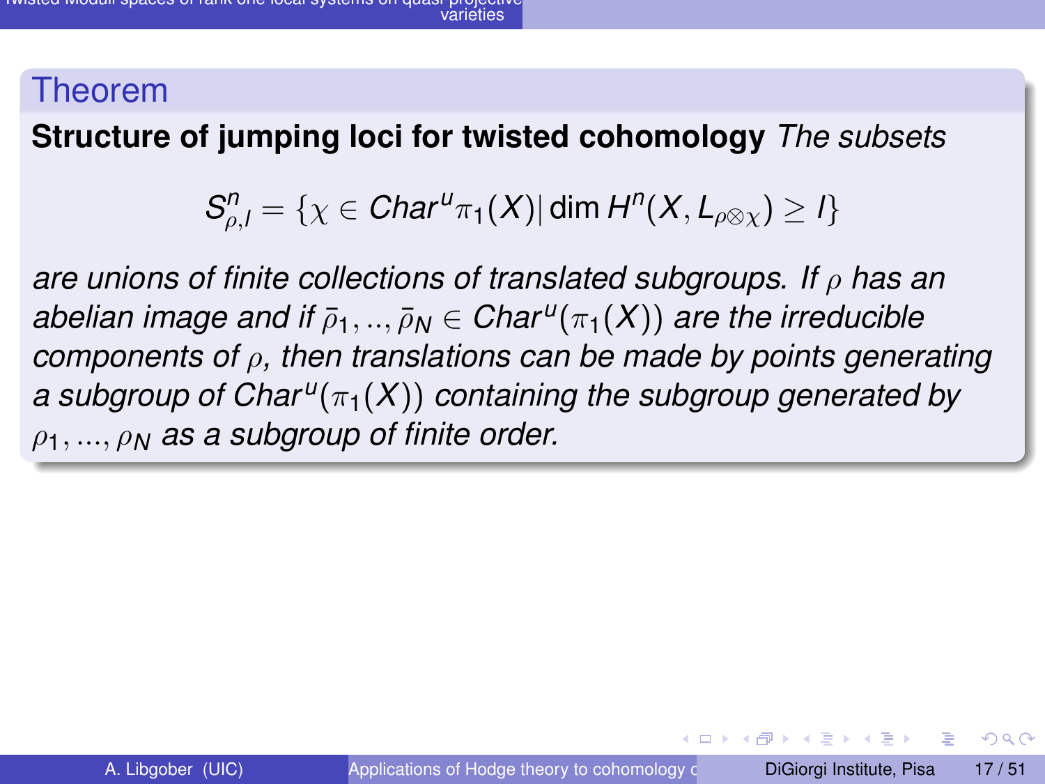## Theorem

**Structure of jumping loci for twisted cohomology** *The subsets*

$$S^n_{\rho,l} = \{\chi \in Char^u \pi_1(X) | \dim H^n(X, L_{\rho\otimes\chi}) \geq l\}$$

*are unions of finite collections of translated subgroups. If $\rho$ has an abelian image and if $\bar{\rho}_1, .., \bar{\rho}_N \in Char^u(\pi_1(X))$ are the irreducible components of $\rho$, then translations can be made by points generating a subgroup of $Char^u(\pi_1(X))$ containing the subgroup generated by $\rho_1, ..., \rho_N$ as a subgroup of finite order.*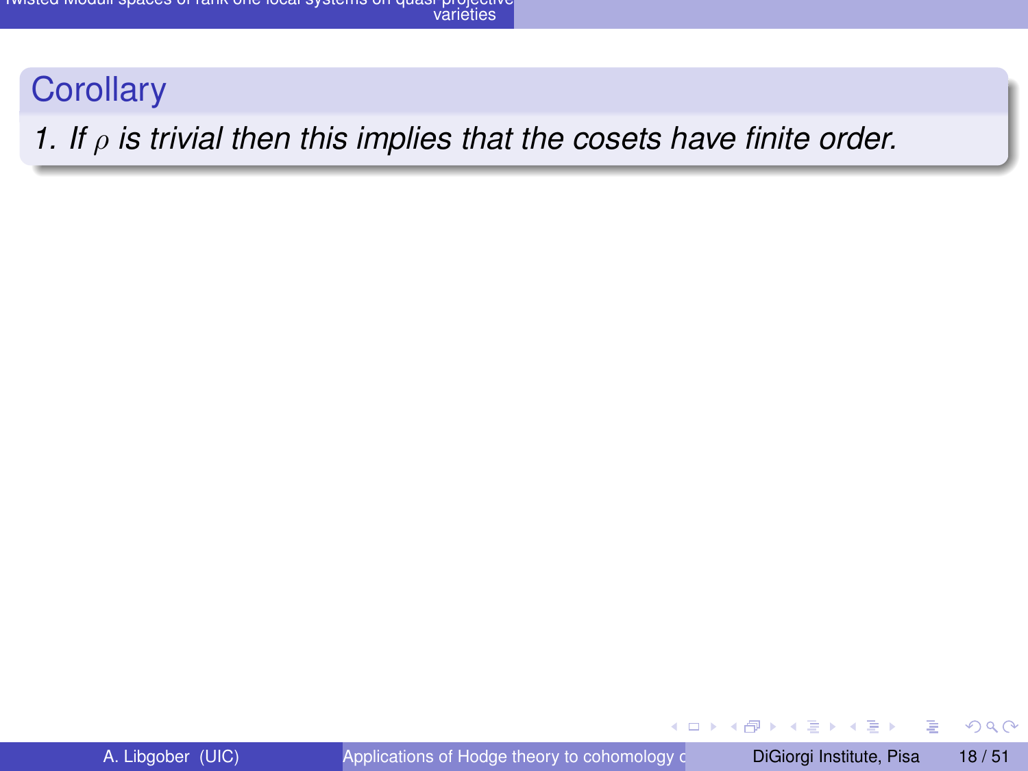### Corollary

*1. If $\rho$ is trivial then this implies that the cosets have finite order.*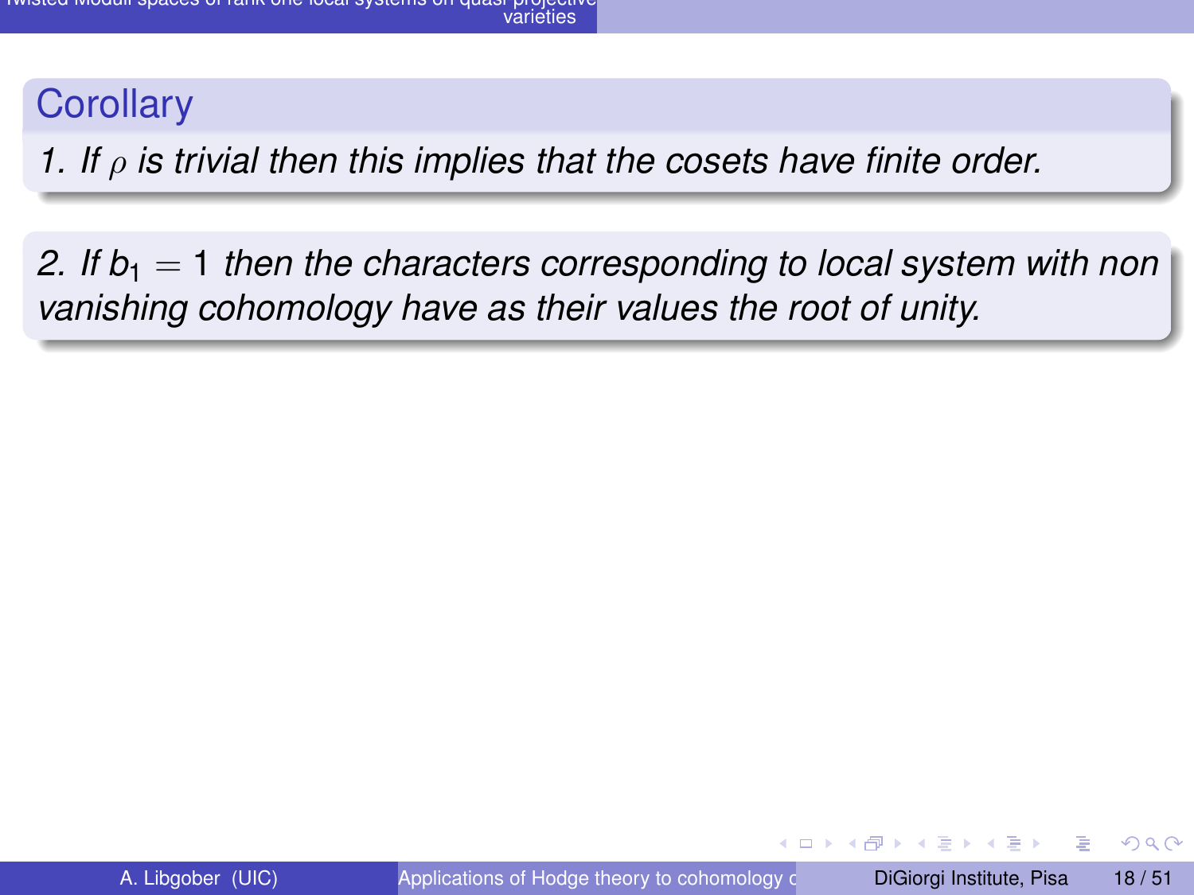## Corollary

*1. If $\rho$ is trivial then this implies that the cosets have finite order.*

*2. If $b_1 = 1$ then the characters corresponding to local system with non vanishing cohomology have as their values the root of unity.*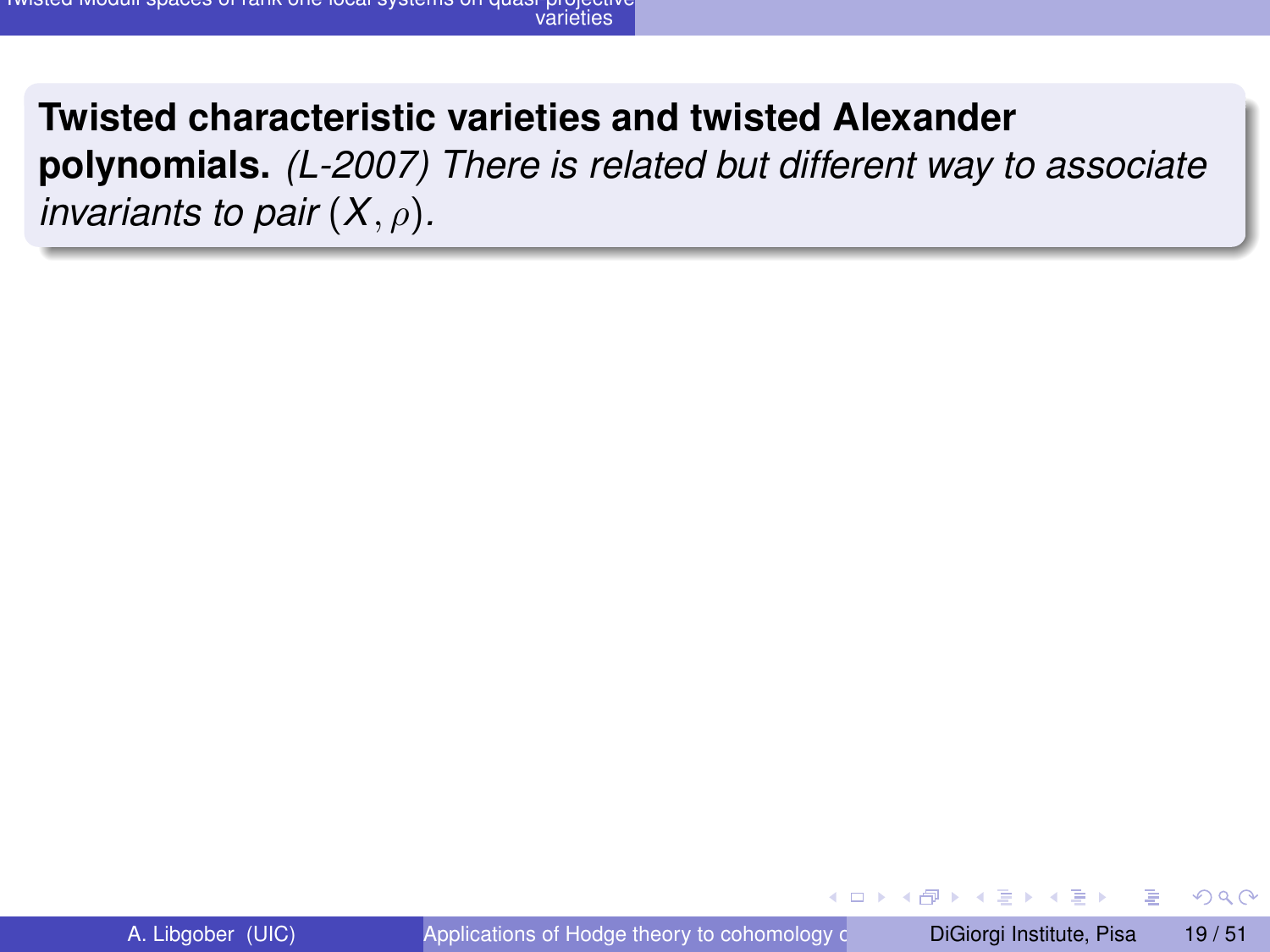**Twisted characteristic varieties and twisted Alexander polynomials.** *(L-2007) There is related but different way to associate invariants to pair $(X, \rho)$.*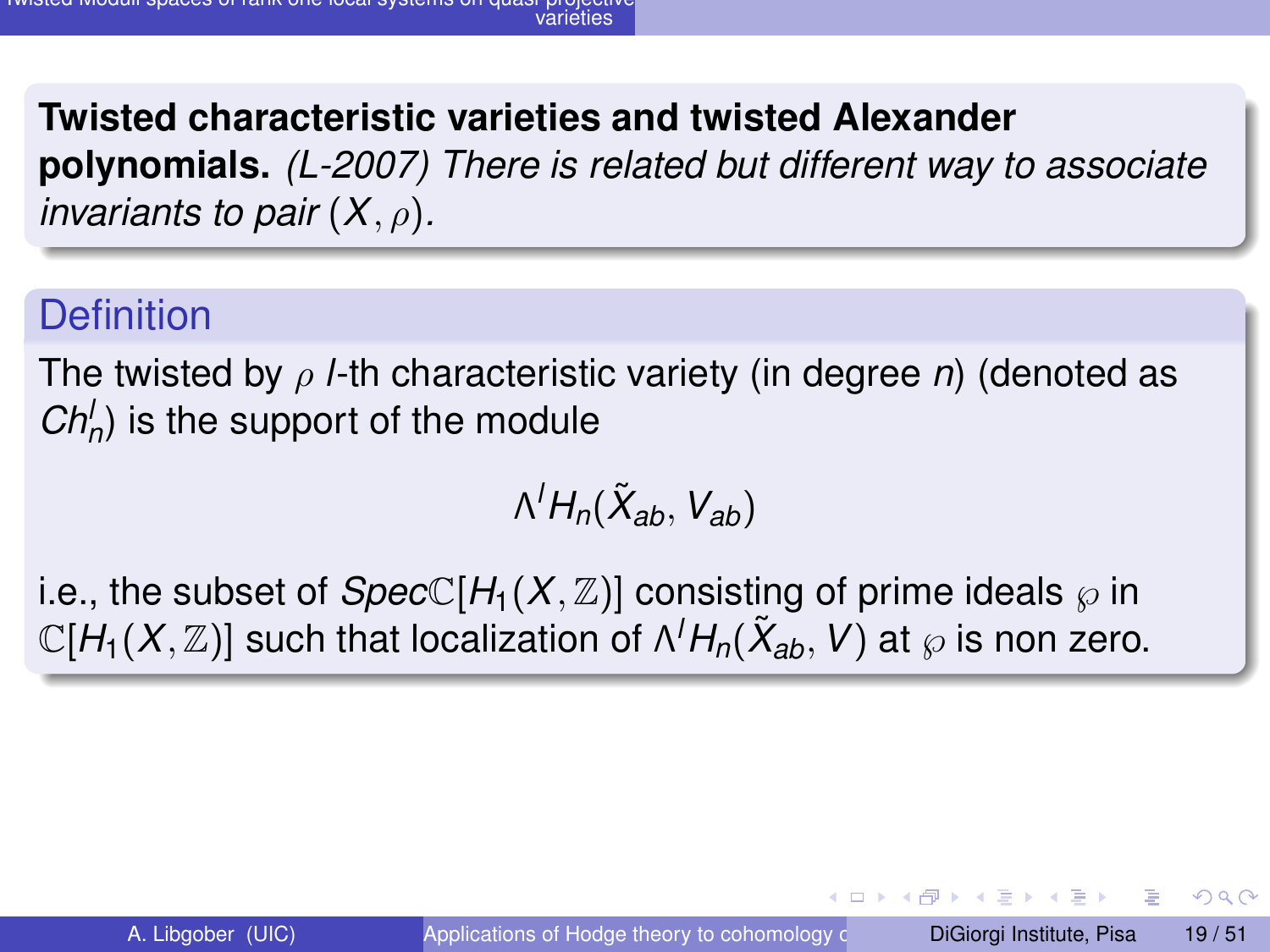**Twisted characteristic varieties and twisted Alexander polynomials.** *(L-2007) There is related but different way to associate invariants to pair $(X, \rho)$.*

## Definition

The twisted by $\rho$ $l$-th characteristic variety (in degree $n$) (denoted as $Ch^l_n$) is the support of the module

$$\Lambda^l H_n(\tilde{X}_{ab}, V_{ab})$$

i.e., the subset of $Spec\mathbb{C}[H_1(X, \mathbb{Z})]$ consisting of prime ideals $\wp$ in $\mathbb{C}[H_1(X, \mathbb{Z})]$ such that localization of $\Lambda^l H_n(\tilde{X}_{ab}, V)$ at $\wp$ is non zero.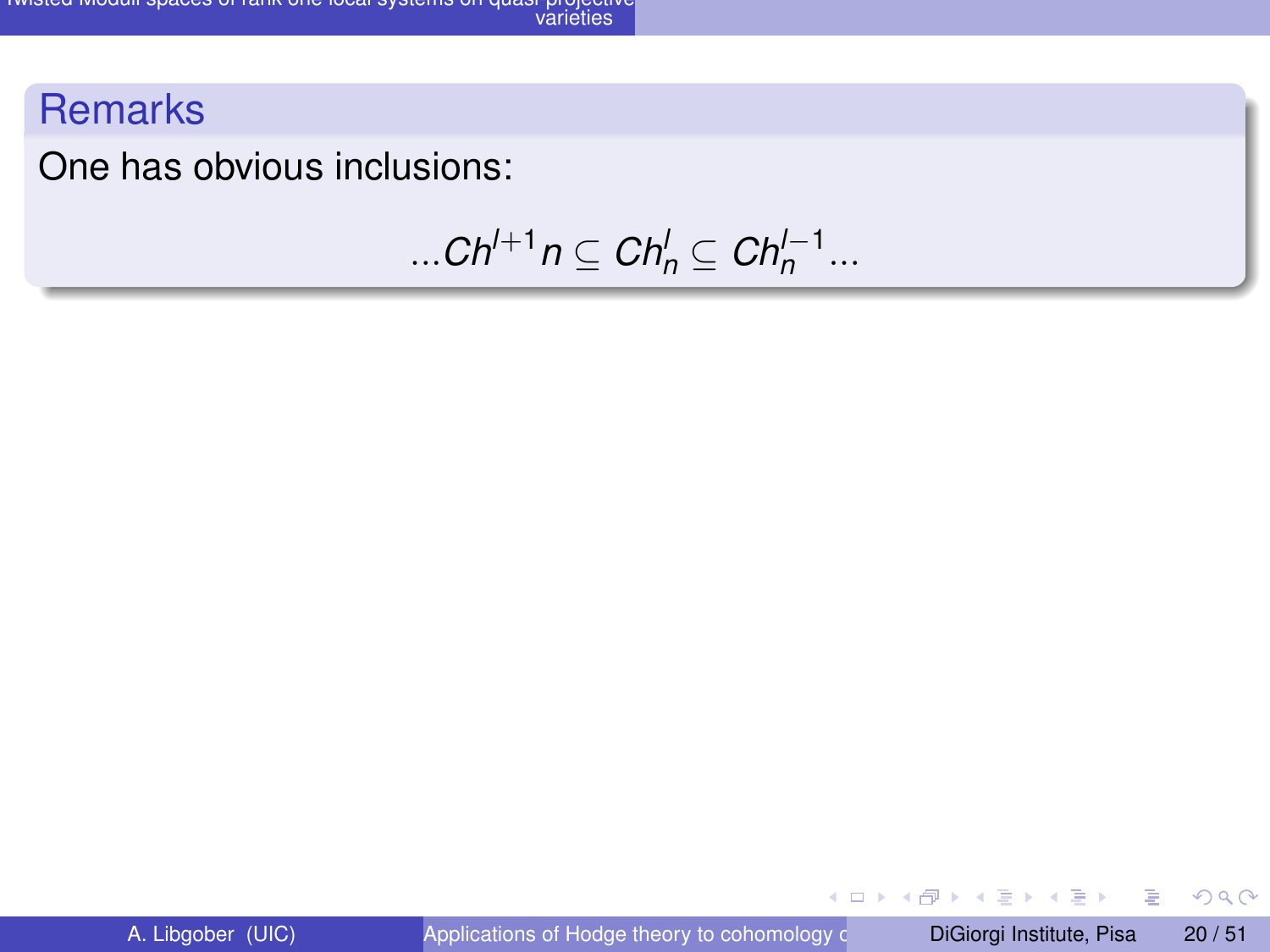## Remarks

One has obvious inclusions:

$$...Ch^{l+1}n \subseteq Ch^{l}_{n} \subseteq Ch^{l-1}_{n}...$$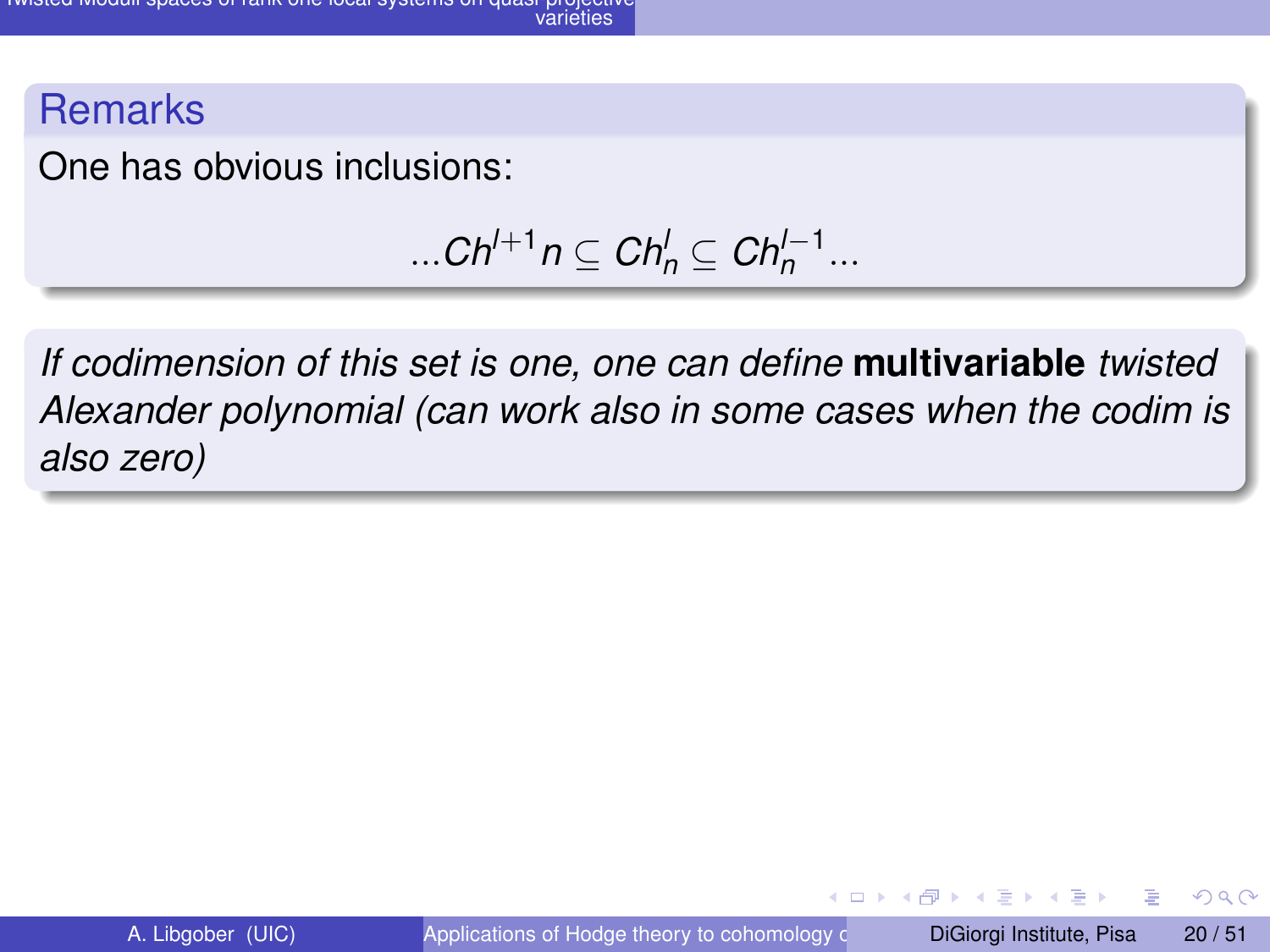## Remarks

One has obvious inclusions:

$$...Ch^{l+1}n \subseteq Ch^{l}_{n} \subseteq Ch^{l-1}_{n}...$$

*If codimension of this set is one, one can define* **multivariable** *twisted Alexander polynomial (can work also in some cases when the codim is also zero)*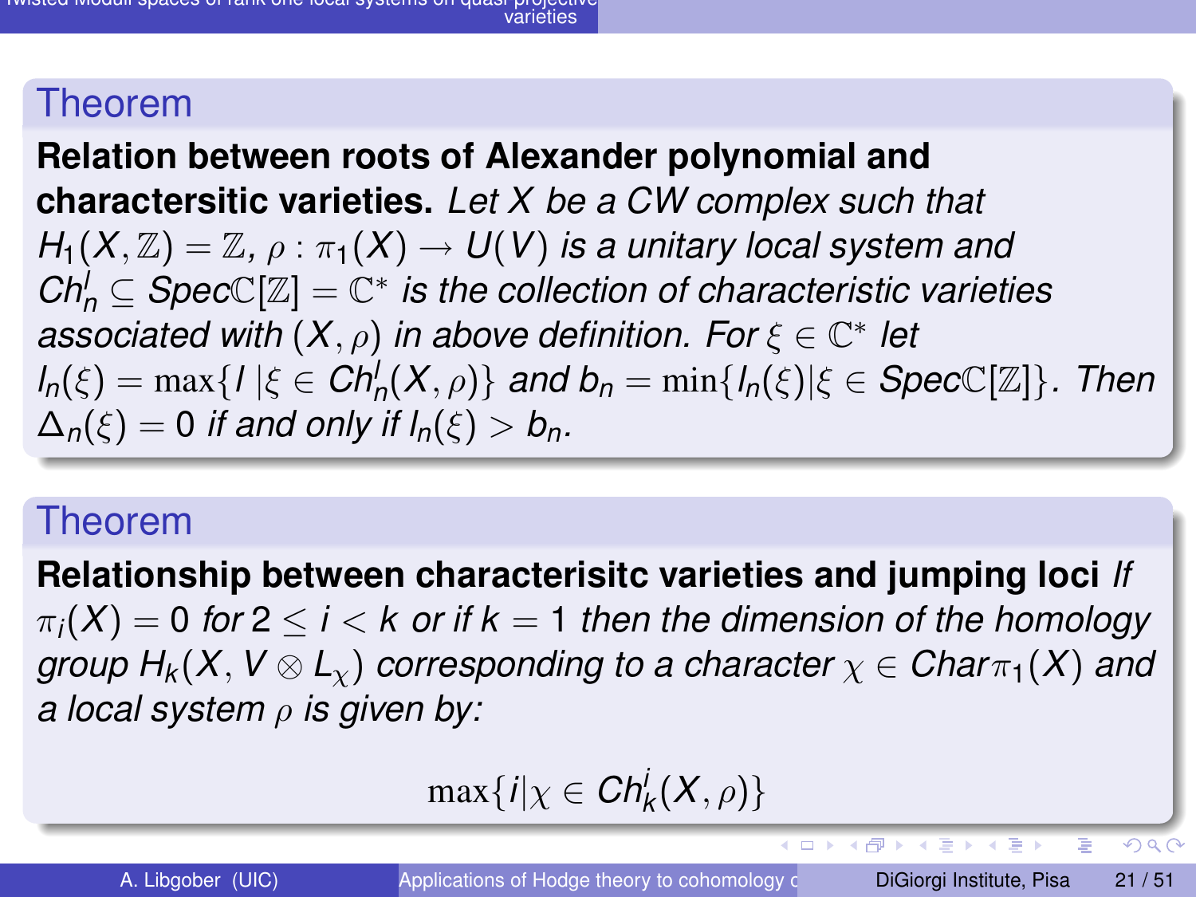## Theorem

**Relation between roots of Alexander polynomial and charactersitic varieties.** *Let $X$ be a CW complex such that $H_1(X,\mathbb{Z}) = \mathbb{Z}$, $\rho : \pi_1(X) \to U(V)$ is a unitary local system and $Ch^l_n \subseteq Spec\mathbb{C}[\mathbb{Z}] = \mathbb{C}^*$ is the collection of characteristic varieties associated with $(X,\rho)$ in above definition. For $\xi \in \mathbb{C}^*$ let $l_n(\xi) = \max\{l \,|\xi \in Ch^l_n(X,\rho)\}$ and $b_n = \min\{l_n(\xi)|\xi \in Spec\mathbb{C}[\mathbb{Z}]\}$. Then $\Delta_n(\xi) = 0$ if and only if $l_n(\xi) > b_n$.*

## Theorem

**Relationship between characterisitc varieties and jumping loci** *If $\pi_i(X) = 0$ for $2 \le i < k$ or if $k = 1$ then the dimension of the homology group $H_k(X, V \otimes L_\chi)$ corresponding to a character $\chi \in Char\pi_1(X)$ and a local system $\rho$ is given by:*

$$\max\{i|\chi \in Ch^i_k(X,\rho)\}$$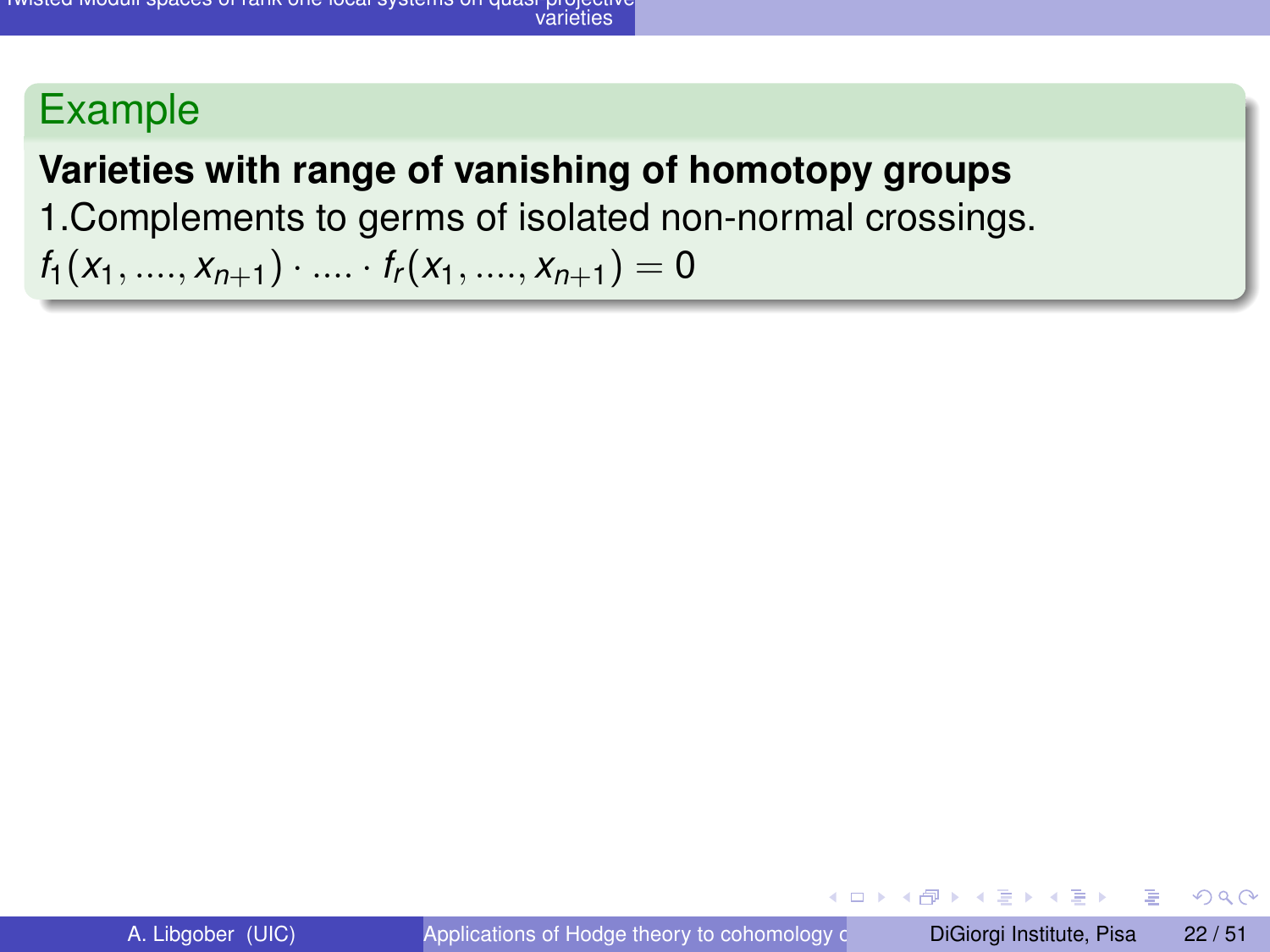## Example

**Varieties with range of vanishing of homotopy groups**

1.Complements to germs of isolated non-normal crossings.

$f_1(x_1, ...., x_{n+1}) \cdot .... \cdot f_r(x_1, ...., x_{n+1}) = 0$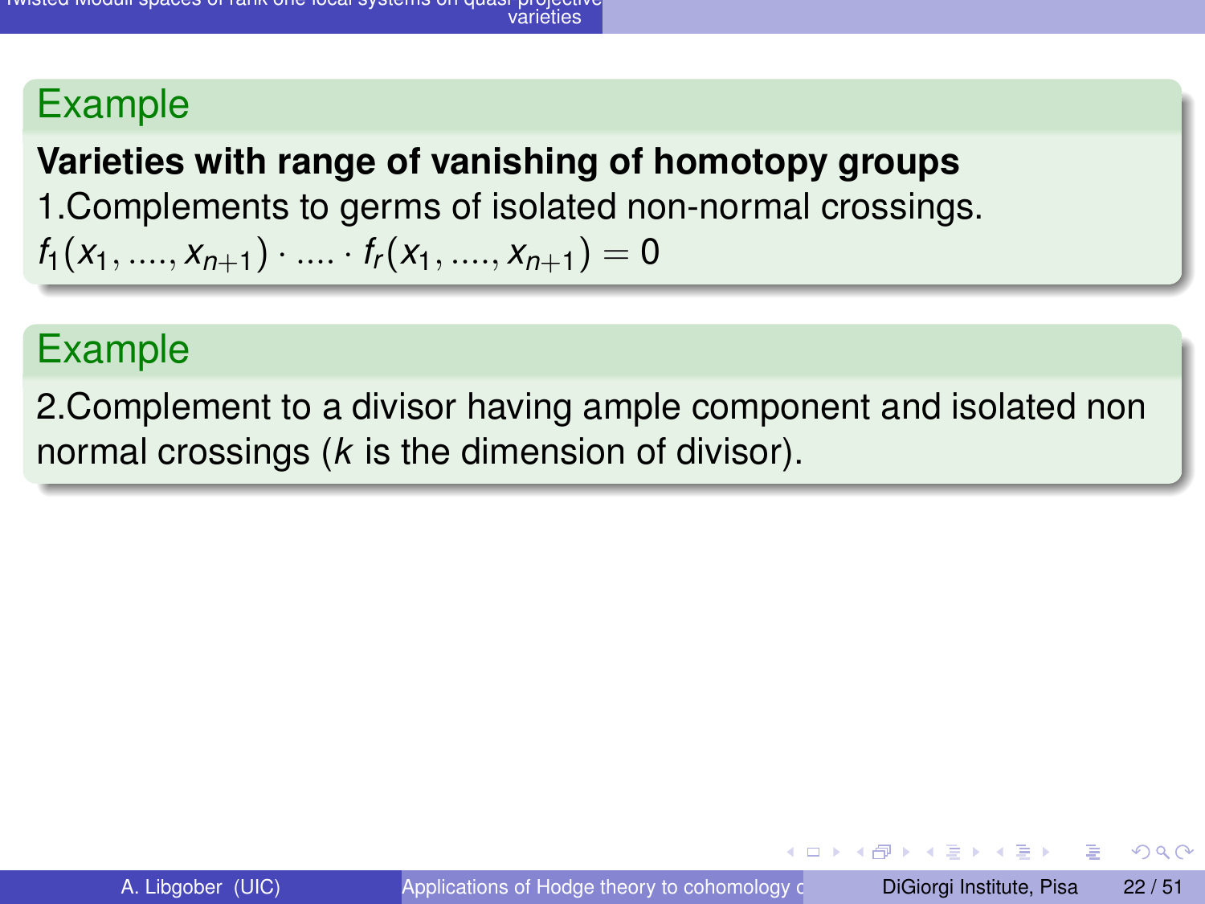## Example

**Varieties with range of vanishing of homotopy groups**

1.Complements to germs of isolated non-normal crossings.

$f_1(x_1, ...., x_{n+1}) \cdot .... \cdot f_r(x_1, ...., x_{n+1}) = 0$

## Example

2.Complement to a divisor having ample component and isolated non normal crossings ($k$ is the dimension of divisor).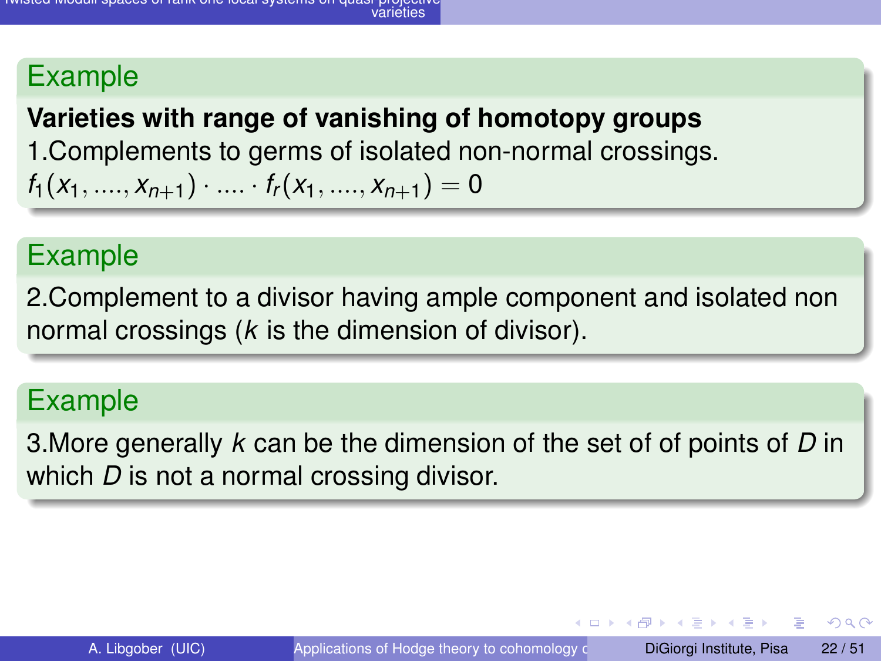### Example

**Varieties with range of vanishing of homotopy groups**

1.Complements to germs of isolated non-normal crossings.

$f_1(x_1, ...., x_{n+1}) \cdot .... \cdot f_r(x_1, ...., x_{n+1}) = 0$

### Example

2.Complement to a divisor having ample component and isolated non normal crossings ($k$ is the dimension of divisor).

### Example

3.More generally $k$ can be the dimension of the set of of points of $D$ in which $D$ is not a normal crossing divisor.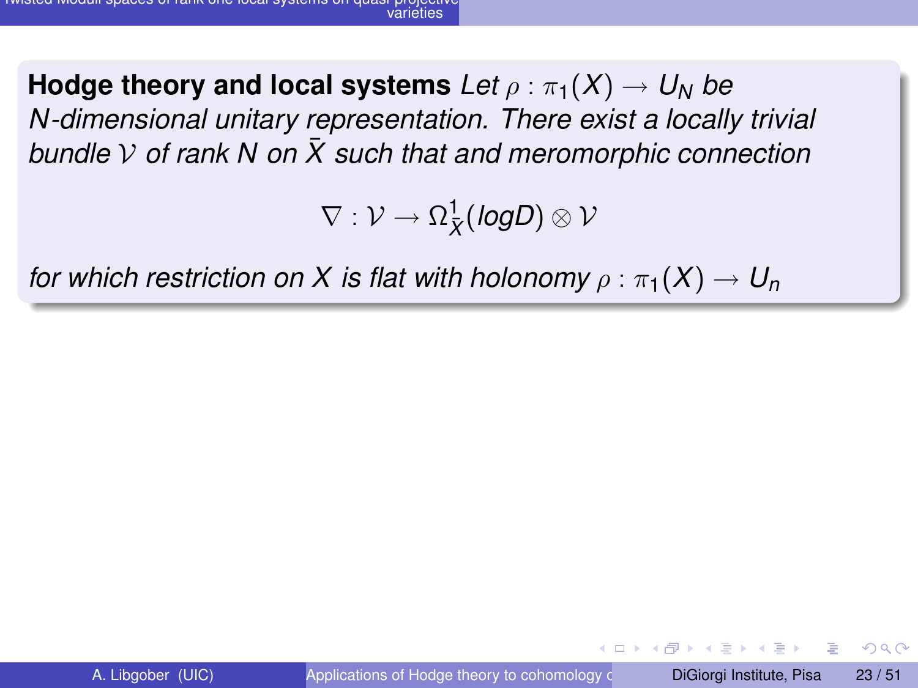**Hodge theory and local systems** *Let $\rho : \pi_1(X) \to U_N$ be N-dimensional unitary representation. There exist a locally trivial bundle $\mathcal{V}$ of rank N on $\bar{X}$ such that and meromorphic connection*

$$\nabla : \mathcal{V} \to \Omega^1_{\bar{X}}(logD) \otimes \mathcal{V}$$

*for which restriction on $X$ is flat with holonomy $\rho : \pi_1(X) \to U_n$*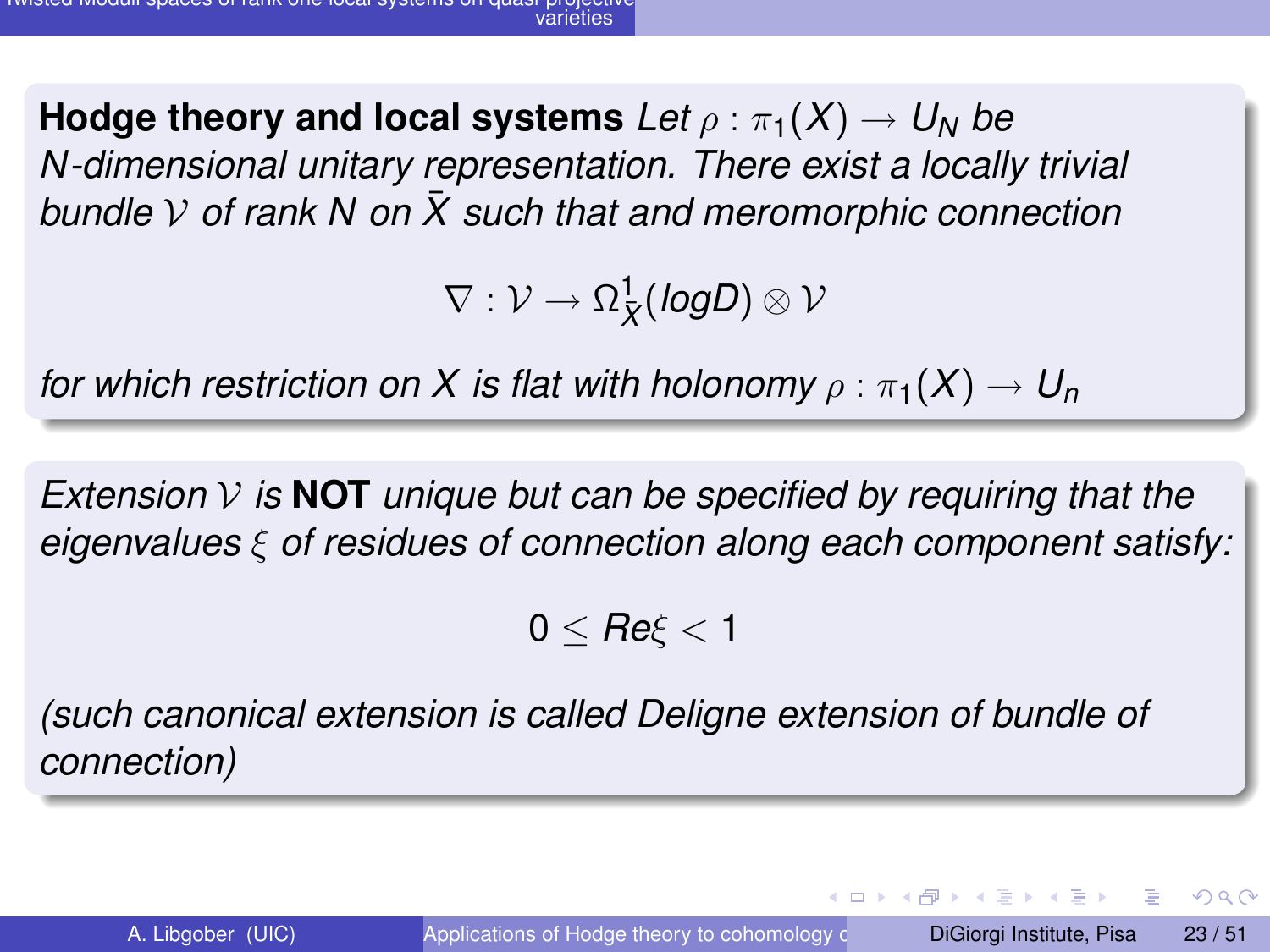**Hodge theory and local systems** *Let $\rho : \pi_1(X) \to U_N$ be $N$-dimensional unitary representation. There exist a locally trivial bundle $\mathcal{V}$ of rank N on $\bar{X}$ such that and meromorphic connection*

$$\nabla : \mathcal{V} \to \Omega^1_{\bar{X}}(logD) \otimes \mathcal{V}$$

*for which restriction on $X$ is flat with holonomy $\rho : \pi_1(X) \to U_n$*

*Extension $\mathcal{V}$ is* **NOT** *unique but can be specified by requiring that the eigenvalues $\xi$ of residues of connection along each component satisfy:*

$$0 \leq Re\xi < 1$$

*(such canonical extension is called Deligne extension of bundle of connection)*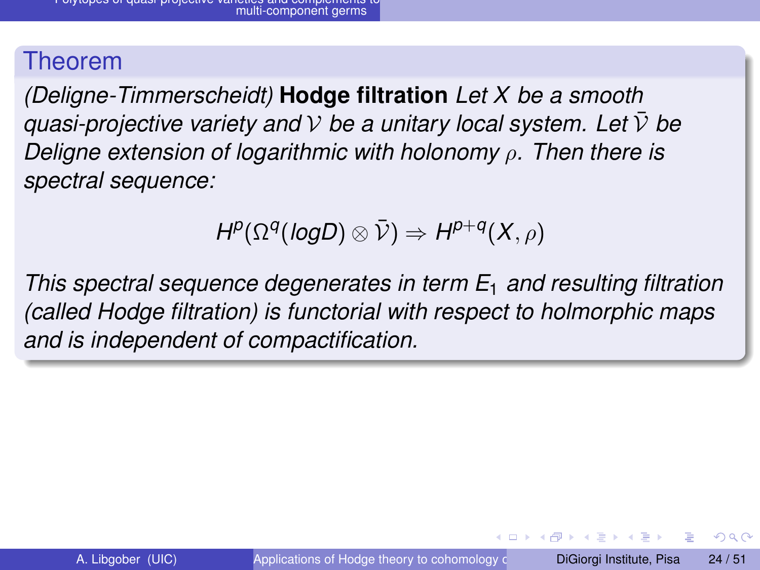## Theorem

*(Deligne-Timmerscheidt)* **Hodge filtration** *Let $X$ be a smooth quasi-projective variety and $\mathcal{V}$ be a unitary local system. Let $\bar{\mathcal{V}}$ be Deligne extension of logarithmic with holonomy $\rho$. Then there is spectral sequence:*

$$H^p(\Omega^q(logD) \otimes \bar{\mathcal{V}}) \Rightarrow H^{p+q}(X, \rho)$$

*This spectral sequence degenerates in term $E_1$ and resulting filtration (called Hodge filtration) is functorial with respect to holmorphic maps and is independent of compactification.*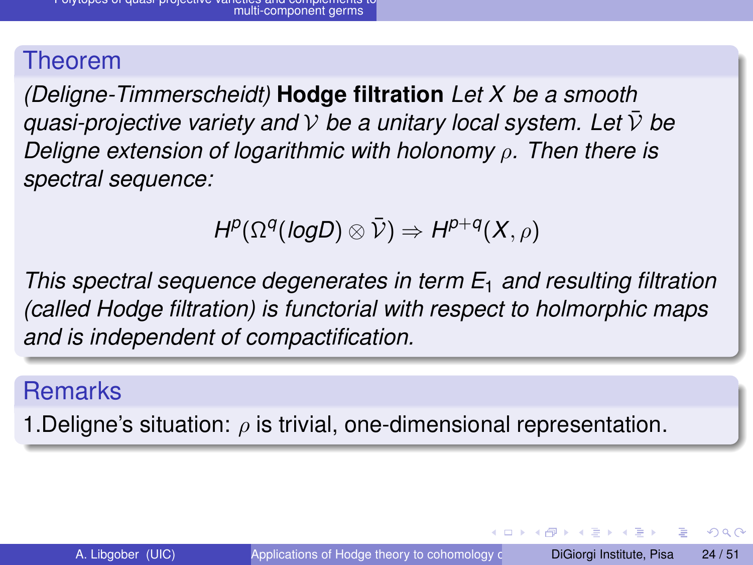## Theorem

*(Deligne-Timmerscheidt)* **Hodge filtration** *Let $X$ be a smooth quasi-projective variety and $\mathcal{V}$ be a unitary local system. Let $\bar{\mathcal{V}}$ be Deligne extension of logarithmic with holonomy $\rho$. Then there is spectral sequence:*

$$H^p(\Omega^q(logD) \otimes \bar{\mathcal{V}}) \Rightarrow H^{p+q}(X, \rho)$$

*This spectral sequence degenerates in term $E_1$ and resulting filtration (called Hodge filtration) is functorial with respect to holmorphic maps and is independent of compactification.*

## Remarks

1.Deligne's situation: $\rho$ is trivial, one-dimensional representation.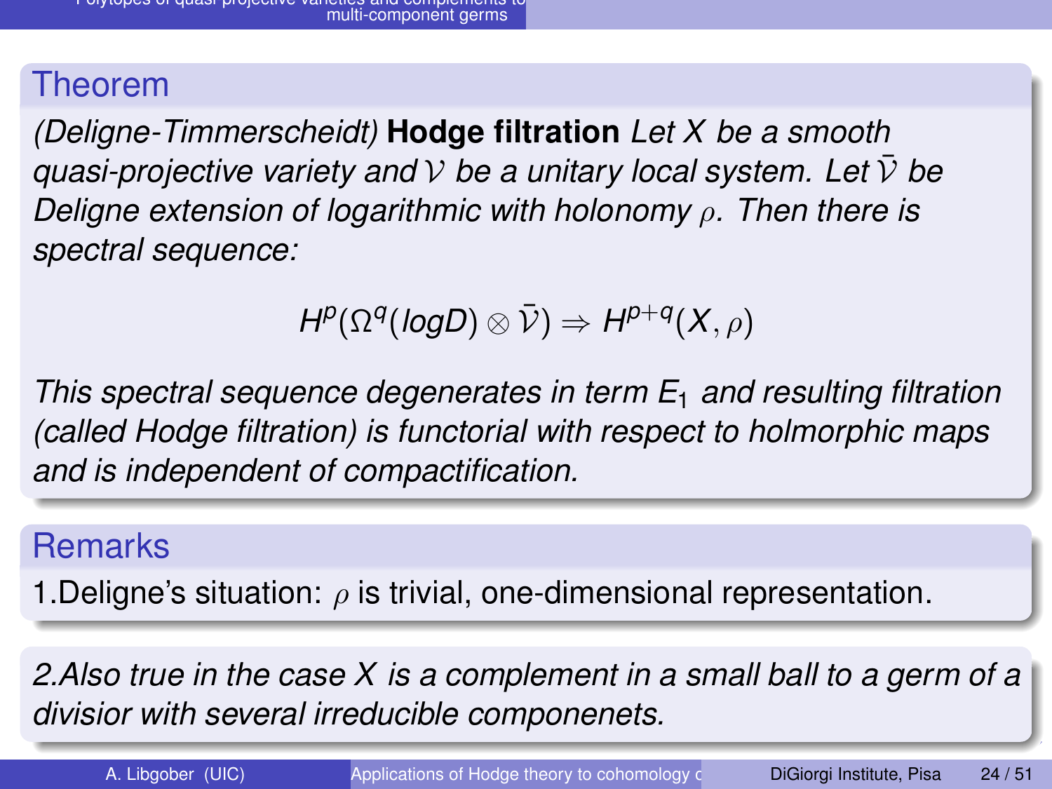## Theorem

*(Deligne-Timmerscheidt)* **Hodge filtration** *Let $X$ be a smooth quasi-projective variety and $\mathcal{V}$ be a unitary local system. Let $\bar{\mathcal{V}}$ be Deligne extension of logarithmic with holonomy $\rho$. Then there is spectral sequence:*

$$H^p(\Omega^q(logD) \otimes \bar{\mathcal{V}}) \Rightarrow H^{p+q}(X, \rho)$$

*This spectral sequence degenerates in term $E_1$ and resulting filtration (called Hodge filtration) is functorial with respect to holmorphic maps and is independent of compactification.*

## Remarks

1.Deligne's situation: $\rho$ is trivial, one-dimensional representation.

*2.Also true in the case $X$ is a complement in a small ball to a germ of a divisor with several irreducible componenets.*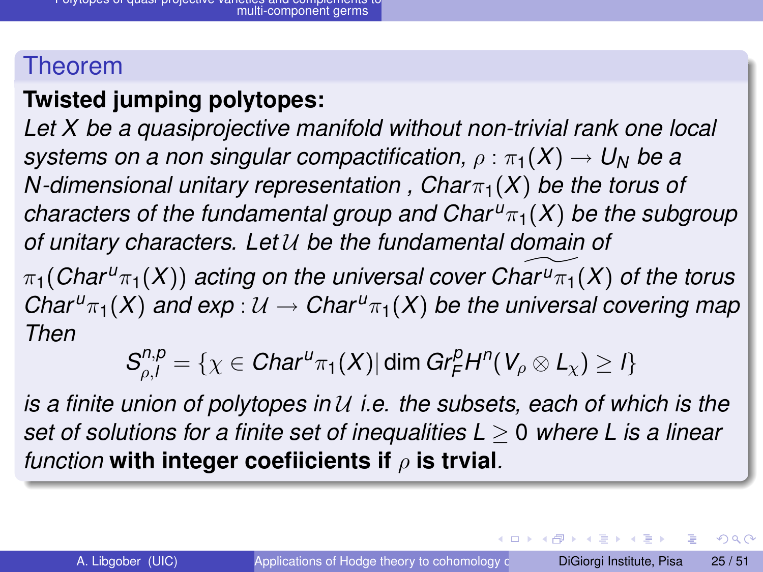## Theorem

**Twisted jumping polytopes:**

*Let $X$ be a quasiprojective manifold without non-trivial rank one local systems on a non singular compactification, $\rho : \pi_1(X) \to U_N$ be a $N$-dimensional unitary representation , $Char\pi_1(X)$ be the torus of characters of the fundamental group and $Char^u\pi_1(X)$ be the subgroup of unitary characters. Let $\mathcal{U}$ be the fundamental domain of $\pi_1(Char^u\pi_1(X))$ acting on the universal cover $\widetilde{Char^u\pi_1}(X)$ of the torus $Char^u\pi_1(X)$ and $exp : \mathcal{U} \to Char^u\pi_1(X)$ be the universal covering map Then*

$$S^{n,p}_{\rho,l} = \{\chi \in Char^u\pi_1(X) | \dim Gr^p_F H^n(V_\rho \otimes L_\chi) \geq l\}$$

*is a finite union of polytopes in $\mathcal{U}$ i.e. the subsets, each of which is the set of solutions for a finite set of inequalities $L \geq 0$ where $L$ is a linear function* **with integer coefiicients if $\rho$ is trvial**.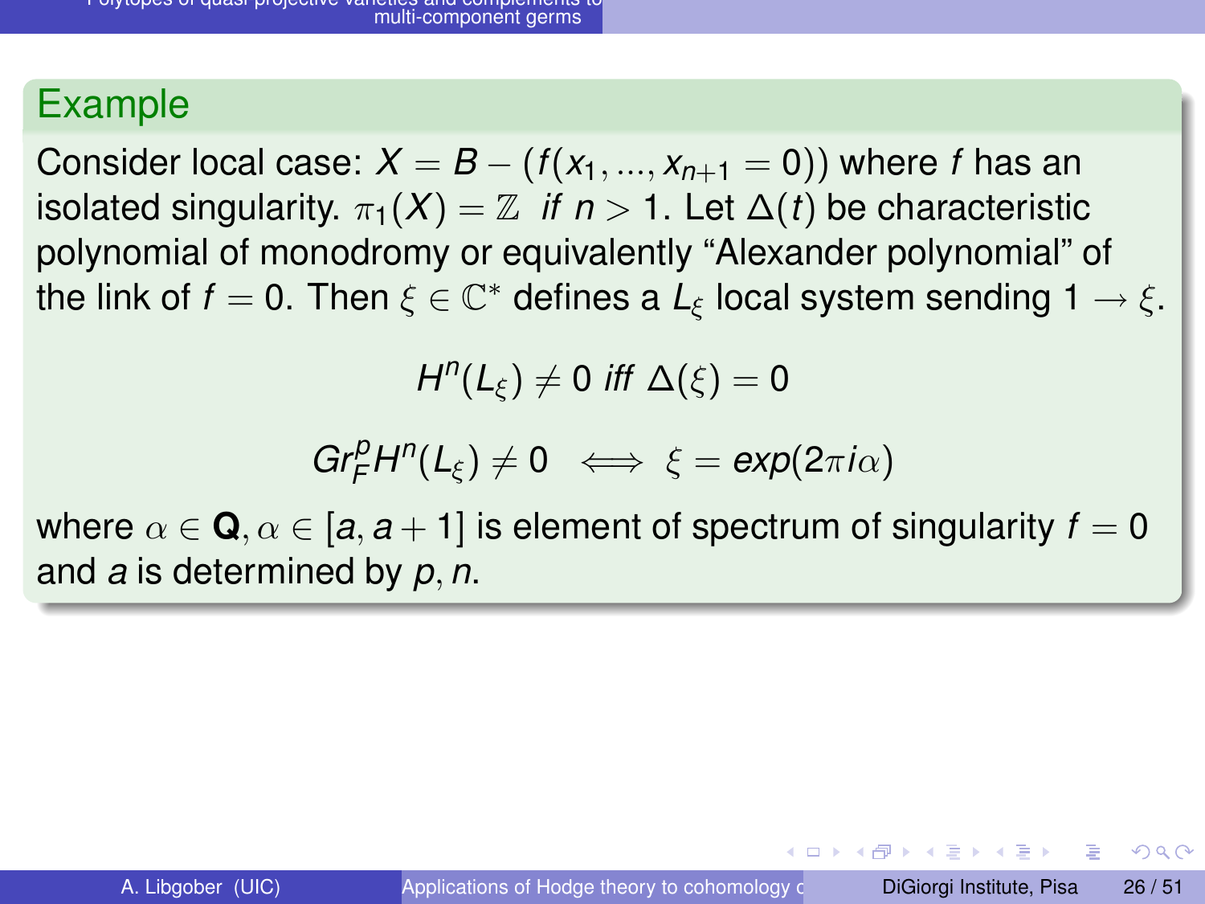### Example

Consider local case: $X = B - (f(x_1, ..., x_{n+1} = 0))$ where $f$ has an isolated singularity. $\pi_1(X) = \mathbb{Z}$ *if* $n > 1$. Let $\Delta(t)$ be characteristic polynomial of monodromy or equivalently "Alexander polynomial" of the link of $f = 0$. Then $\xi \in \mathbb{C}^*$ defines a $L_\xi$ local system sending $1 \to \xi$.

$$H^n(L_\xi) \neq 0 \textit{ iff } \Delta(\xi) = 0$$

$$Gr_F^p H^n(L_\xi) \neq 0 \iff \xi = exp(2\pi i \alpha)$$

where $\alpha \in \mathbf{Q}, \alpha \in [a, a+1]$ is element of spectrum of singularity $f = 0$ and $a$ is determined by $p, n$.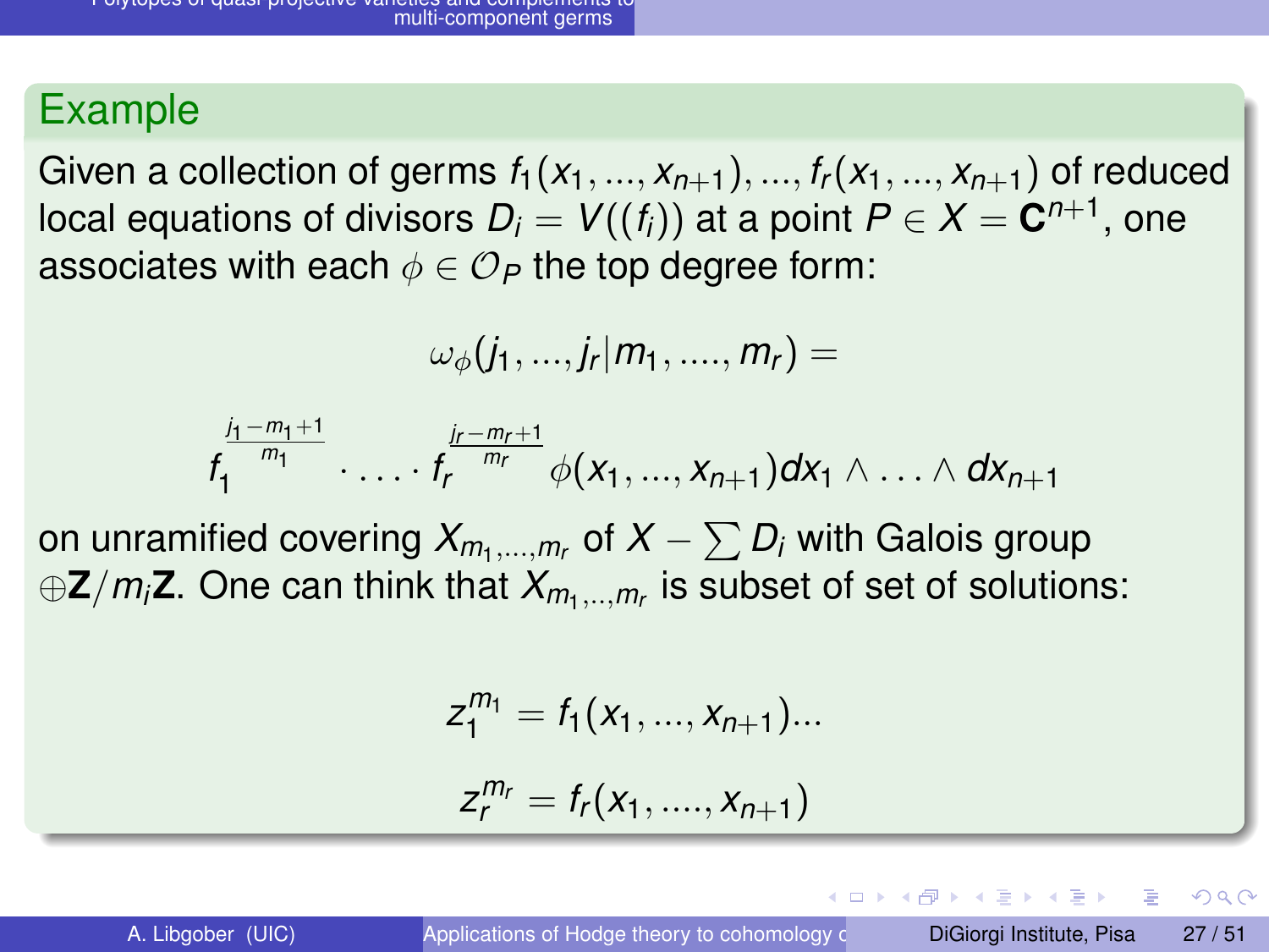## Example

Given a collection of germs $f_1(x_1, ..., x_{n+1}), ..., f_r(x_1, ..., x_{n+1})$ of reduced local equations of divisors $D_i = V((f_i))$ at a point $P \in X = \mathbf{C}^{n+1}$, one associates with each $\phi \in \mathcal{O}_P$ the top degree form:

$$\omega_\phi(j_1, ..., j_r | m_1, ...., m_r) =$$

$$f_1^{\frac{j_1 - m_1 + 1}{m_1}} \cdot \ldots \cdot f_r^{\frac{j_r - m_r + 1}{m_r}} \phi(x_1, ..., x_{n+1}) dx_1 \wedge \ldots \wedge dx_{n+1}$$

on unramified covering $X_{m_1,...,m_r}$ of $X - \sum D_i$ with Galois group $\oplus \mathbf{Z}/m_i\mathbf{Z}$. One can think that $X_{m_1,..,m_r}$ is subset of set of solutions:

$$z_1^{m_1} = f_1(x_1, ..., x_{n+1})...$$

$$z_r^{m_r} = f_r(x_1, ...., x_{n+1})$$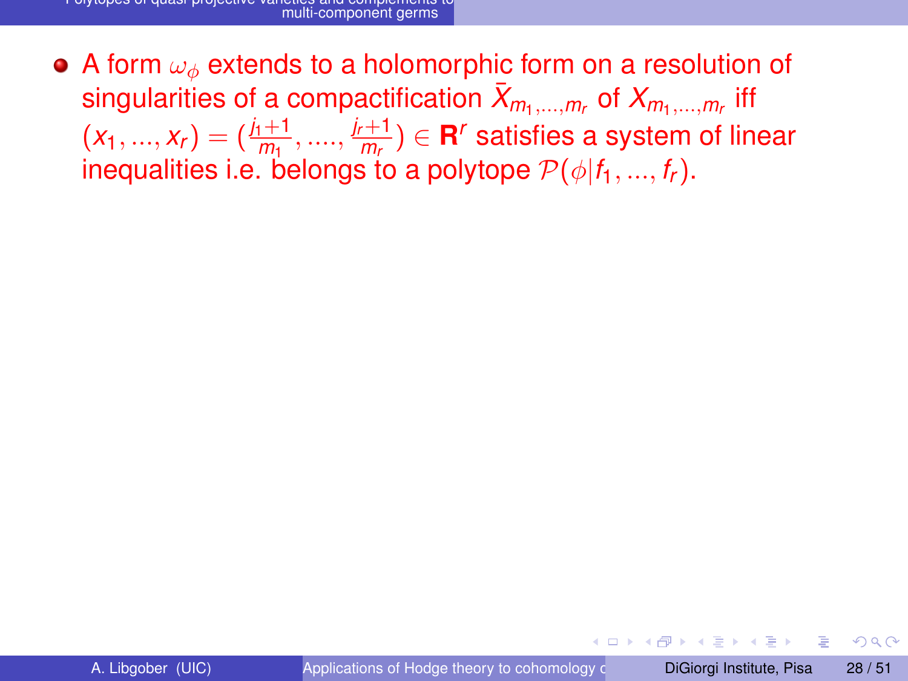- A form $\omega_\phi$ extends to a holomorphic form on a resolution of singularities of a compactification $\bar{X}_{m_1,...,m_r}$ of $X_{m_1,...,m_r}$ iff $(x_1,...,x_r) = (\frac{j_1+1}{m_1},....,\frac{j_r+1}{m_r}) \in \mathbf{R}^r$ satisfies a system of linear inequalities i.e. belongs to a polytope $\mathcal{P}(\phi|f_1,...,f_r)$.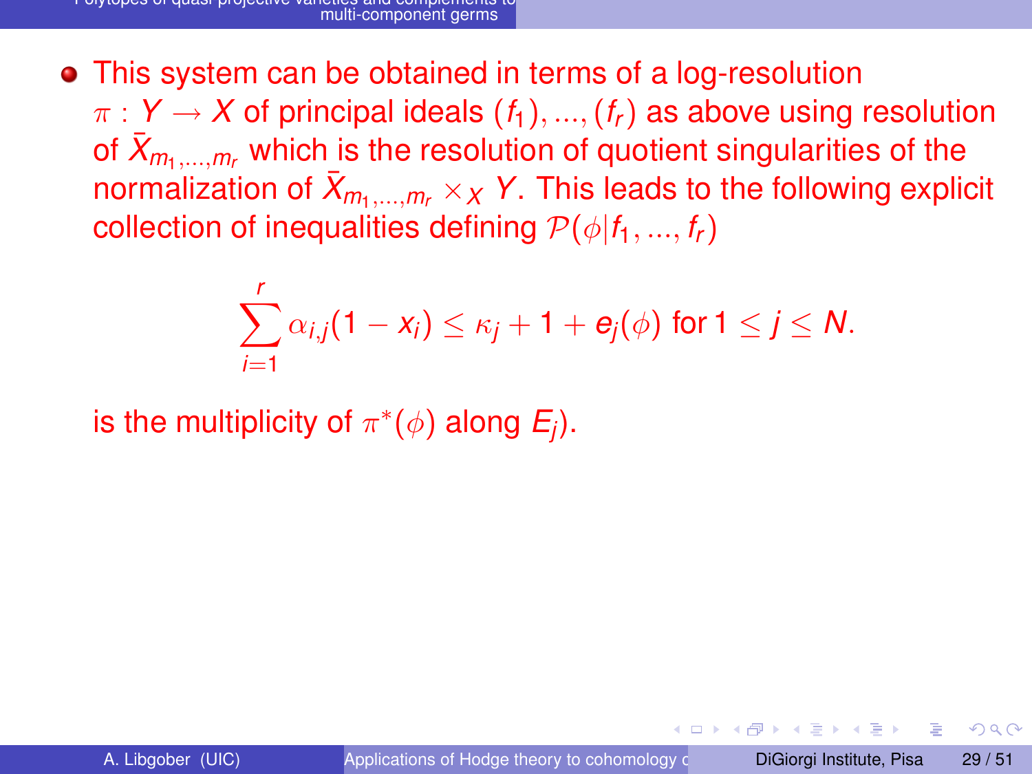- This system can be obtained in terms of a log-resolution $\pi : Y \to X$ of principal ideals $(f_1), ..., (f_r)$ as above using resolution of $\bar{X}_{m_1,...,m_r}$ which is the resolution of quotient singularities of the normalization of $\bar{X}_{m_1,...,m_r} \times_X Y$. This leads to the following explicit collection of inequalities defining $\mathcal{P}(\phi|f_1, ..., f_r)$

$$\sum_{i=1}^{r} \alpha_{i,j}(1 - x_i) \leq \kappa_j + 1 + e_j(\phi) \text{ for } 1 \leq j \leq N.$$

is the multiplicity of $\pi^*(\phi)$ along $E_j$).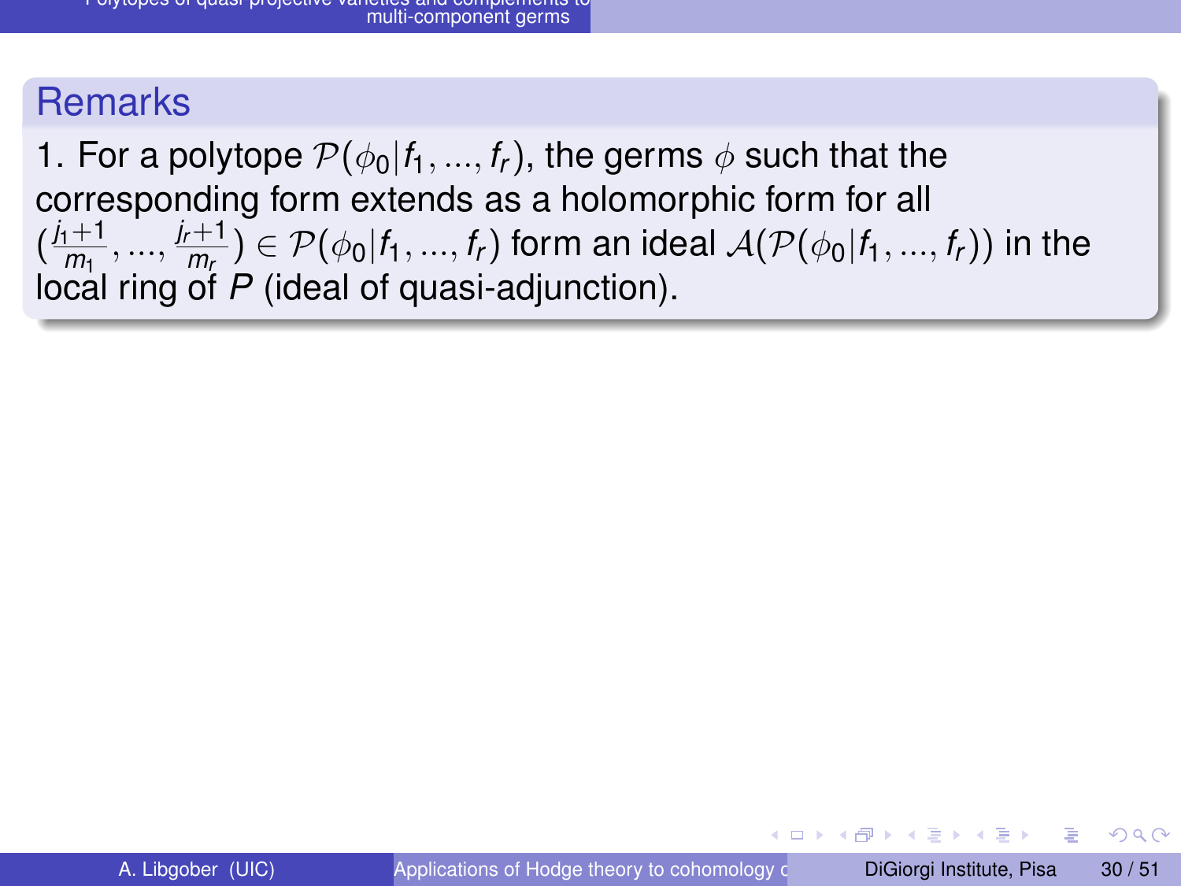## Remarks

1. For a polytope $\mathcal{P}(\phi_0|f_1, ..., f_r)$, the germs $\phi$ such that the corresponding form extends as a holomorphic form for all $(\frac{j_1+1}{m_1}, ..., \frac{j_r+1}{m_r}) \in \mathcal{P}(\phi_0|f_1, ..., f_r)$ form an ideal $\mathcal{A}(\mathcal{P}(\phi_0|f_1, ..., f_r))$ in the local ring of $P$ (ideal of quasi-adjunction).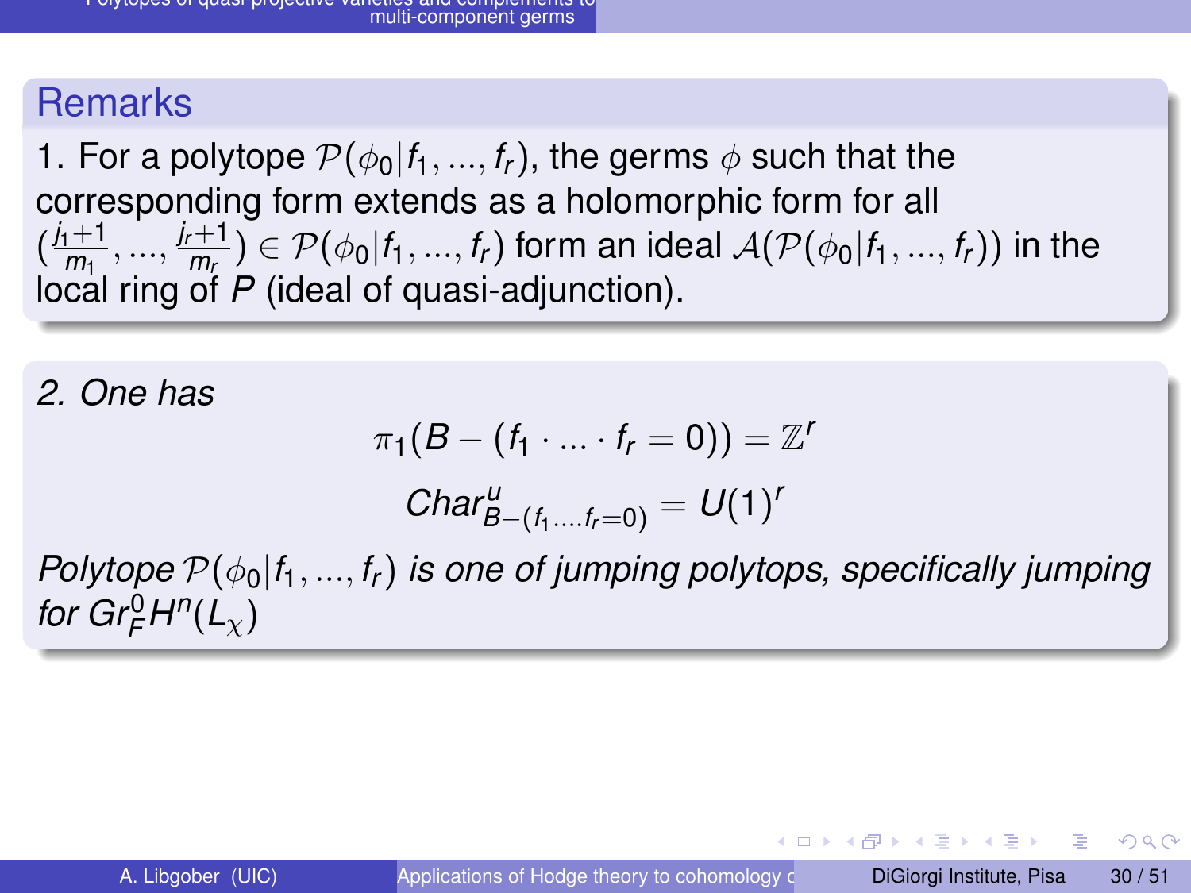## Remarks

1. For a polytope $\mathcal{P}(\phi_0|f_1,...,f_r)$, the germs $\phi$ such that the corresponding form extends as a holomorphic form for all $(\frac{j_1+1}{m_1},...,\frac{j_r+1}{m_r}) \in \mathcal{P}(\phi_0|f_1,...,f_r)$ form an ideal $\mathcal{A}(\mathcal{P}(\phi_0|f_1,...,f_r))$ in the local ring of $P$ (ideal of quasi-adjunction).

*2. One has*

$$\pi_1(B-(f_1 \cdot ... \cdot f_r = 0)) = \mathbb{Z}^r$$

$$Char^u_{B-(f_1....f_r=0)} = U(1)^r$$

*Polytope $\mathcal{P}(\phi_0|f_1,...,f_r)$ is one of jumping polytops, specifically jumping for $Gr^0_F H^n(L_\chi)$*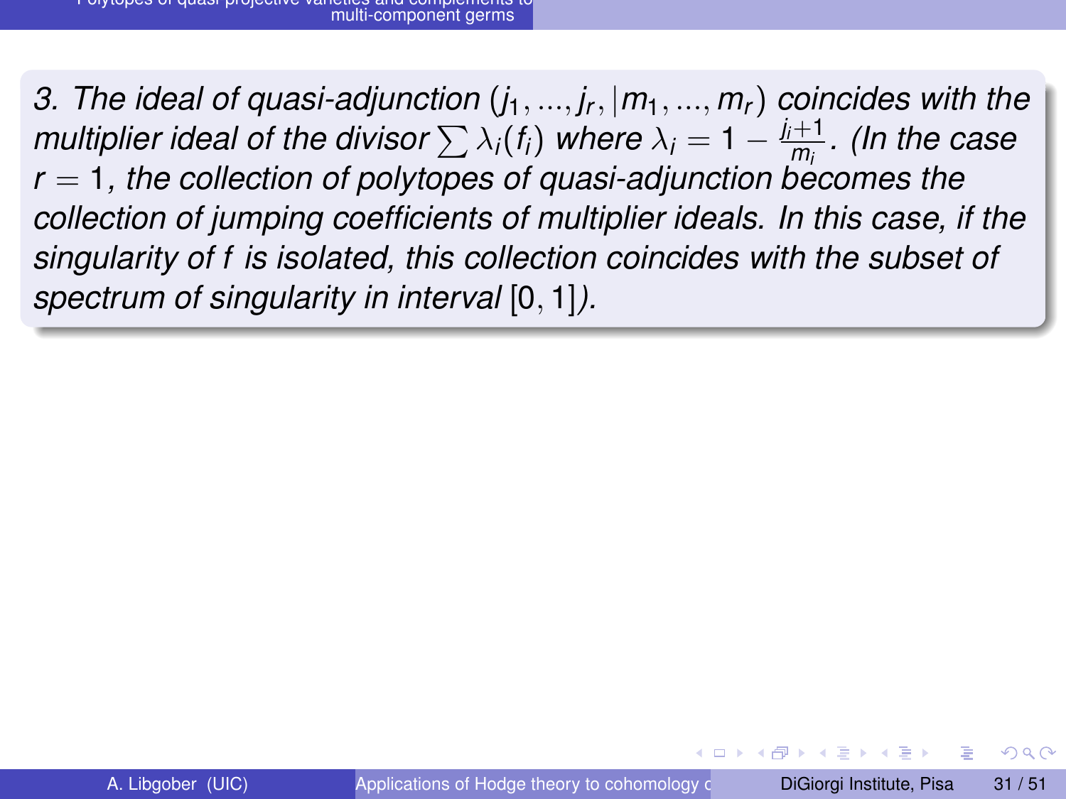*3. The ideal of quasi-adjunction $(j_1, ..., j_r, |m_1, ..., m_r)$ coincides with the multiplier ideal of the divisor $\sum \lambda_i(f_i)$ where $\lambda_i = 1 - \frac{j_i+1}{m_i}$. (In the case $r = 1$, the collection of polytopes of quasi-adjunction becomes the collection of jumping coefficients of multiplier ideals. In this case, if the singularity of $f$ is isolated, this collection coincides with the subset of spectrum of singularity in interval $[0, 1]$).*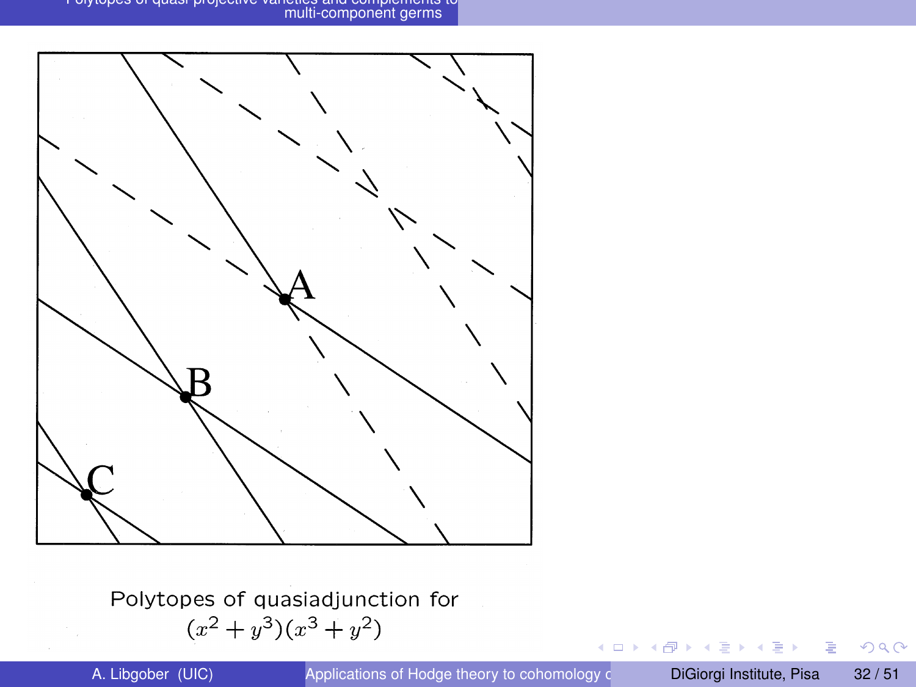A

B

C

Polytopes of quasiadjunction for $(x^2+y^3)(x^3+y^2)$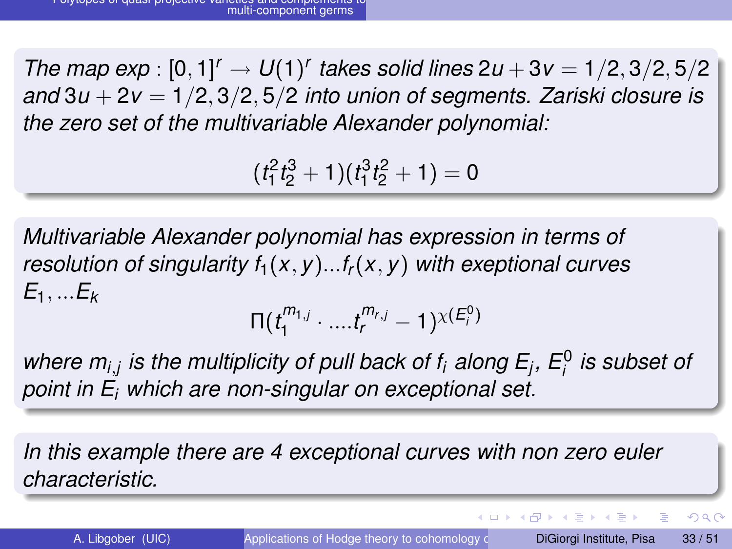*The map* $\exp : [0,1]^r \to U(1)^r$ *takes solid lines* $2u + 3v = 1/2, 3/2, 5/2$ *and* $3u + 2v = 1/2, 3/2, 5/2$ *into union of segments. Zariski closure is the zero set of the multivariable Alexander polynomial:*

$$(t_1^2 t_2^3 + 1)(t_1^3 t_2^2 + 1) = 0$$

*Multivariable Alexander polynomial has expression in terms of resolution of singularity* $f_1(x,y)...f_r(x,y)$ *with exeptional curves* $E_1, ...E_k$

$$\Pi(t_1^{m_{1,j}} \cdot ....t_r^{m_{r,j}} - 1)^{\chi(E_i^0)}$$

*where* $m_{i,j}$ *is the multiplicity of pull back of* $f_i$ *along* $E_j$*,* $E_i^0$ *is subset of point in* $E_i$ *which are non-singular on exceptional set.*

*In this example there are 4 exceptional curves with non zero euler characteristic.*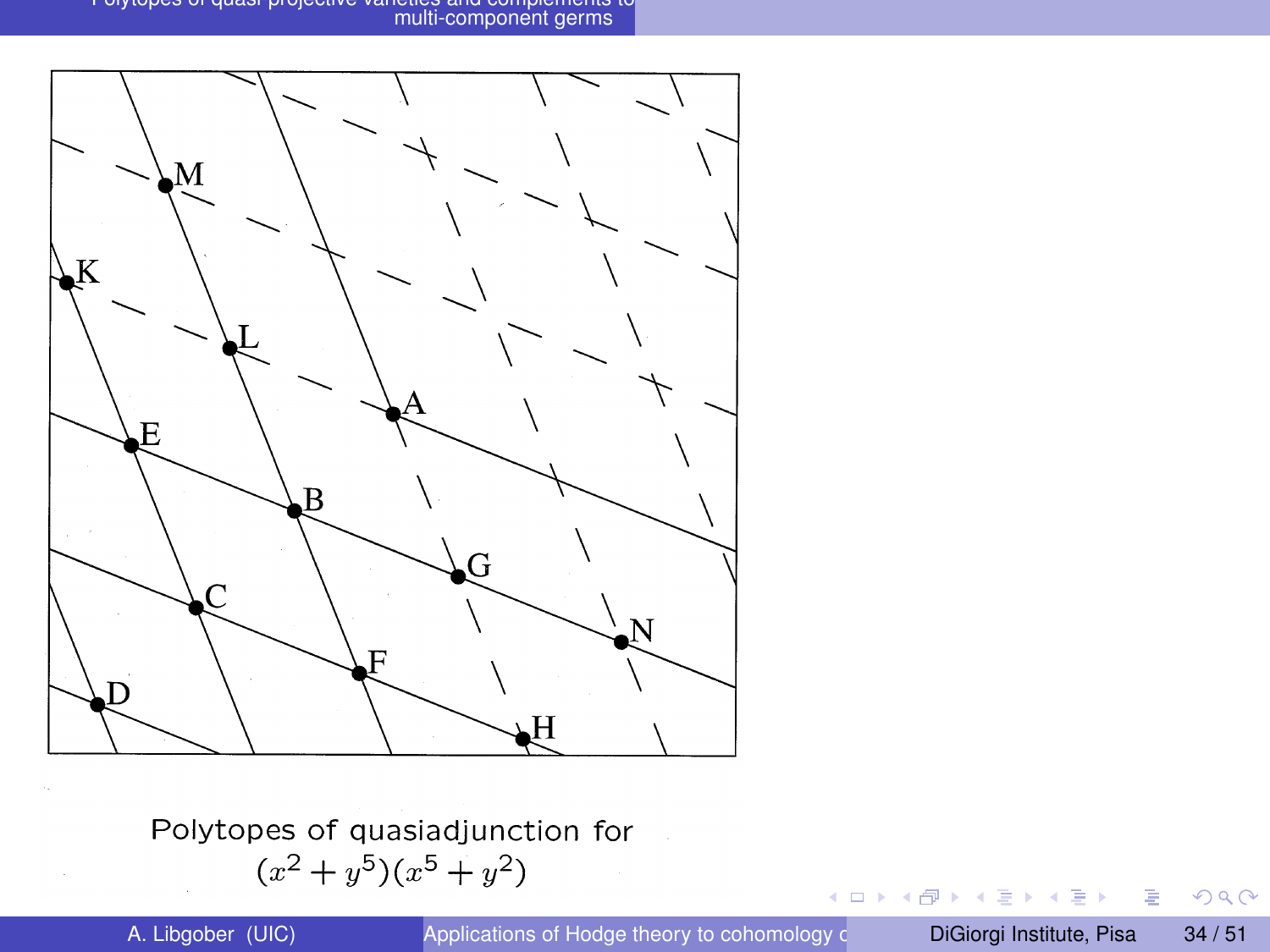Polytopes of quasiadjunction for
$(x^2 + y^5)(x^5 + y^2)$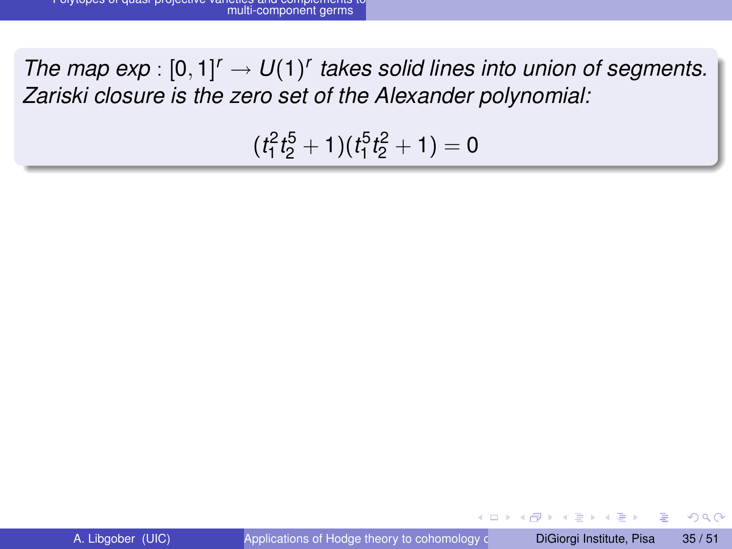*The map* $exp : [0,1]^r \to U(1)^r$ *takes solid lines into union of segments. Zariski closure is the zero set of the Alexander polynomial:*

$$(t_1^2 t_2^5 + 1)(t_1^5 t_2^2 + 1) = 0$$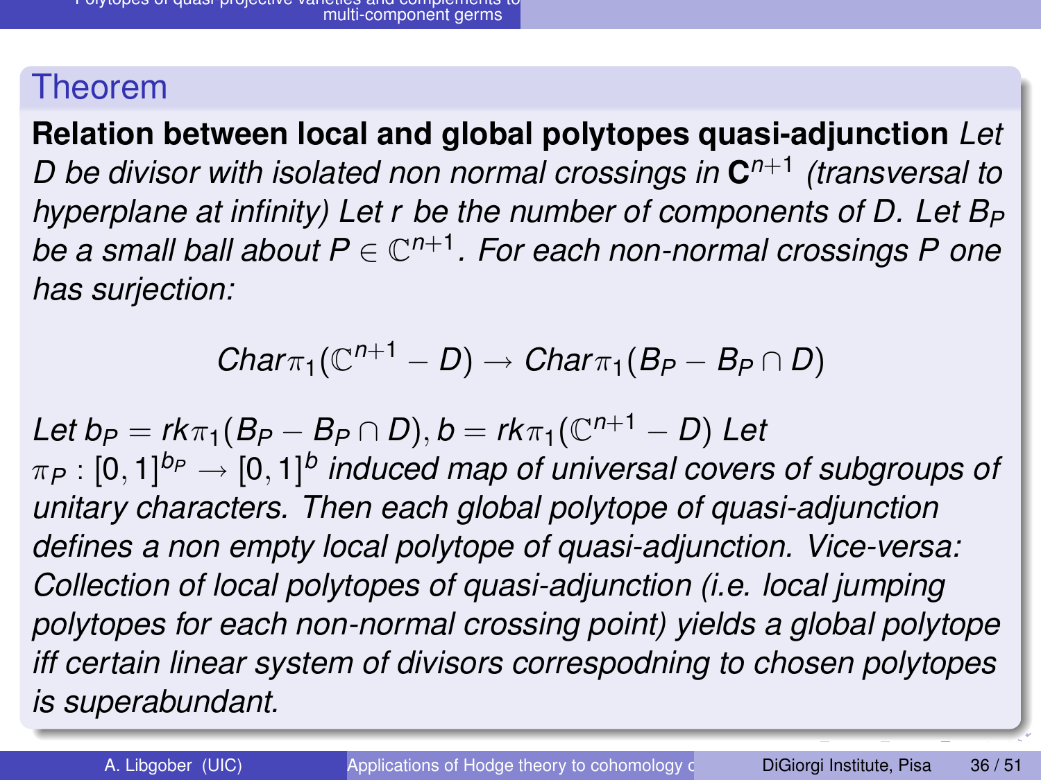## Theorem

**Relation between local and global polytopes quasi-adjunction** *Let D be divisor with isolated non normal crossings in* $\mathbf{C}^{n+1}$ *(transversal to hyperplane at infinity) Let r be the number of components of D. Let* $B_P$ *be a small ball about* $P \in \mathbb{C}^{n+1}$. *For each non-normal crossings P one has surjection:*

$$Char\pi_1(\mathbb{C}^{n+1} - D) \rightarrow Char\pi_1(B_P - B_P \cap D)$$

*Let* $b_P = rk\pi_1(B_P - B_P \cap D), b = rk\pi_1(\mathbb{C}^{n+1} - D)$ *Let* $\pi_P : [0,1]^{b_P} \rightarrow [0,1]^b$ *induced map of universal covers of subgroups of unitary characters. Then each global polytope of quasi-adjunction defines a non empty local polytope of quasi-adjunction. Vice-versa: Collection of local polytopes of quasi-adjunction (i.e. local jumping polytopes for each non-normal crossing point) yields a global polytope iff certain linear system of divisors correspodning to chosen polytopes is superabundant.*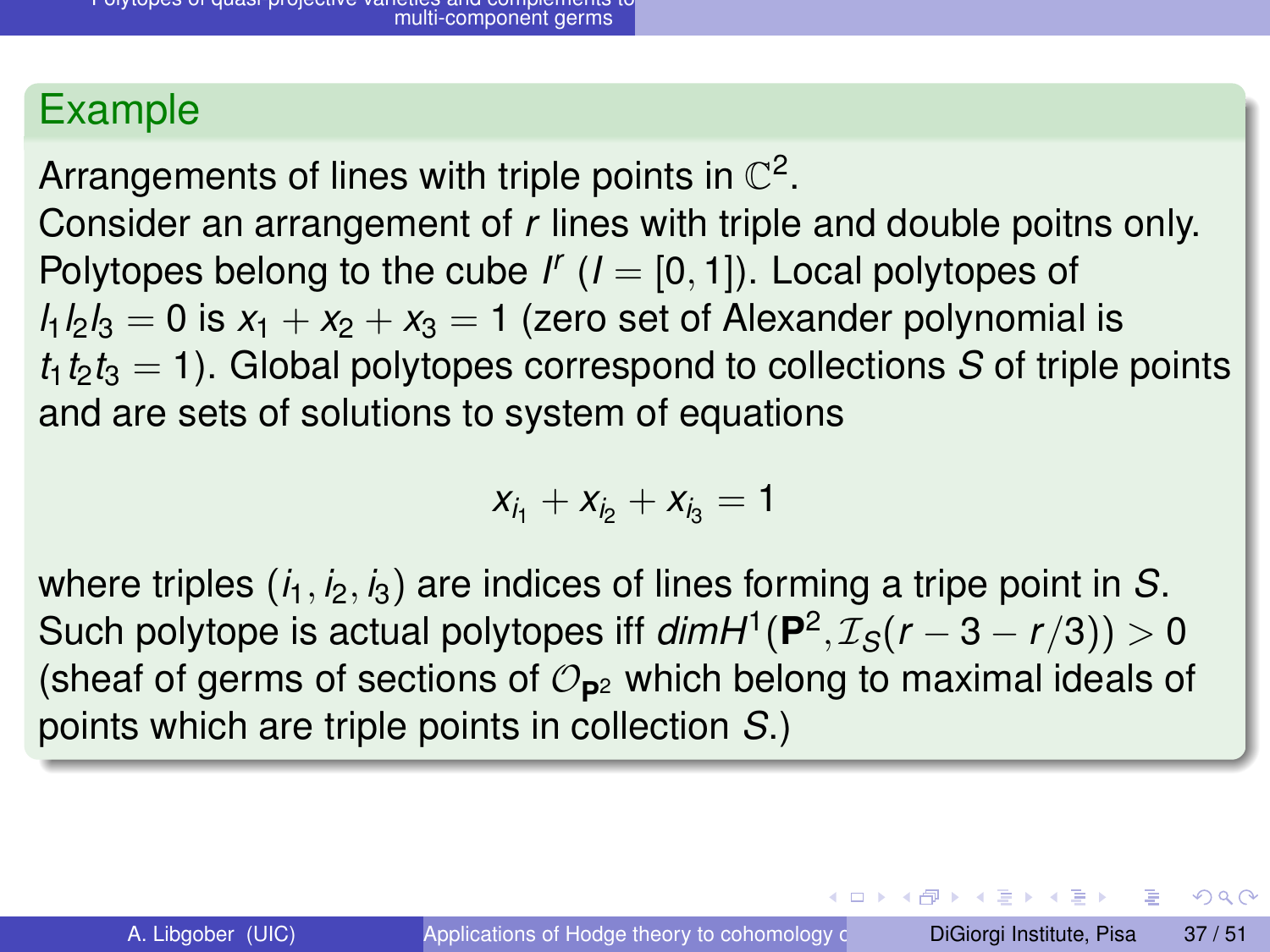## Example

Arrangements of lines with triple points in $\mathbb{C}^2$.
Consider an arrangement of $r$ lines with triple and double poitns only. Polytopes belong to the cube $I^r$ ($I = [0, 1]$). Local polytopes of $l_1 l_2 l_3 = 0$ is $x_1 + x_2 + x_3 = 1$ (zero set of Alexander polynomial is $t_1 t_2 t_3 = 1$). Global polytopes correspond to collections $S$ of triple points and are sets of solutions to system of equations

$$x_{i_1} + x_{i_2} + x_{i_3} = 1$$

where triples $(i_1, i_2, i_3)$ are indices of lines forming a tripe point in $S$. Such polytope is actual polytopes iff $dim H^1(\mathbf{P}^2, \mathcal{I}_S(r - 3 - r/3)) > 0$ (sheaf of germs of sections of $\mathcal{O}_{\mathbf{P}^2}$ which belong to maximal ideals of points which are triple points in collection $S$.)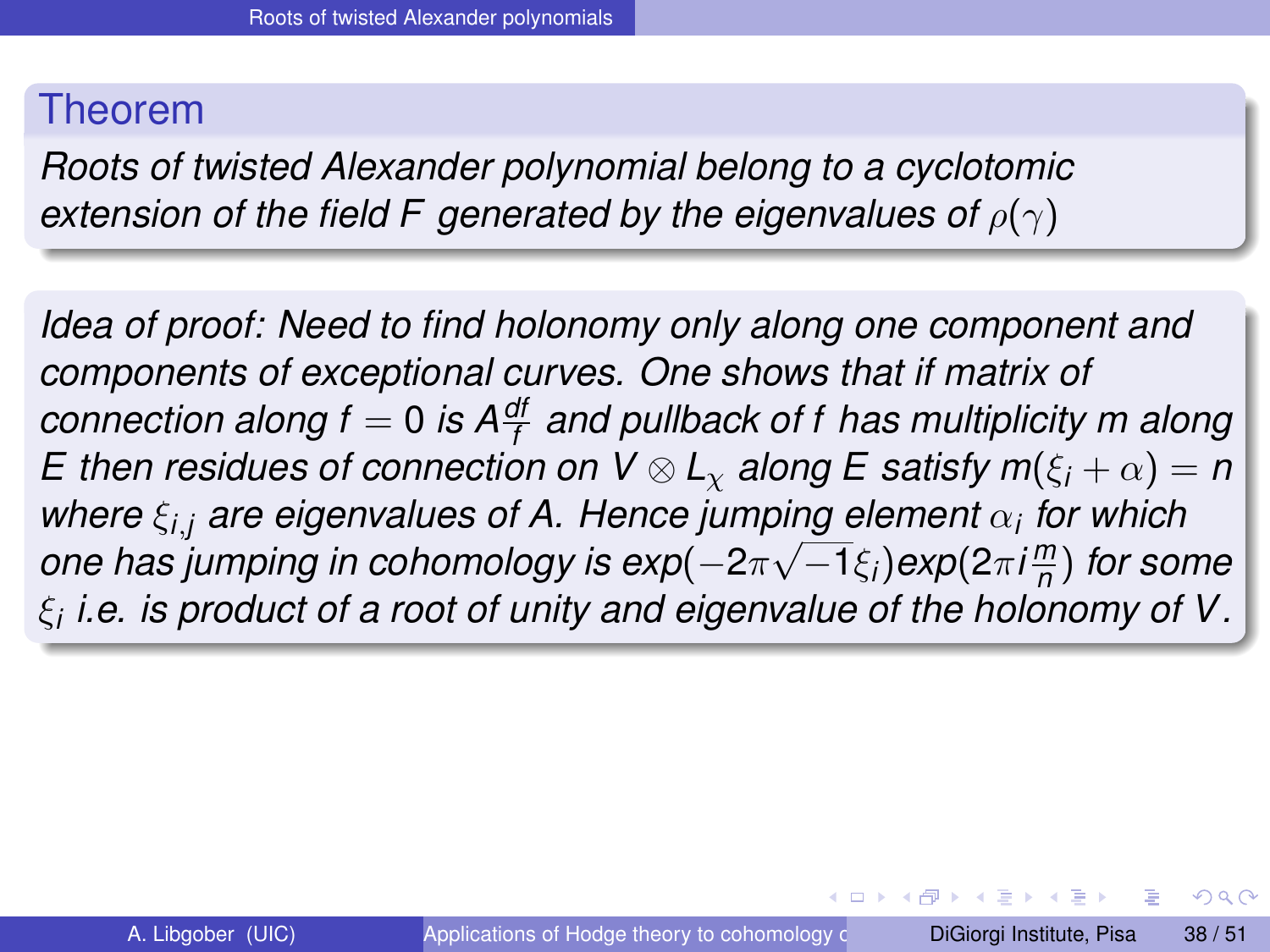## Theorem

*Roots of twisted Alexander polynomial belong to a cyclotomic extension of the field $F$ generated by the eigenvalues of $\rho(\gamma)$*

*Idea of proof: Need to find holonomy only along one component and components of exceptional curves. One shows that if matrix of connection along $f = 0$ is $A\frac{df}{f}$ and pullback of $f$ has multiplicity $m$ along $E$ then residues of connection on $V \otimes L_\chi$ along $E$ satisfy $m(\xi_i + \alpha) = n$ where $\xi_{i,j}$ are eigenvalues of $A$. Hence jumping element $\alpha_i$ for which one has jumping in cohomology is $exp(-2\pi\sqrt{-1}\xi_i)exp(2\pi i\frac{m}{n})$ for some $\xi_i$ i.e. is product of a root of unity and eigenvalue of the holonomy of $V$.*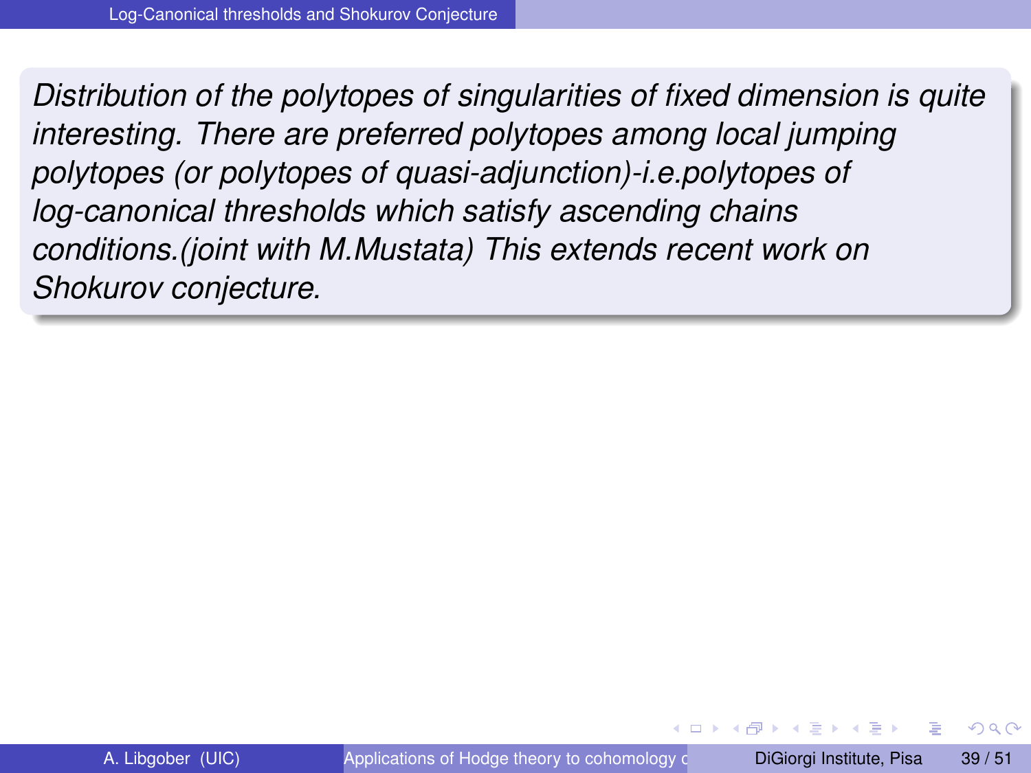*Distribution of the polytopes of singularities of fixed dimension is quite interesting. There are preferred polytopes among local jumping polytopes (or polytopes of quasi-adjunction)-i.e.polytopes of log-canonical thresholds which satisfy ascending chains conditions.(joint with M.Mustata) This extends recent work on Shokurov conjecture.*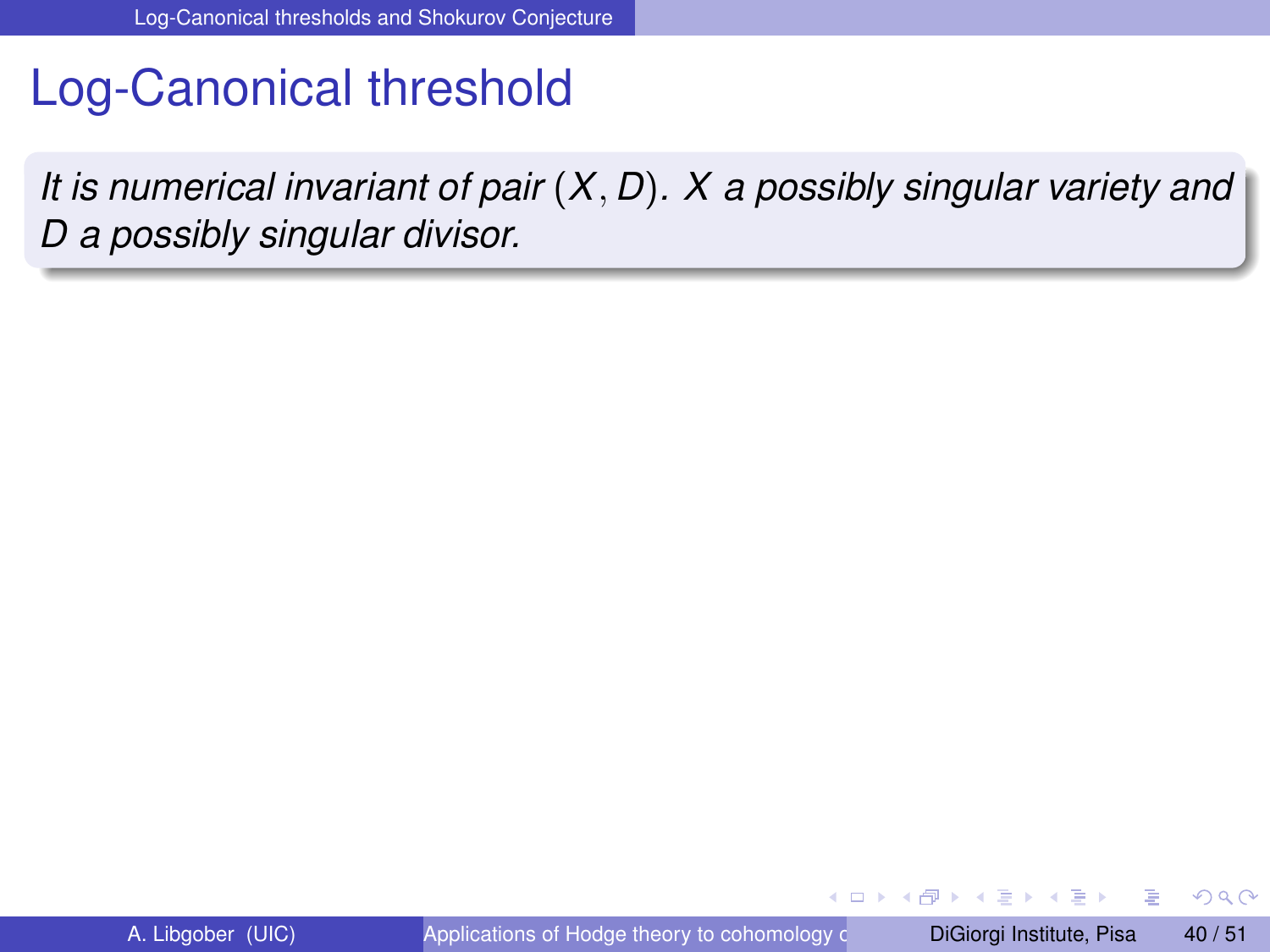# Log-Canonical threshold

*It is numerical invariant of pair $(X, D)$. $X$ a possibly singular variety and $D$ a possibly singular divisor.*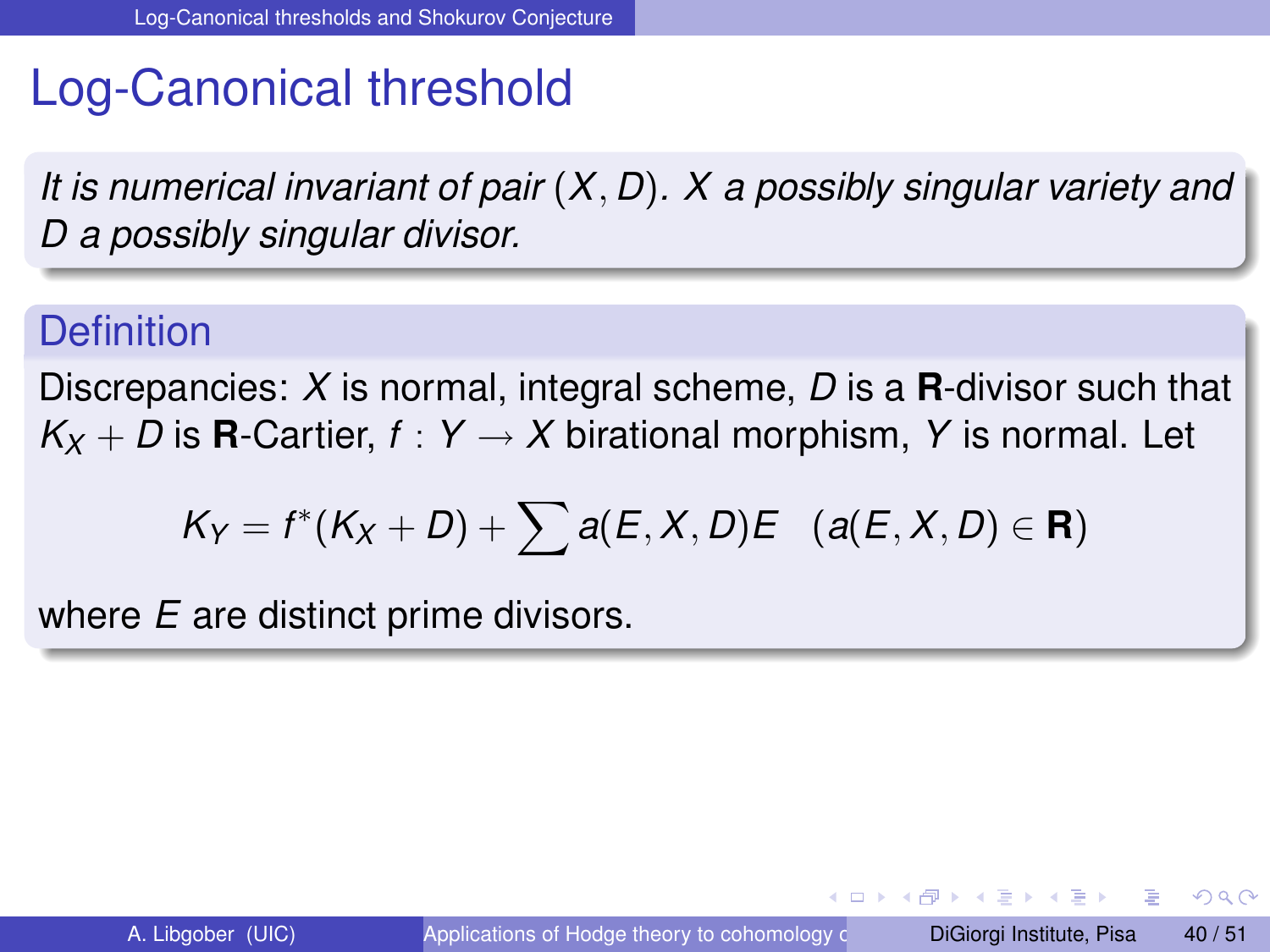# Log-Canonical threshold

*It is numerical invariant of pair $(X, D)$. $X$ a possibly singular variety and $D$ a possibly singular divisor.*

### Definition

Discrepancies: $X$ is normal, integral scheme, $D$ is a **R**-divisor such that $K_X + D$ is **R**-Cartier, $f : Y \to X$ birational morphism, $Y$ is normal. Let

$$K_Y = f^*(K_X + D) + \sum a(E, X, D)E \quad (a(E, X, D) \in \mathbf{R})$$

where $E$ are distinct prime divisors.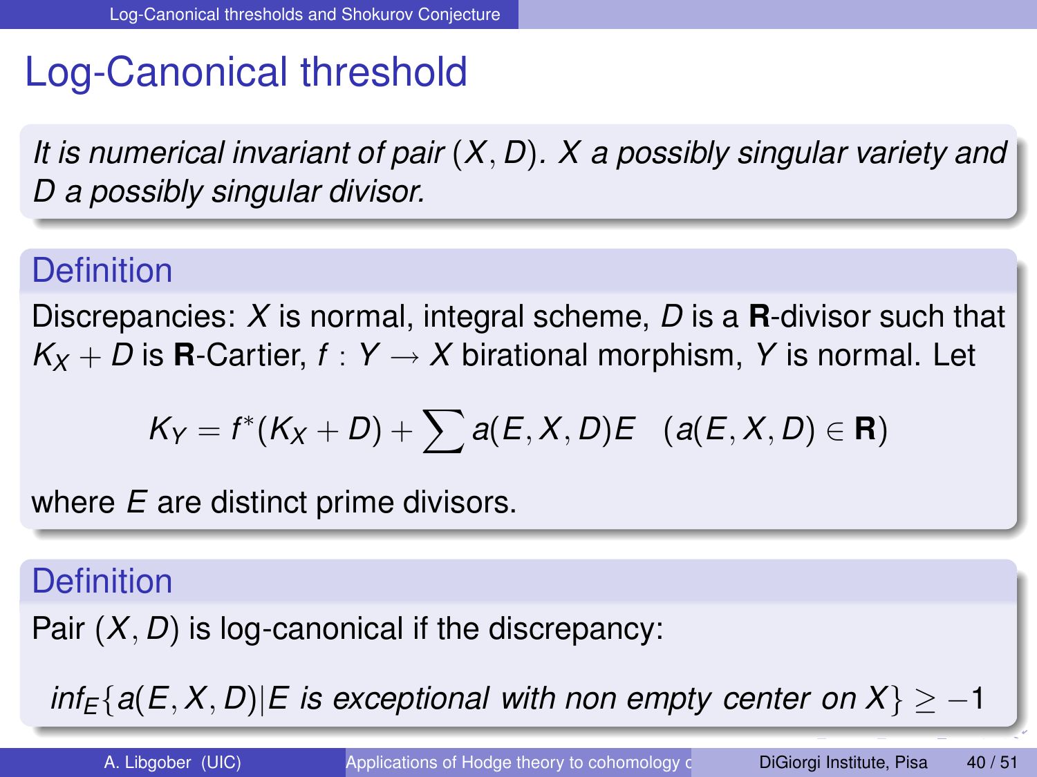# Log-Canonical threshold

*It is numerical invariant of pair $(X, D)$. $X$ a possibly singular variety and $D$ a possibly singular divisor.*

## Definition

Discrepancies: $X$ is normal, integral scheme, $D$ is a **R**-divisor such that $K_X + D$ is **R**-Cartier, $f : Y \rightarrow X$ birational morphism, $Y$ is normal. Let

$$K_Y = f^*(K_X + D) + \sum a(E, X, D)E \quad (a(E, X, D) \in \mathbf{R})$$

where $E$ are distinct prime divisors.

## Definition

Pair $(X, D)$ is log-canonical if the discrepancy:

$$inf_E\{a(E, X, D) | E \text{ is exceptional with non empty center on } X\} \geq -1$$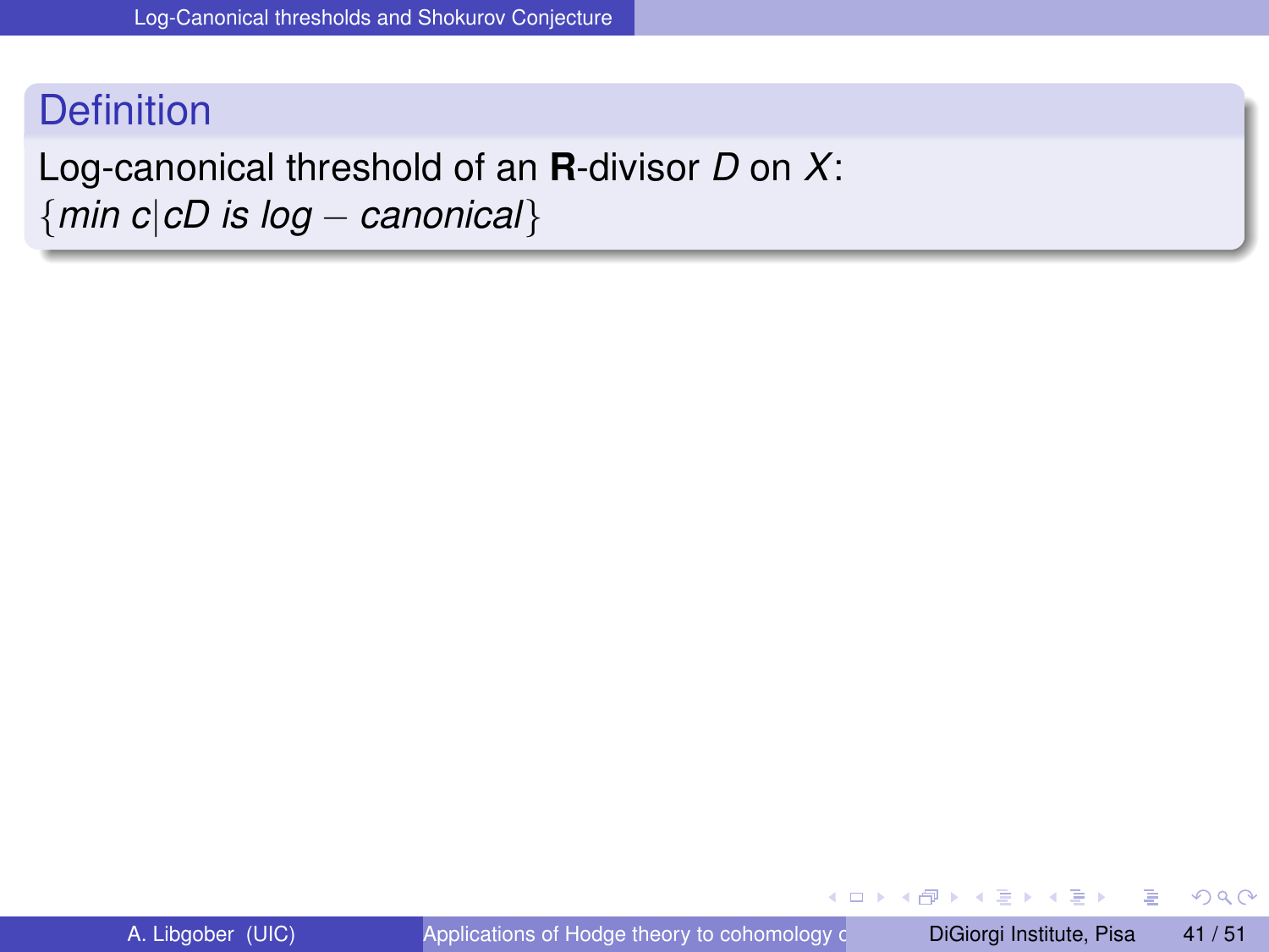## Definition

Log-canonical threshold of an **R**-divisor $D$ on $X$:
$\{min\ c | cD\ is\ log - canonical\}$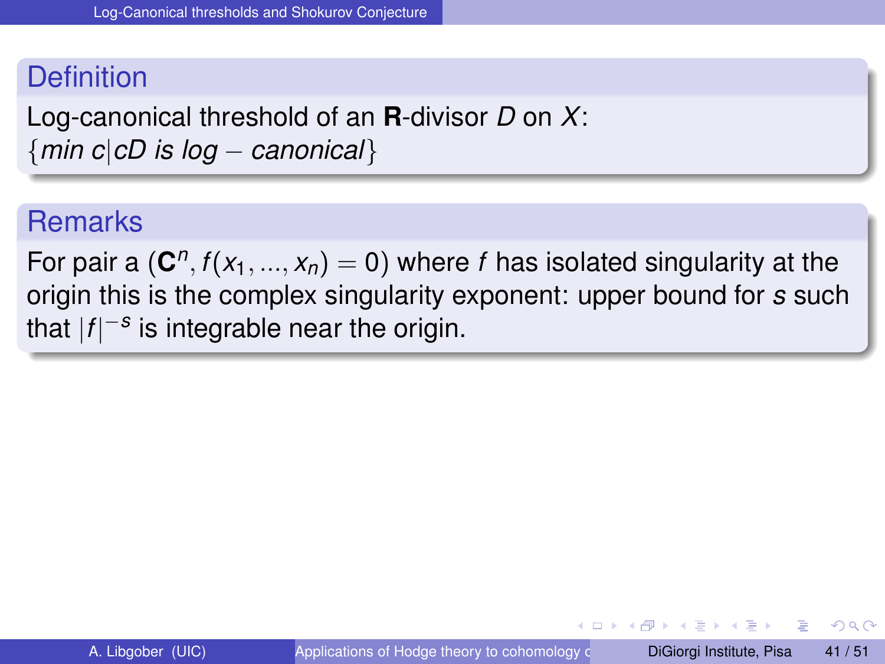## Definition

Log-canonical threshold of an **R**-divisor $D$ on $X$:
$\{min\ c | cD\ is\ log - canonical\}$

## Remarks

For pair a $(\mathbf{C}^n, f(x_1, ..., x_n) = 0)$ where $f$ has isolated singularity at the origin this is the complex singularity exponent: upper bound for $s$ such that $|f|^{-s}$ is integrable near the origin.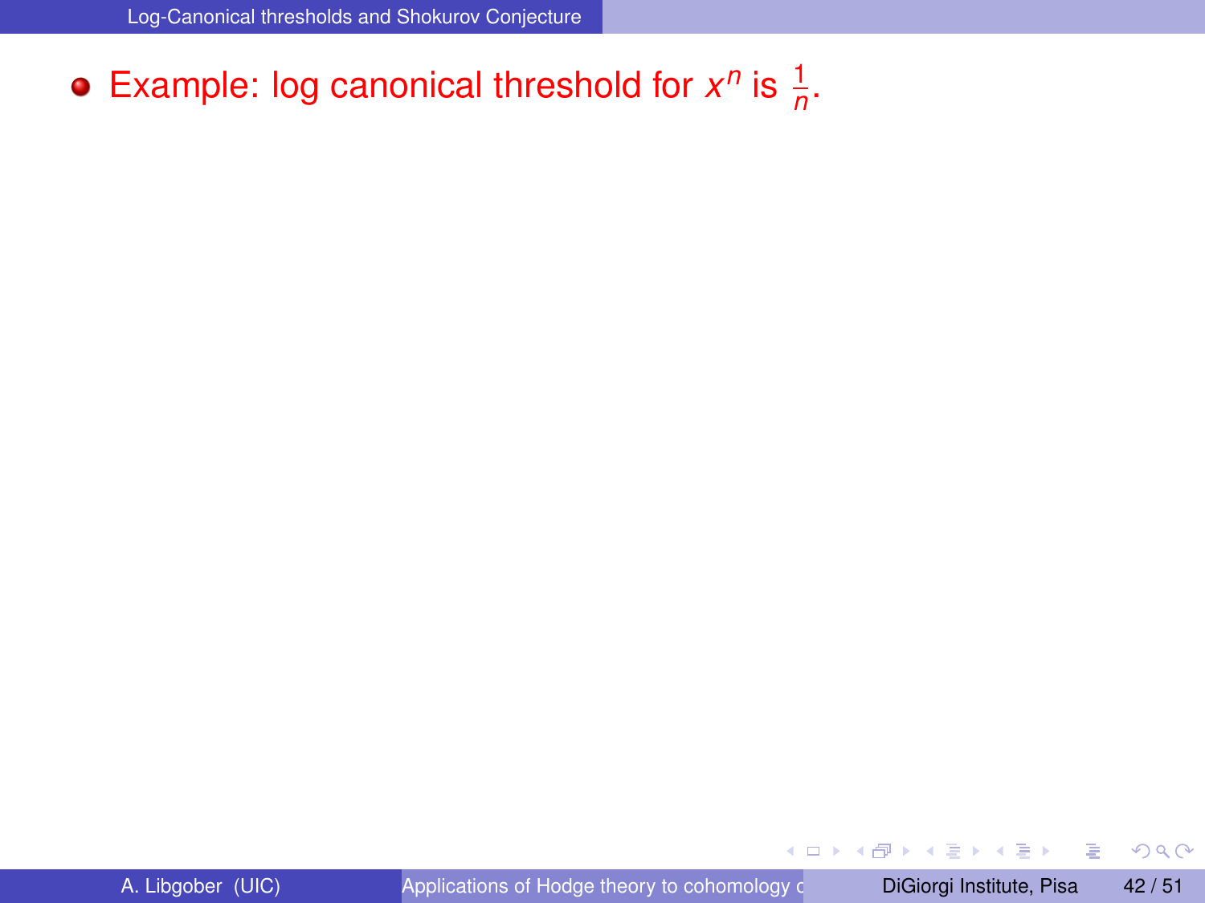- Example: log canonical threshold for $x^n$ is $\frac{1}{n}$.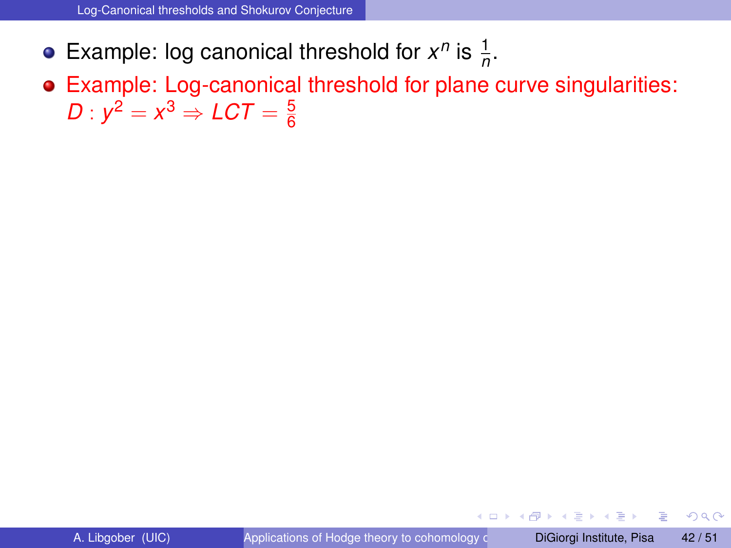- Example: log canonical threshold for $x^n$ is $\frac{1}{n}$.
- Example: Log-canonical threshold for plane curve singularities: $D : y^2 = x^3 \Rightarrow LCT = \frac{5}{6}$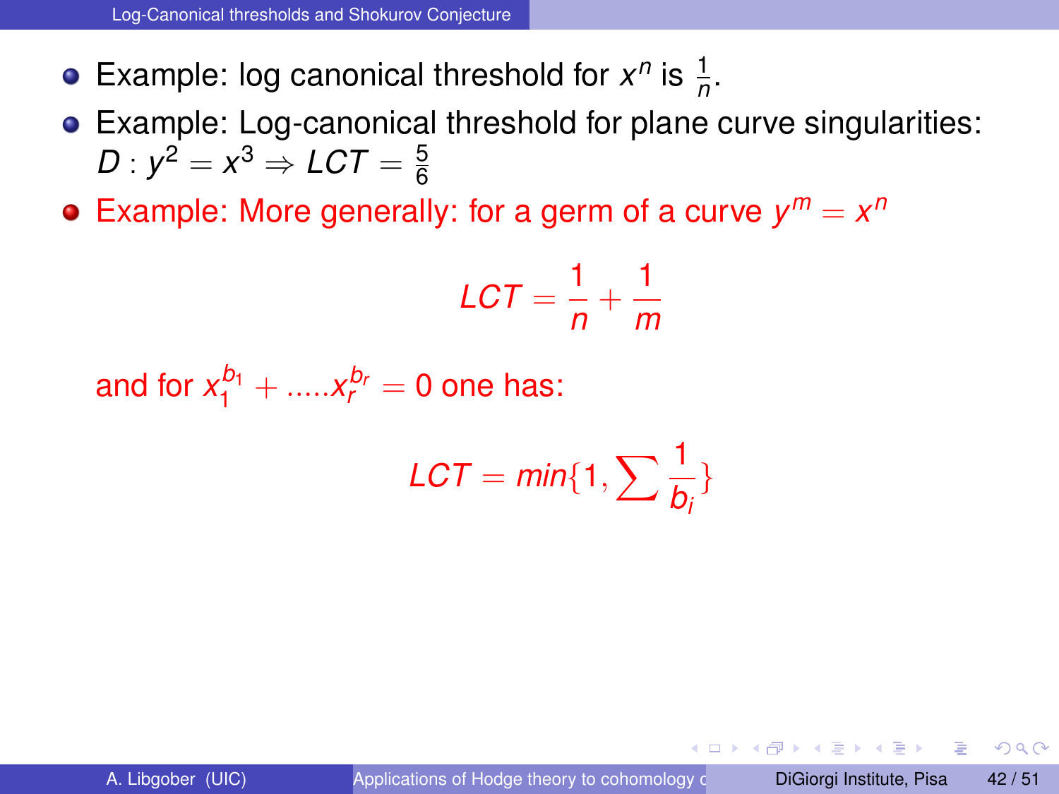- Example: log canonical threshold for $x^n$ is $\frac{1}{n}$.
- Example: Log-canonical threshold for plane curve singularities: $D : y^2 = x^3 \Rightarrow LCT = \frac{5}{6}$
- Example: More generally: for a germ of a curve $y^m = x^n$

$$LCT = \frac{1}{n} + \frac{1}{m}$$

and for $x_1^{b_1} + .....x_r^{b_r} = 0$ one has:

$$LCT = min\{1, \sum \frac{1}{b_i}\}$$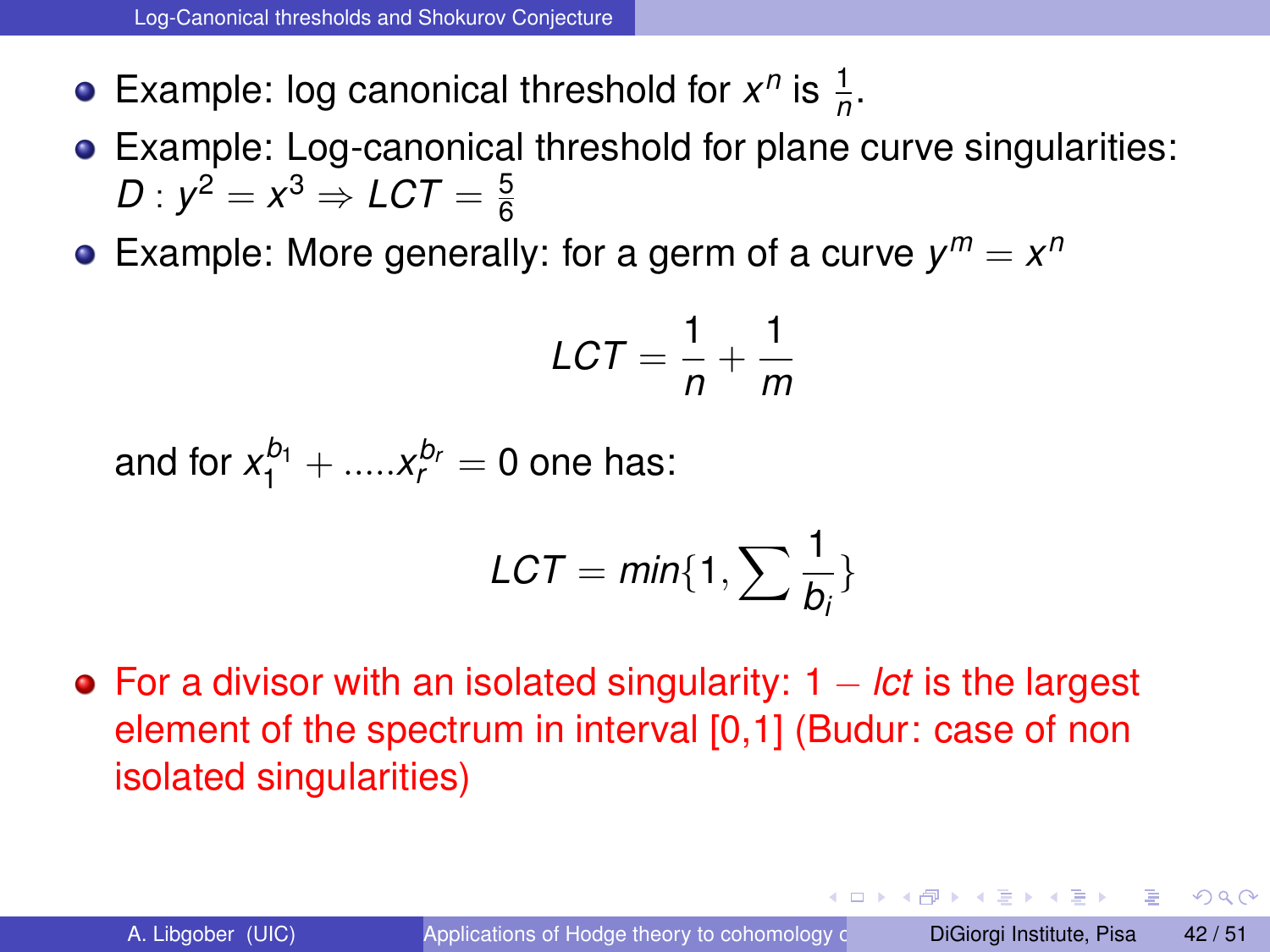- Example: log canonical threshold for $x^n$ is $\frac{1}{n}$.
- Example: Log-canonical threshold for plane curve singularities: $D : y^2 = x^3 \Rightarrow LCT = \frac{5}{6}$
- Example: More generally: for a germ of a curve $y^m = x^n$

$$LCT = \frac{1}{n} + \frac{1}{m}$$

  and for $x_1^{b_1} + .....x_r^{b_r} = 0$ one has:

$$LCT = min\{1, \sum \frac{1}{b_i}\}$$

- For a divisor with an isolated singularity: $1 - lct$ is the largest element of the spectrum in interval [0,1] (Budur: case of non isolated singularities)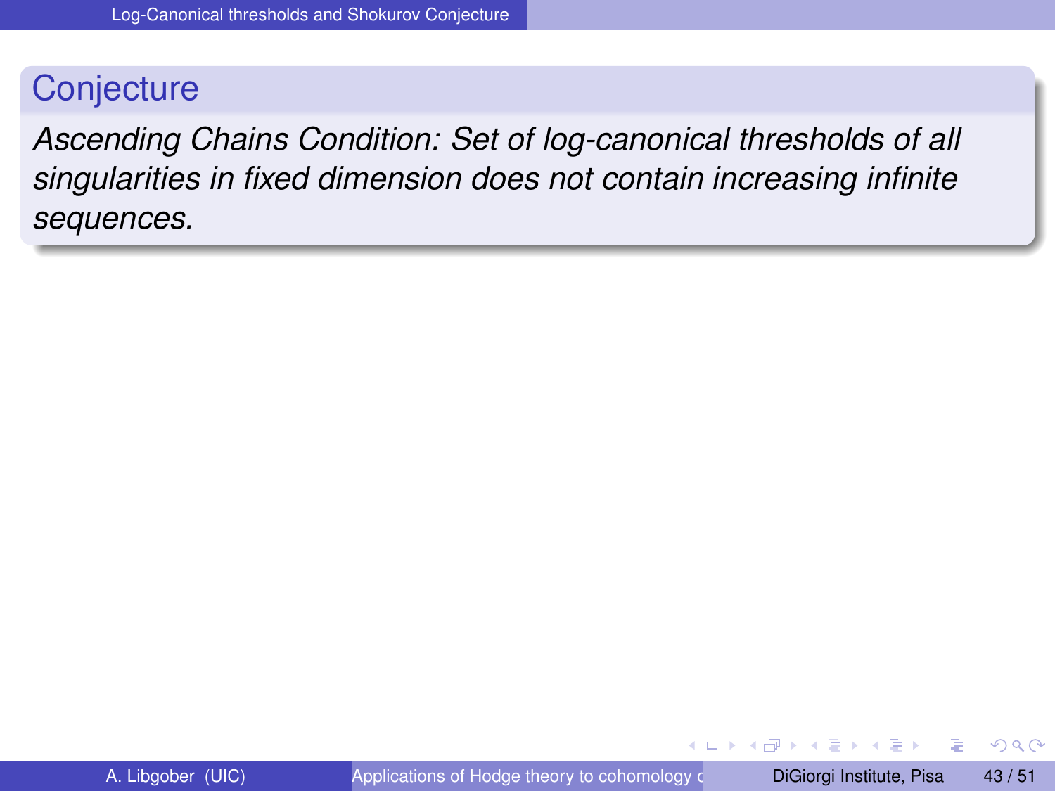## Conjecture

*Ascending Chains Condition: Set of log-canonical thresholds of all singularities in fixed dimension does not contain increasing infinite sequences.*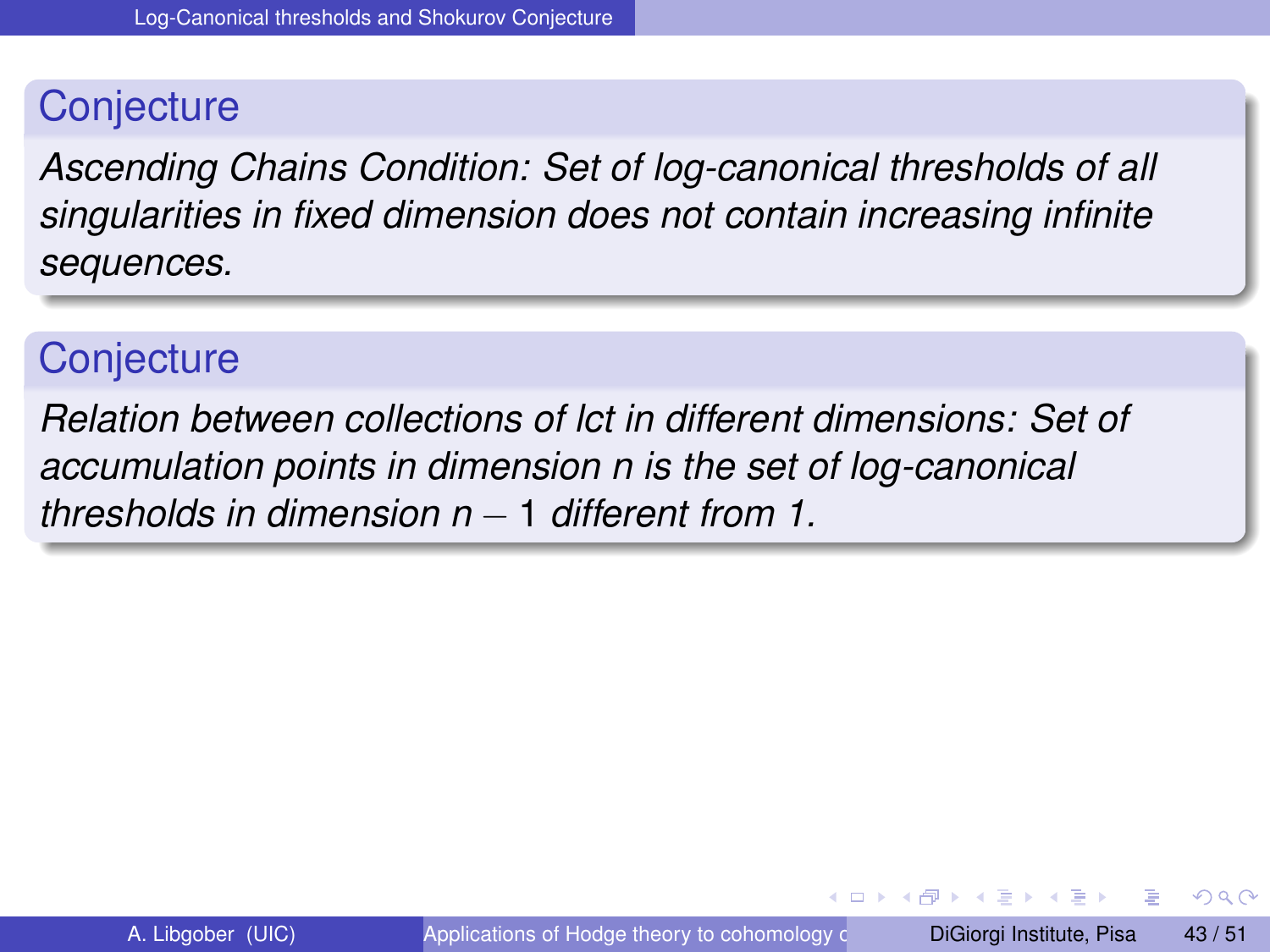### Conjecture

*Ascending Chains Condition: Set of log-canonical thresholds of all singularities in fixed dimension does not contain increasing infinite sequences.*

### Conjecture

*Relation between collections of lct in different dimensions: Set of accumulation points in dimension $n$ is the set of log-canonical thresholds in dimension $n-1$ different from 1.*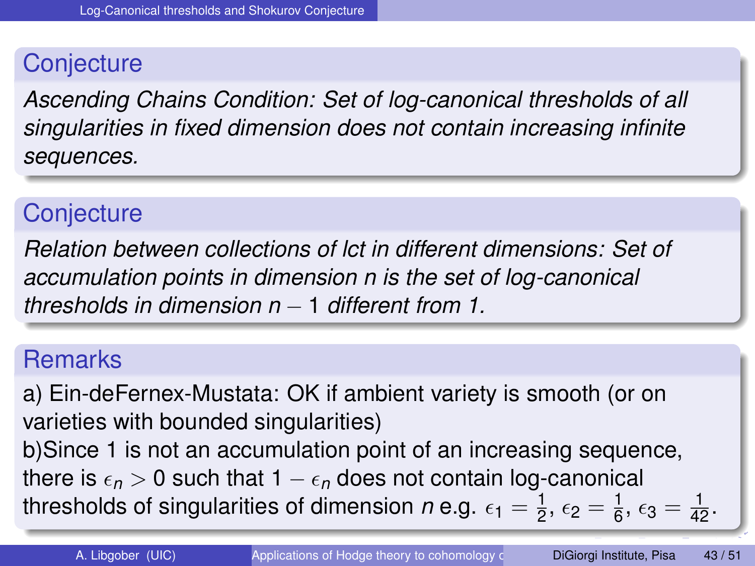### Conjecture

*Ascending Chains Condition: Set of log-canonical thresholds of all singularities in fixed dimension does not contain increasing infinite sequences.*

### Conjecture

*Relation between collections of lct in different dimensions: Set of accumulation points in dimension n is the set of log-canonical thresholds in dimension $n-1$ different from 1.*

### Remarks

a) Ein-deFernex-Mustata: OK if ambient variety is smooth (or on varieties with bounded singularities)

b)Since 1 is not an accumulation point of an increasing sequence, there is $\epsilon_n > 0$ such that $1 - \epsilon_n$ does not contain log-canonical thresholds of singularities of dimension $n$ e.g. $\epsilon_1 = \frac{1}{2}$, $\epsilon_2 = \frac{1}{6}$, $\epsilon_3 = \frac{1}{42}$.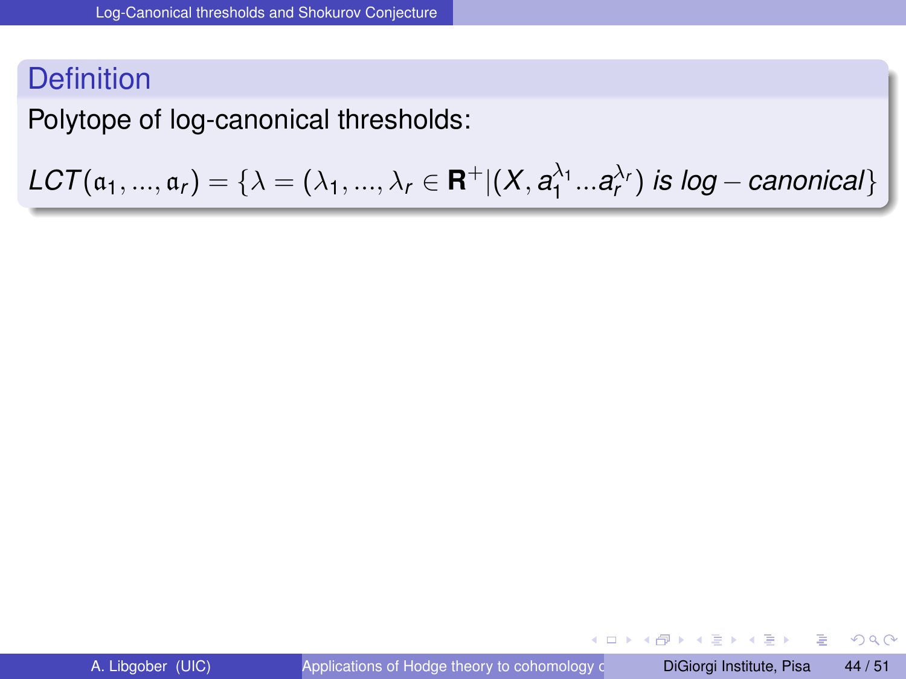## Definition

Polytope of log-canonical thresholds:

$$LCT(\mathfrak{a}_1, ..., \mathfrak{a}_r) = \{\lambda = (\lambda_1, ..., \lambda_r \in \mathbf{R}^+ | (X, a_1^{\lambda_1} ... a_r^{\lambda_r}) \text{ is log} - \text{canonical}\}$$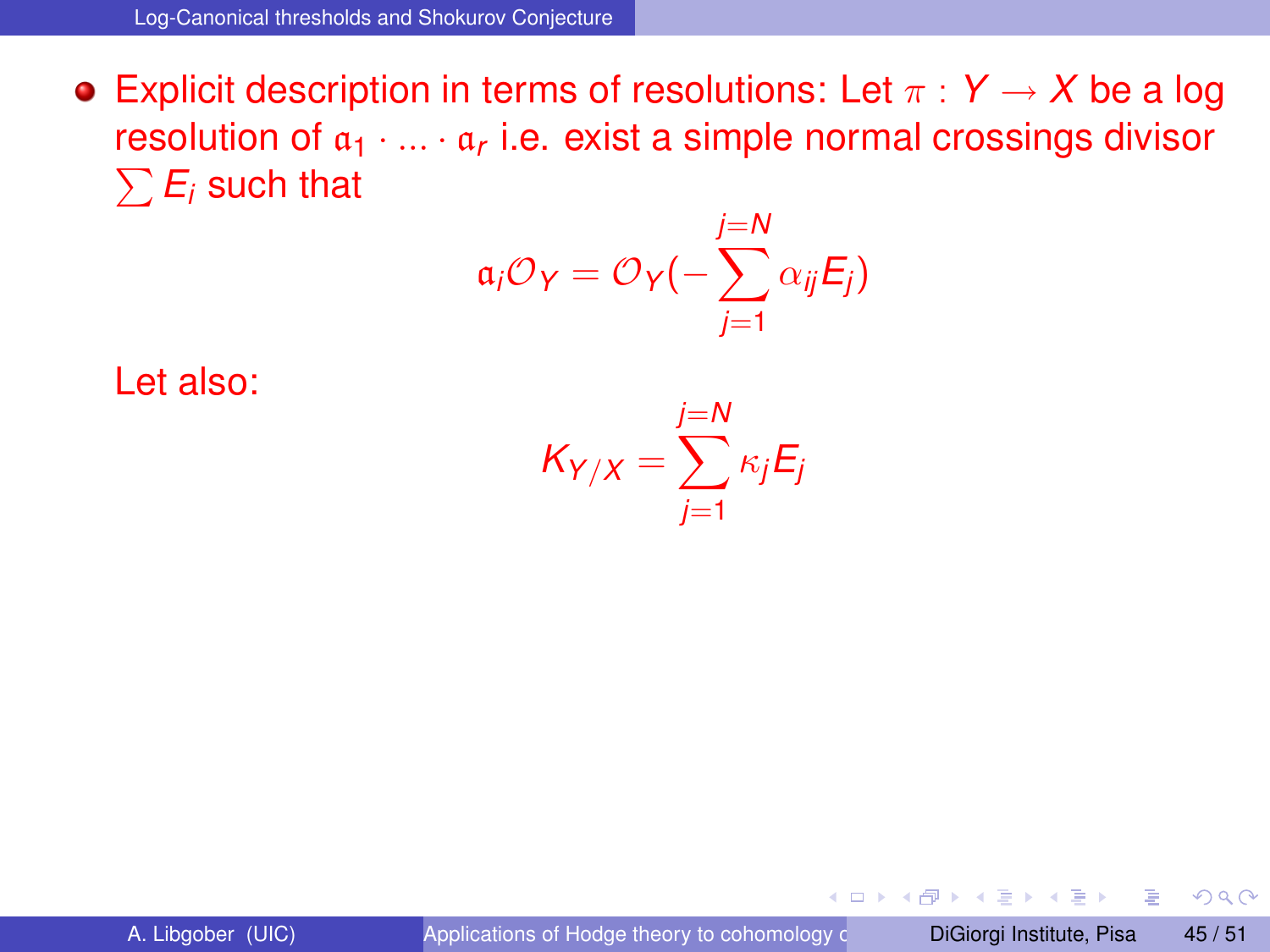- Explicit description in terms of resolutions: Let $\pi : Y \rightarrow X$ be a log resolution of $\mathfrak{a}_1 \cdot ... \cdot \mathfrak{a}_r$ i.e. exist a simple normal crossings divisor $\sum E_i$ such that

$$\mathfrak{a}_i \mathcal{O}_Y = \mathcal{O}_Y(-\sum_{j=1}^{j=N} \alpha_{ij} E_j)$$

Let also:

$$K_{Y/X} = \sum_{j=1}^{j=N} \kappa_j E_j$$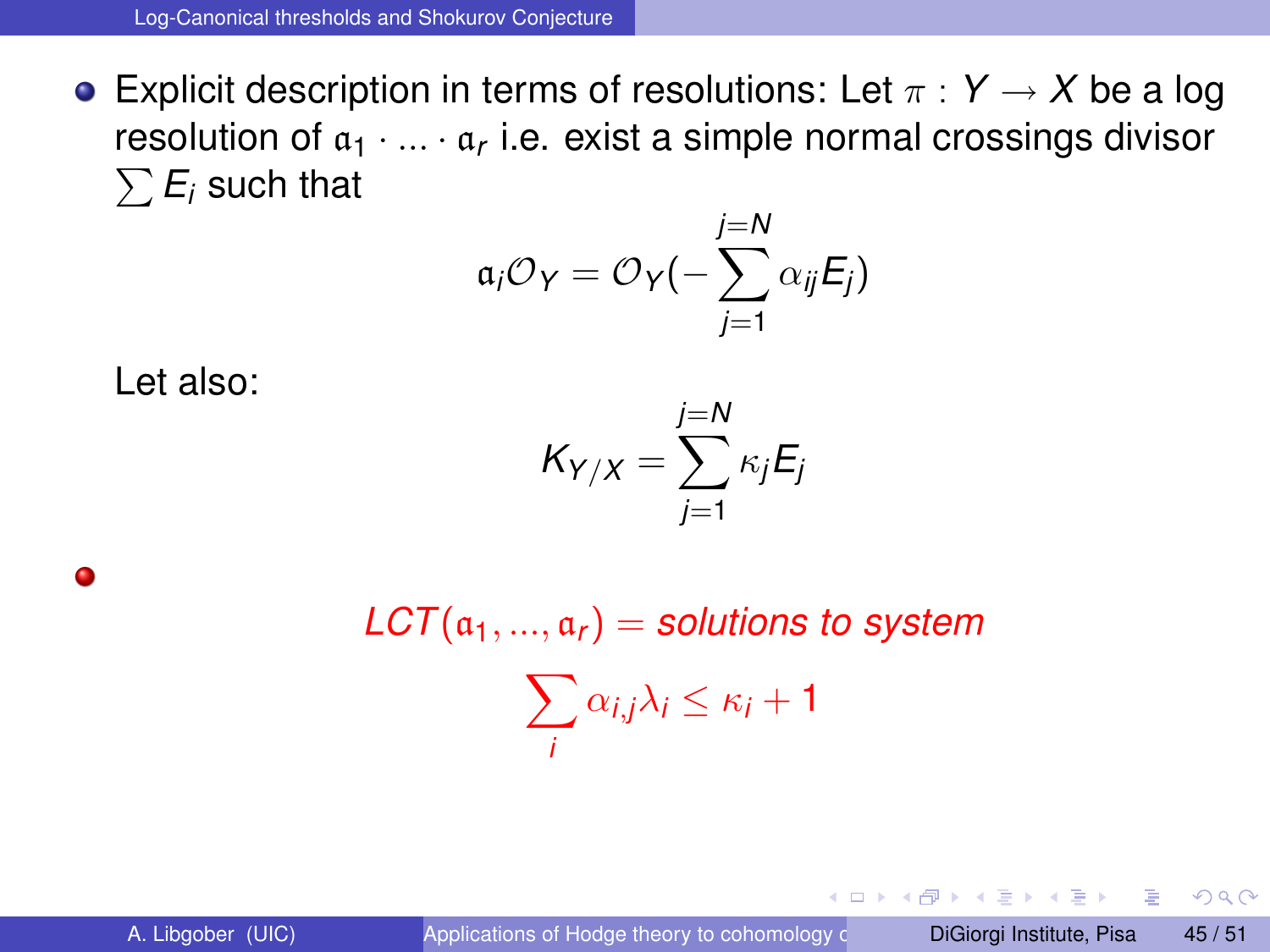- Explicit description in terms of resolutions: Let $\pi : Y \to X$ be a log resolution of $\mathfrak{a}_1 \cdot ... \cdot \mathfrak{a}_r$ i.e. exist a simple normal crossings divisor $\sum E_i$ such that

$$\mathfrak{a}_i \mathcal{O}_Y = \mathcal{O}_Y(-\sum_{j=1}^{j=N} \alpha_{ij} E_j)$$

Let also:

$$K_{Y/X} = \sum_{j=1}^{j=N} \kappa_j E_j$$

- $$LCT(\mathfrak{a}_1, ..., \mathfrak{a}_r) = \textit{solutions to system}$$

$$\sum_i \alpha_{i,j} \lambda_i \leq \kappa_i + 1$$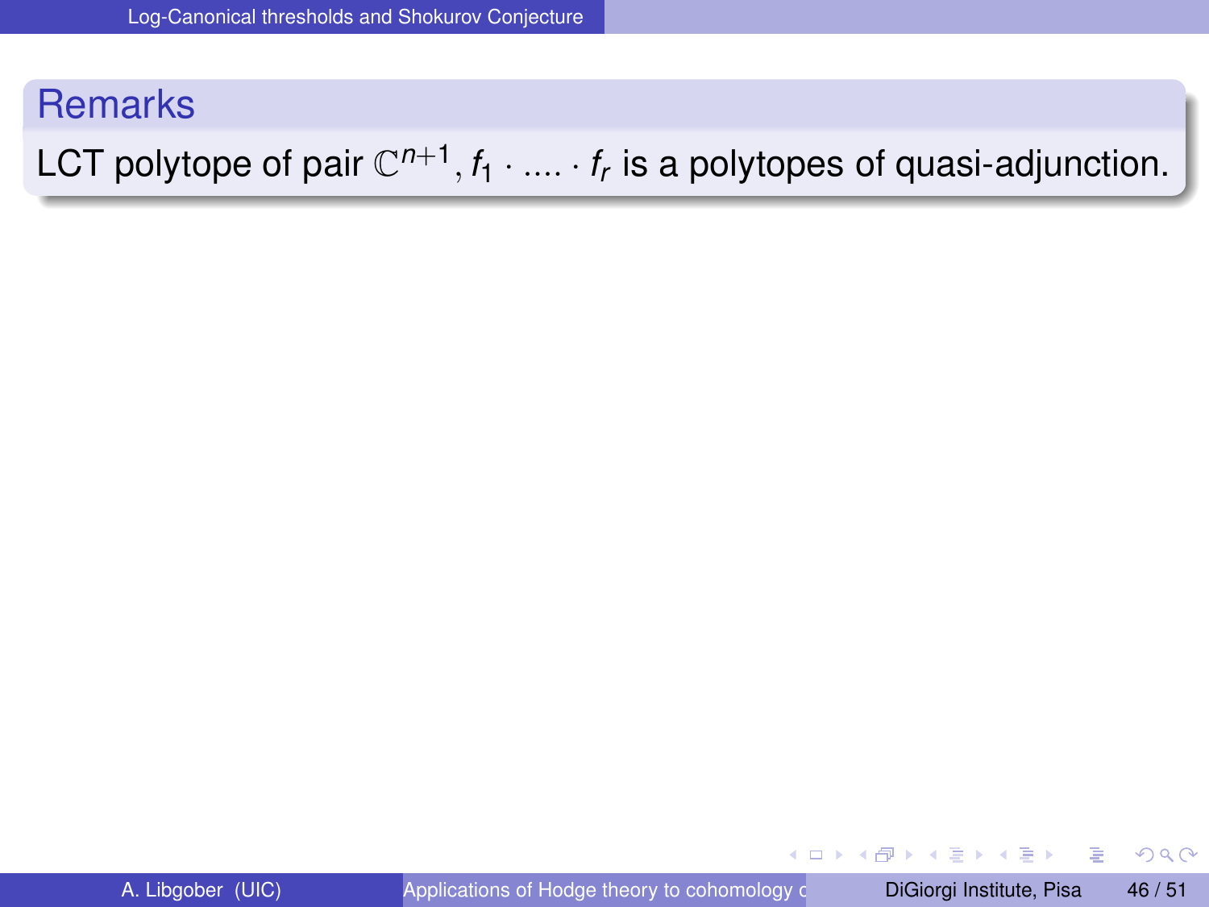## Remarks

LCT polytope of pair $\mathbb{C}^{n+1}, f_1 \cdot .... \cdot f_r$ is a polytopes of quasi-adjunction.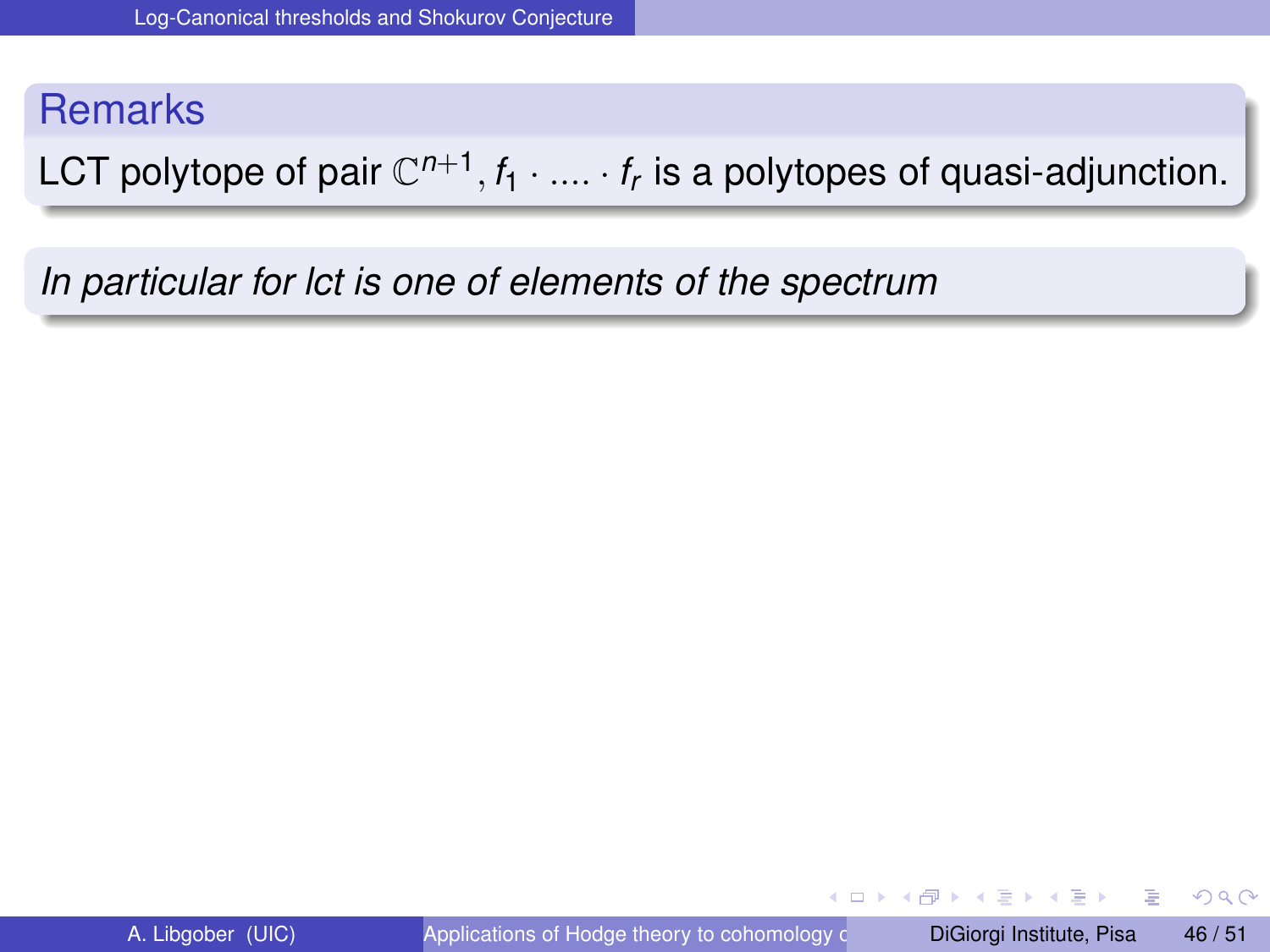## Remarks

LCT polytope of pair $\mathbb{C}^{n+1}, f_1 \cdot .... \cdot f_r$ is a polytopes of quasi-adjunction.

*In particular for lct is one of elements of the spectrum*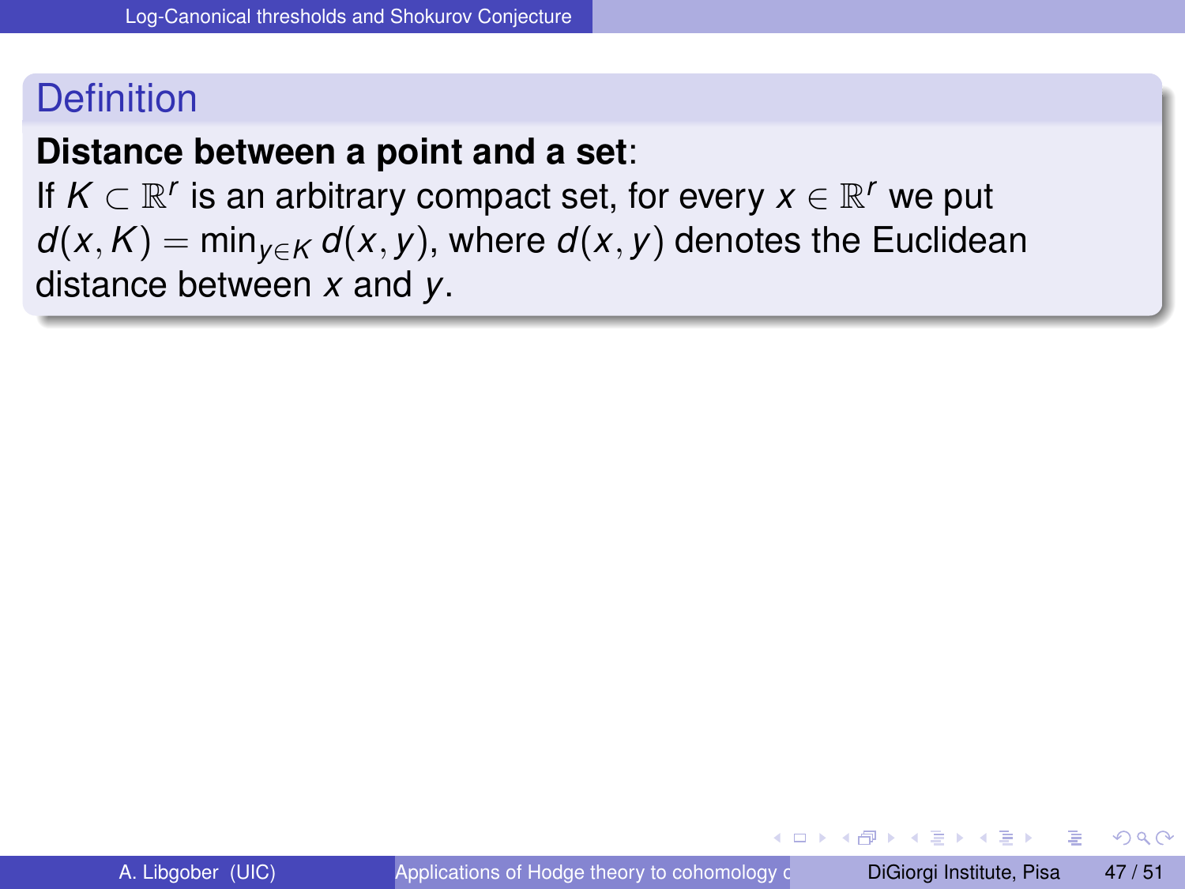## Definition

**Distance between a point and a set**:
If $K \subset \mathbb{R}^r$ is an arbitrary compact set, for every $x \in \mathbb{R}^r$ we put $d(x, K) = \min_{y \in K} d(x, y)$, where $d(x, y)$ denotes the Euclidean distance between $x$ and $y$.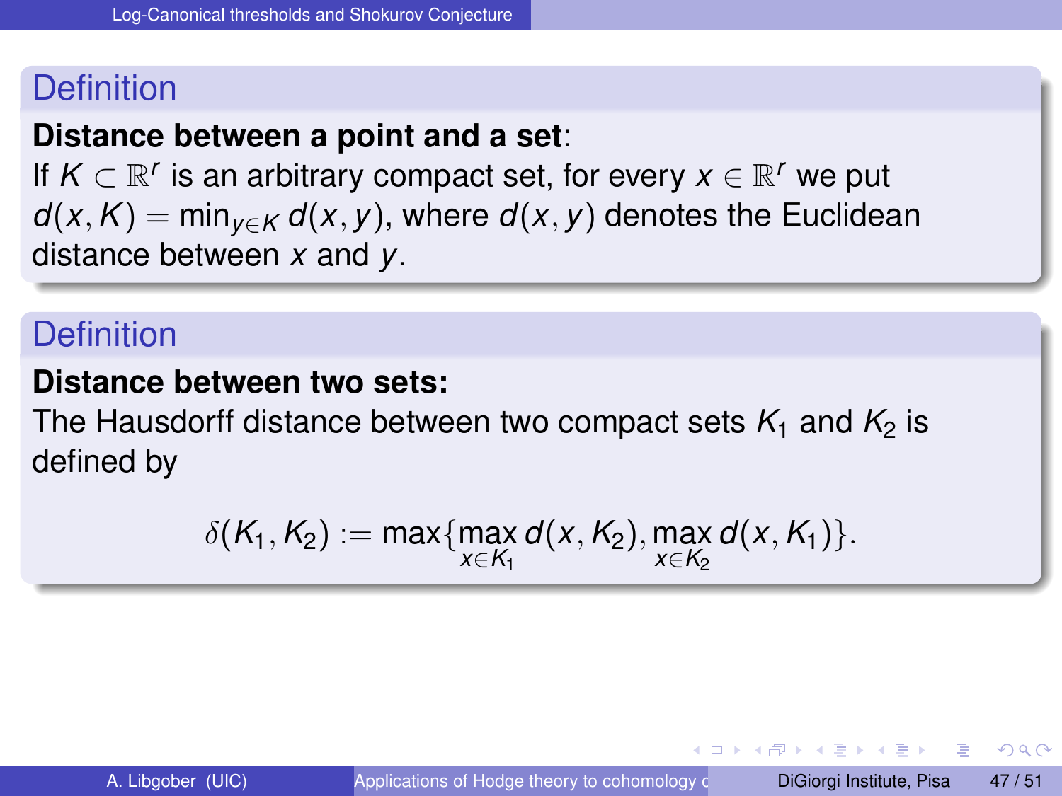### Definition

**Distance between a point and a set**:
If $K \subset \mathbb{R}^r$ is an arbitrary compact set, for every $x \in \mathbb{R}^r$ we put $d(x, K) = \min_{y \in K} d(x, y)$, where $d(x, y)$ denotes the Euclidean distance between $x$ and $y$.

### Definition

**Distance between two sets:**
The Hausdorff distance between two compact sets $K_1$ and $K_2$ is defined by

$$\delta(K_1, K_2) := \max\{\max_{x \in K_1} d(x, K_2), \max_{x \in K_2} d(x, K_1)\}.$$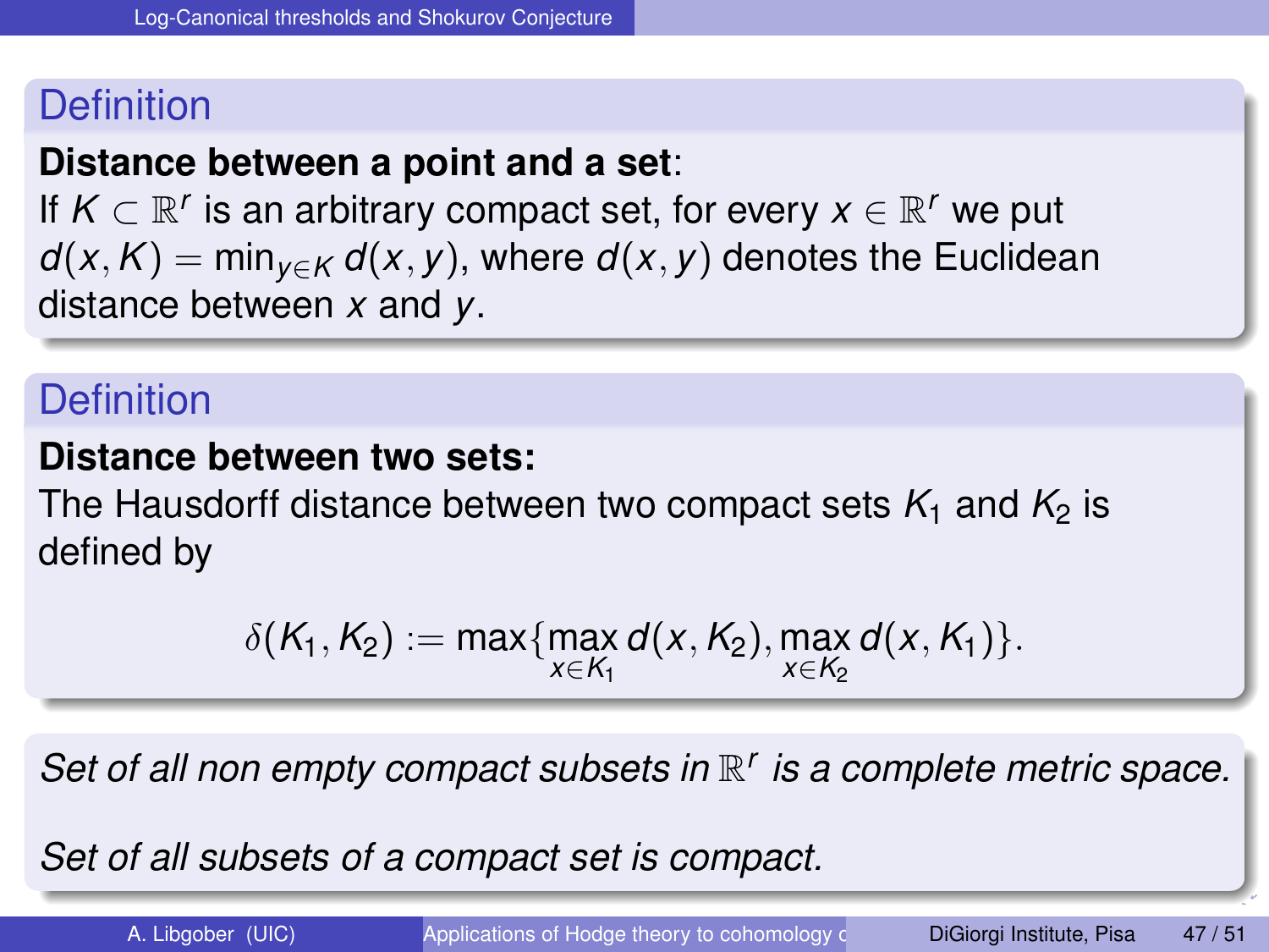## Definition

**Distance between a point and a set**:
If $K \subset \mathbb{R}^r$ is an arbitrary compact set, for every $x \in \mathbb{R}^r$ we put $d(x, K) = \min_{y \in K} d(x, y)$, where $d(x, y)$ denotes the Euclidean distance between $x$ and $y$.

## Definition

**Distance between two sets:**
The Hausdorff distance between two compact sets $K_1$ and $K_2$ is defined by

$$\delta(K_1, K_2) := \max\{\max_{x \in K_1} d(x, K_2), \max_{x \in K_2} d(x, K_1)\}.$$

*Set of all non empty compact subsets in $\mathbb{R}^r$ is a complete metric space.*

*Set of all subsets of a compact set is compact.*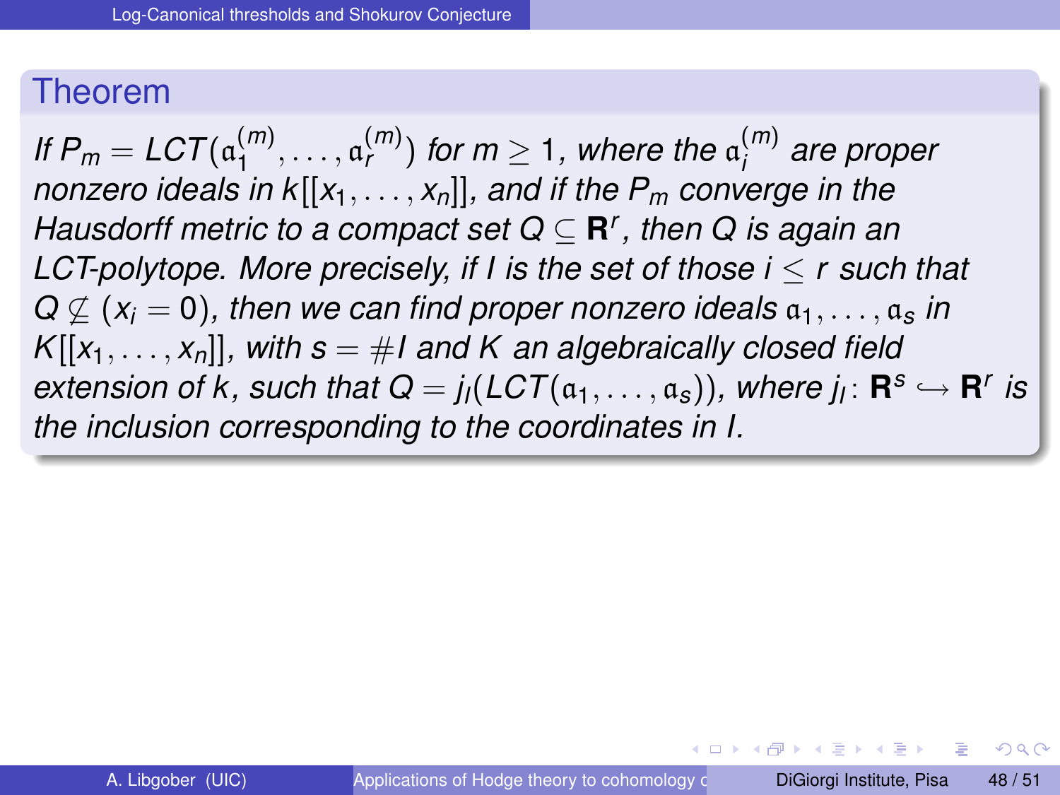## Theorem

*If $P_m = LCT(\mathfrak{a}_1^{(m)}, \ldots, \mathfrak{a}_r^{(m)})$ for $m \geq 1$, where the $\mathfrak{a}_i^{(m)}$ are proper nonzero ideals in $k[[x_1, \ldots, x_n]]$, and if the $P_m$ converge in the Hausdorff metric to a compact set $Q \subseteq \mathbf{R}^r$, then $Q$ is again an LCT-polytope. More precisely, if $I$ is the set of those $i \leq r$ such that $Q \not\subseteq (x_i = 0)$, then we can find proper nonzero ideals $\mathfrak{a}_1, \ldots, \mathfrak{a}_s$ in $K[[x_1, \ldots, x_n]]$, with $s = \#I$ and $K$ an algebraically closed field extension of $k$, such that $Q = j_I(LCT(\mathfrak{a}_1, \ldots, \mathfrak{a}_s))$, where $j_I \colon \mathbf{R}^s \hookrightarrow \mathbf{R}^r$ is the inclusion corresponding to the coordinates in $I$.*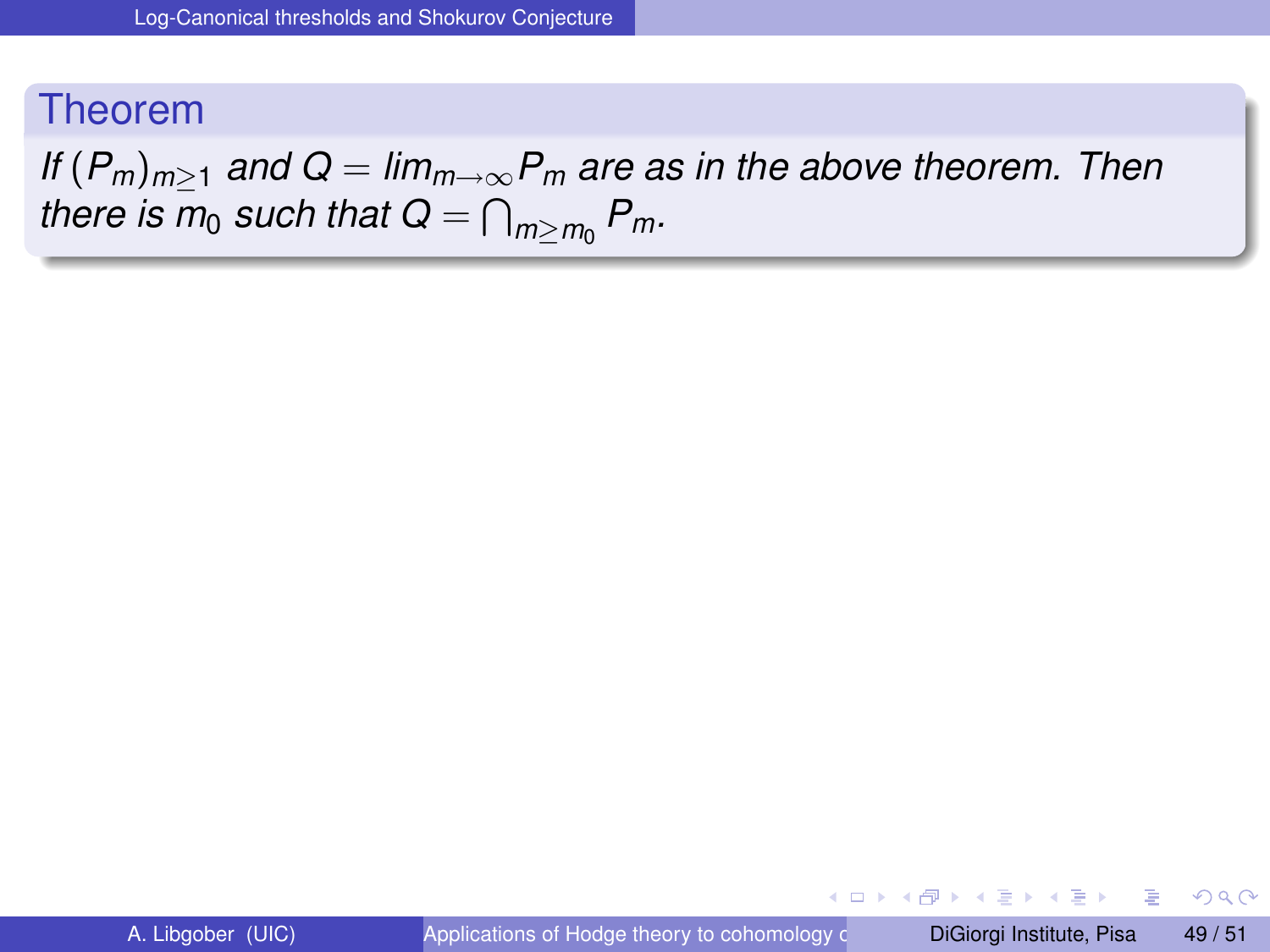## Theorem

*If $(P_m)_{m\geq 1}$ and $Q = \lim_{m\to\infty} P_m$ are as in the above theorem. Then there is $m_0$ such that $Q = \bigcap_{m\geq m_0} P_m$.*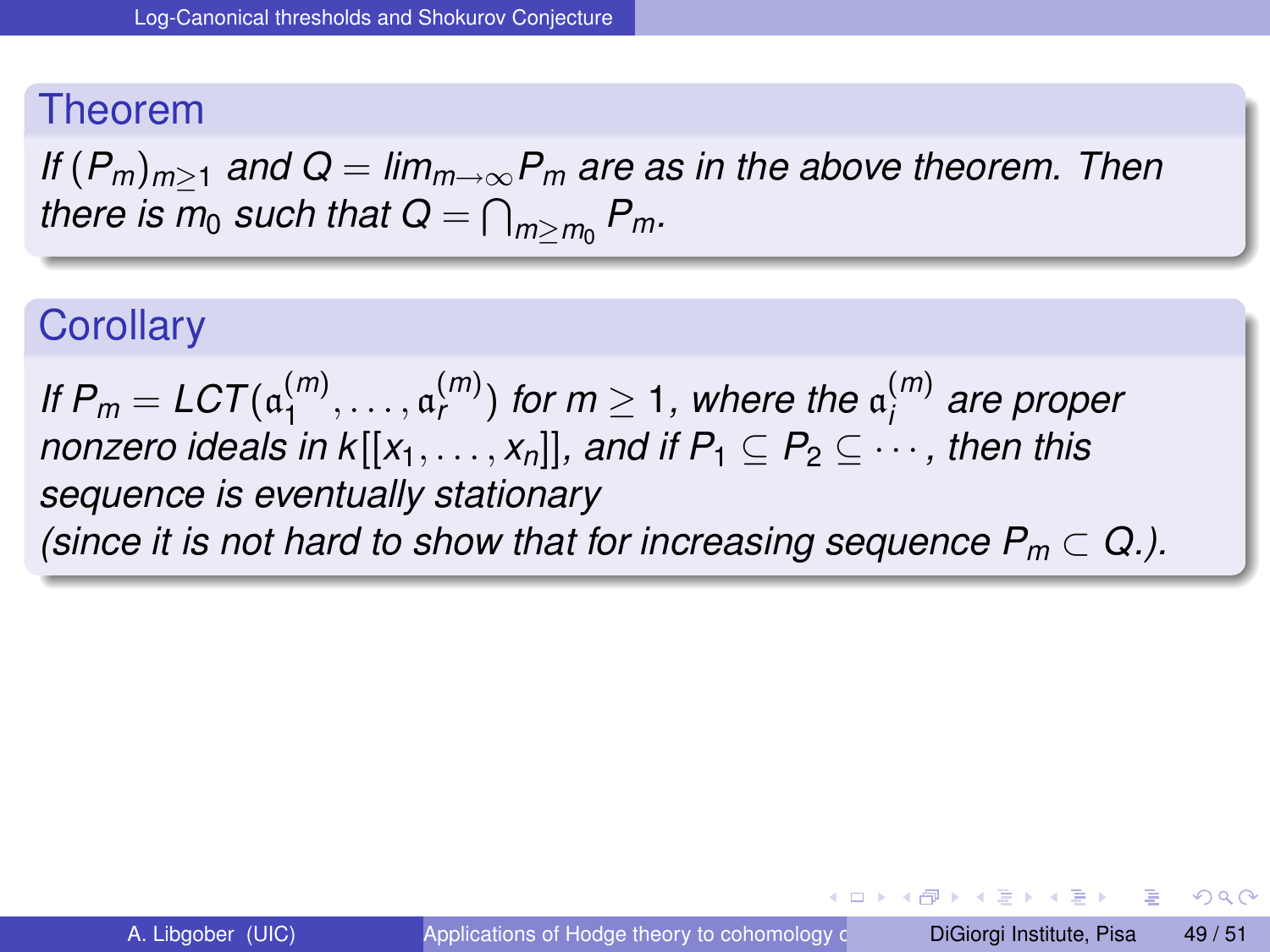## Theorem

*If $(P_m)_{m\geq 1}$ and $Q = \lim_{m\to\infty} P_m$ are as in the above theorem. Then there is $m_0$ such that $Q = \bigcap_{m\geq m_0} P_m$.*

## Corollary

*If $P_m = LCT(\mathfrak{a}_1^{(m)}, \ldots, \mathfrak{a}_r^{(m)})$ for $m \geq 1$, where the $\mathfrak{a}_i^{(m)}$ are proper nonzero ideals in $k[[x_1, \ldots, x_n]]$, and if $P_1 \subseteq P_2 \subseteq \cdots$, then this sequence is eventually stationary*
*(since it is not hard to show that for increasing sequence $P_m \subset Q$.).*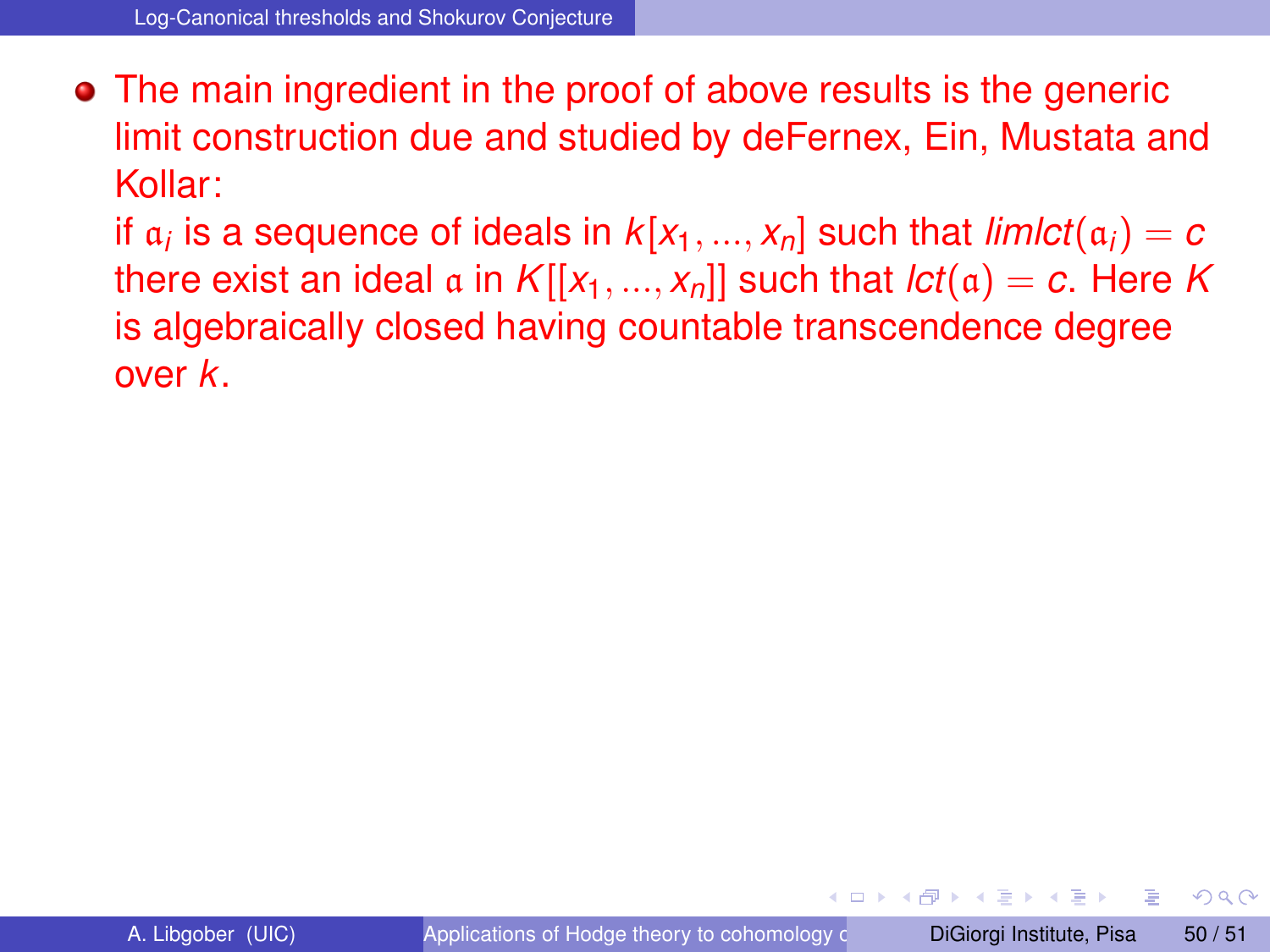- The main ingredient in the proof of above results is the generic limit construction due and studied by deFernex, Ein, Mustata and Kollar:
  if $\mathfrak{a}_i$ is a sequence of ideals in $k[x_1, ..., x_n]$ such that $limlct(\mathfrak{a}_i) = c$ there exist an ideal $\mathfrak{a}$ in $K[[x_1, ..., x_n]]$ such that $lct(\mathfrak{a}) = c$. Here $K$ is algebraically closed having countable transcendence degree over $k$.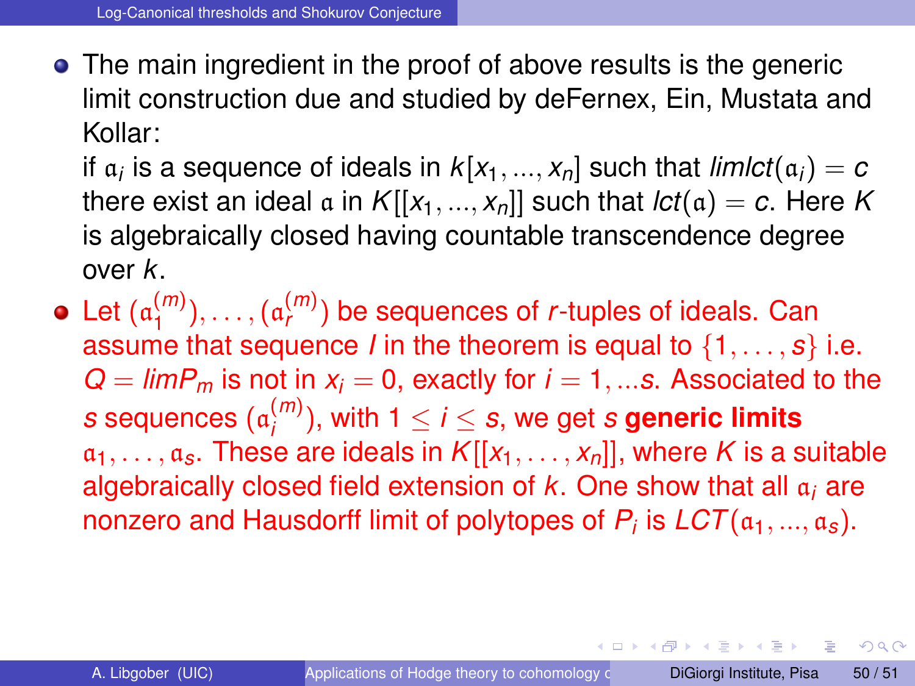- The main ingredient in the proof of above results is the generic limit construction due and studied by deFernex, Ein, Mustata and Kollar:
  if $\mathfrak{a}_i$ is a sequence of ideals in $k[x_1, ..., x_n]$ such that $limlct(\mathfrak{a}_i) = c$ there exist an ideal $\mathfrak{a}$ in $K[[x_1, ..., x_n]]$ such that $lct(\mathfrak{a}) = c$. Here $K$ is algebraically closed having countable transcendence degree over $k$.
- Let $(\mathfrak{a}_1^{(m)}), \ldots, (\mathfrak{a}_r^{(m)})$ be sequences of $r$-tuples of ideals. Can assume that sequence $I$ in the theorem is equal to $\{1, \ldots, s\}$ i.e. $Q = limP_m$ is not in $x_i = 0$, exactly for $i = 1, ...s$. Associated to the $s$ sequences $(\mathfrak{a}_i^{(m)})$, with $1 \leq i \leq s$, we get $s$ **generic limits** $\mathfrak{a}_1, \ldots, \mathfrak{a}_s$. These are ideals in $K[[x_1, \ldots, x_n]]$, where $K$ is a suitable algebraically closed field extension of $k$. One show that all $\mathfrak{a}_i$ are nonzero and Hausdorff limit of polytopes of $P_i$ is $LCT(\mathfrak{a}_1, ..., \mathfrak{a}_s)$.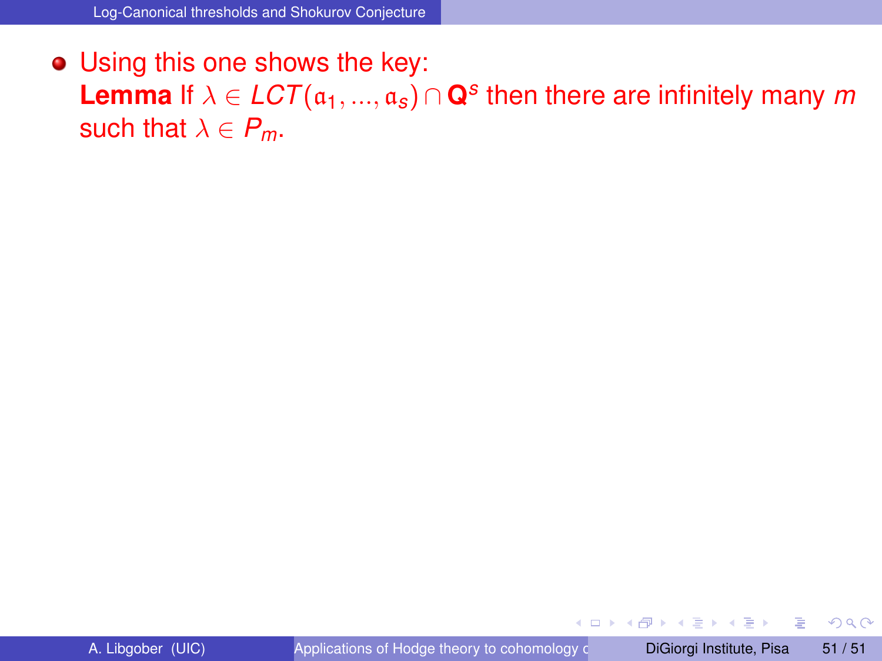- Using this one shows the key:
  **Lemma** If $\lambda \in LCT(\mathfrak{a}_1, ..., \mathfrak{a}_s) \cap \mathbf{Q}^s$ then there are infinitely many $m$ such that $\lambda \in P_m$.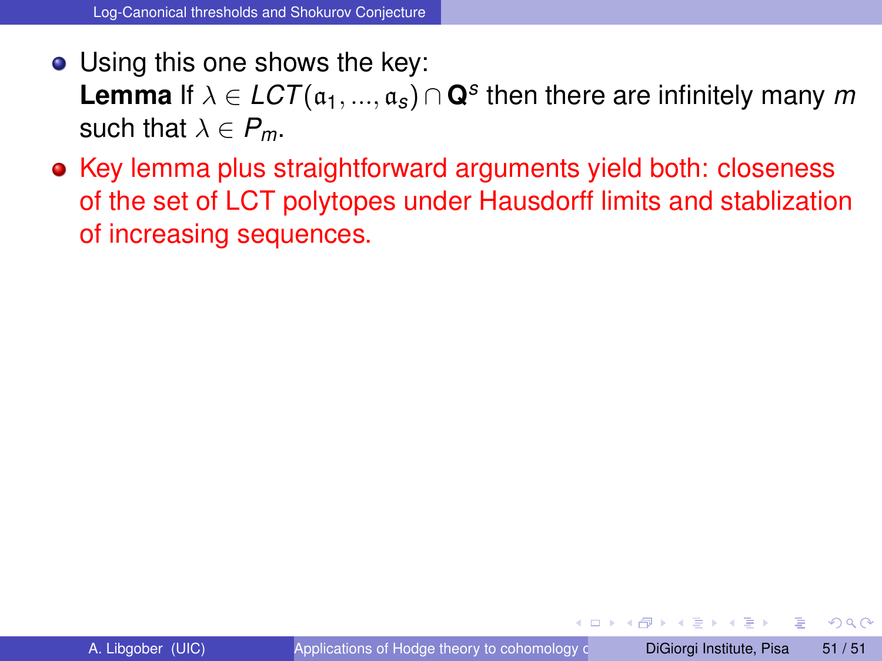- Using this one shows the key:
  **Lemma** If $\lambda \in LCT(\mathfrak{a}_1, ..., \mathfrak{a}_s) \cap \mathbf{Q}^s$ then there are infinitely many $m$ such that $\lambda \in P_m$.
- Key lemma plus straightforward arguments yield both: closeness of the set of LCT polytopes under Hausdorff limits and stablization of increasing sequences.